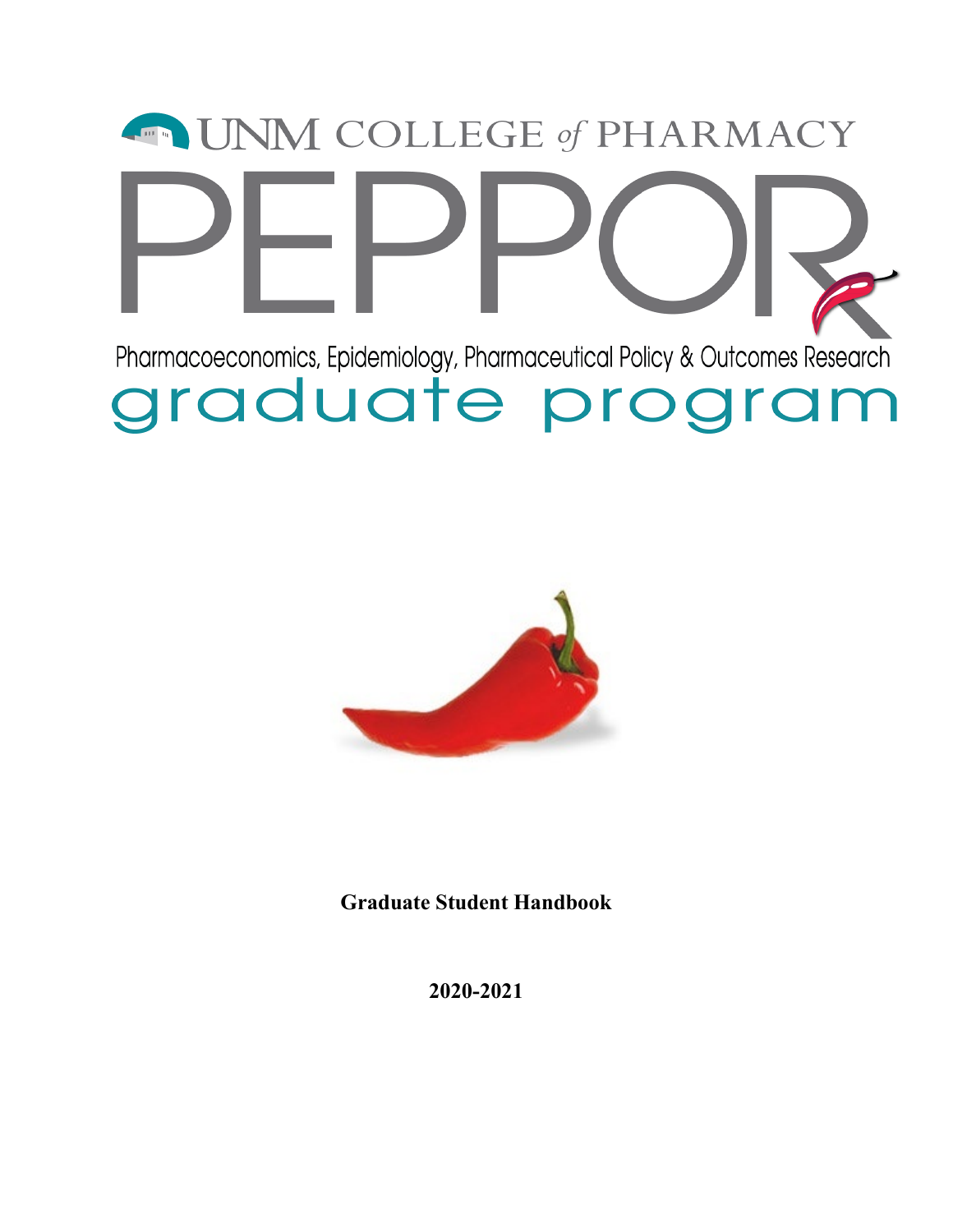# UNM COLLEGE *of* PHARMACY

# PEPPOR

Pharmacoeconomics, Epidemiology, Pharmaceutical Policy & Outcomes Research

## graduate program

**Graduate Student Handbook**

**2020-2021**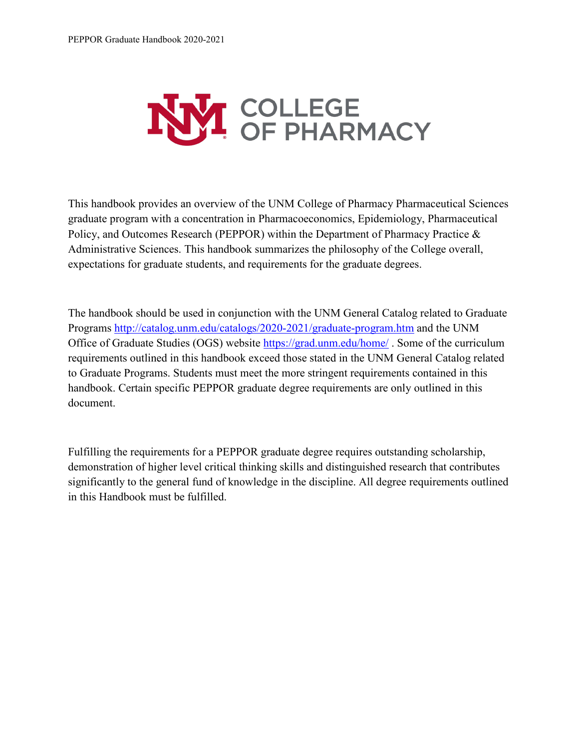This handbook provides an overview of the UNM College of Pharmacy Pharmaceutical Sciences graduate program with a concentration in Pharmacoeconomics, Epidemiology, Pharmaceutical Policy, and Outcomes Research (PEPPOR) within the Department of Pharmacy Practice & Administrative Sciences. This handbook summarizes the philosophy of the College overall, expectations for graduate students, and requirements for the graduate degrees.

The handbook should be used in conjunction with the UNM General Catalog related to Graduate Programs http://catalog.unm.edu/catalogs/2020-2021/graduate-program.htm and the UNM Office of Graduate Studies (OGS) website https://grad.unm.edu/home/ . Some of the curriculum requirements outlined in this handbook exceed those stated in the UNM General Catalog related to Graduate Programs. Students must meet the more stringent requirements contained in this handbook. Certain specific PEPPOR graduate degree requirements are only outlined in this document.

Fulfilling the requirements for a PEPPOR graduate degree requires outstanding scholarship, demonstration of higher level critical thinking skills and distinguished research that contributes significantly to the general fund of knowledge in the discipline. All degree requirements outlined in this Handbook must be fulfilled.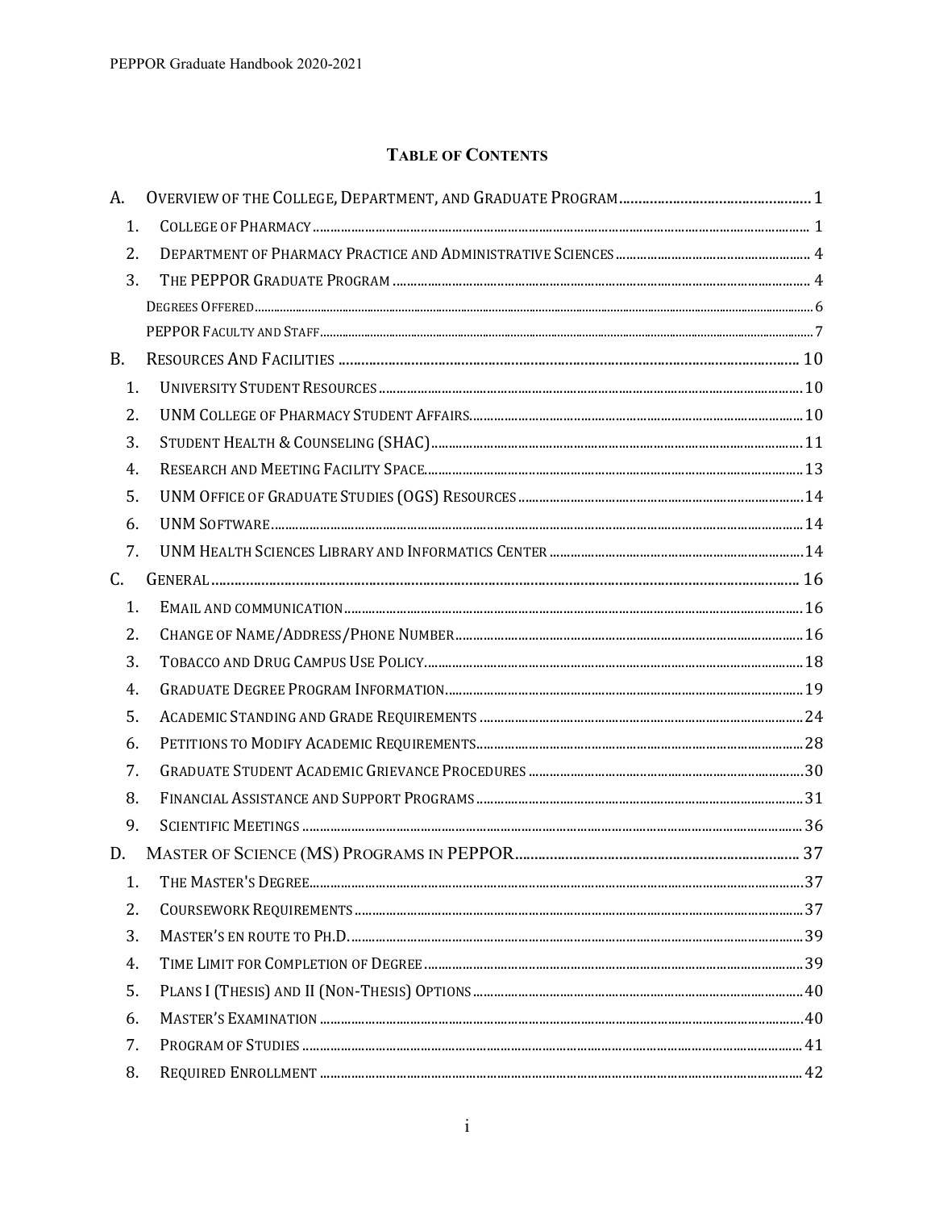# Table of Contents

A. Overview of the College, Department, and Graduate Program ..... 1
   1. College of Pharmacy ..... 1
   2. Department of Pharmacy Practice and Administrative Sciences ..... 4
   3. The PEPPOR Graduate Program ..... 4
      Degrees Offered ..... 6
      PEPPOR Faculty and Staff ..... 7

B. Resources And Facilities ..... 10
   1. University Student Resources ..... 10
   2. UNM College of Pharmacy Student Affairs ..... 10
   3. Student Health & Counseling (SHAC) ..... 11
   4. Research and Meeting Facility Space ..... 13
   5. UNM Office of Graduate Studies (OGS) Resources ..... 14
   6. UNM Software ..... 14
   7. UNM Health Sciences Library and Informatics Center ..... 14

C. General ..... 16
   1. Email and communication ..... 16
   2. Change of Name/Address/Phone Number ..... 16
   3. Tobacco and Drug Campus Use Policy ..... 18
   4. Graduate Degree Program Information ..... 19
   5. Academic Standing and Grade Requirements ..... 24
   6. Petitions to Modify Academic Requirements ..... 28
   7. Graduate Student Academic Grievance Procedures ..... 30
   8. Financial Assistance and Support Programs ..... 31
   9. Scientific Meetings ..... 36

D. Master of Science (MS) Programs in PEPPOR ..... 37
   1. The Master's Degree ..... 37
   2. Coursework Requirements ..... 37
   3. Master's en route to Ph.D. ..... 39
   4. Time Limit for Completion of Degree ..... 39
   5. Plans I (Thesis) and II (Non-Thesis) Options ..... 40
   6. Master's Examination ..... 40
   7. Program of Studies ..... 41
   8. Required Enrollment ..... 42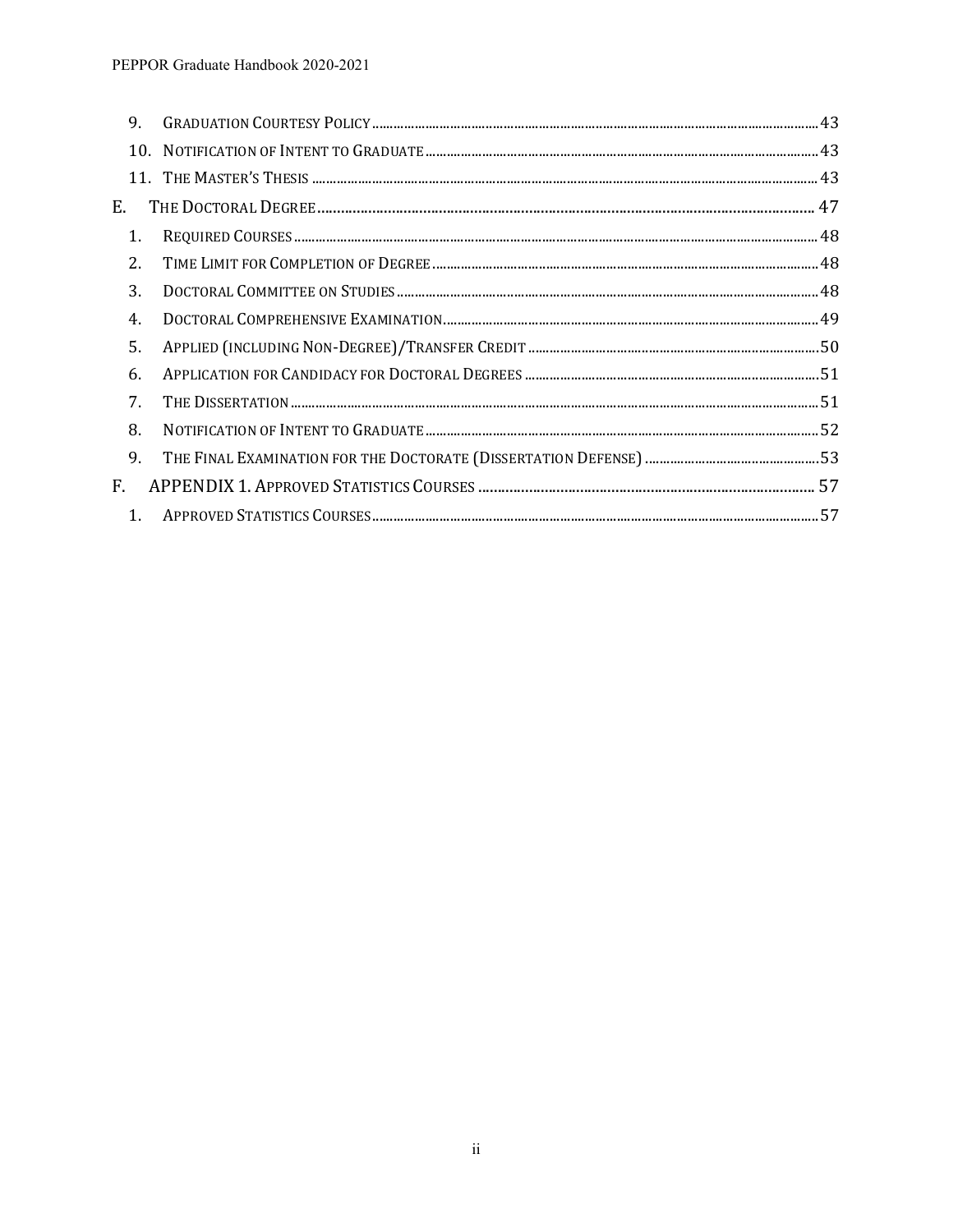9. Graduation Courtesy Policy ........ 43
10. Notification of Intent to Graduate ........ 43
11. The Master's Thesis ........ 43

E. The Doctoral Degree ........ 47

1. Required Courses ........ 48
2. Time Limit for Completion of Degree ........ 48
3. Doctoral Committee on Studies ........ 48
4. Doctoral Comprehensive Examination ........ 49
5. Applied (including Non-Degree)/Transfer Credit ........ 50
6. Application for Candidacy for Doctoral Degrees ........ 51
7. The Dissertation ........ 51
8. Notification of Intent to Graduate ........ 52
9. The Final Examination for the Doctorate (Dissertation Defense) ........ 53

F. APPENDIX 1. Approved Statistics Courses ........ 57

1. Approved Statistics Courses ........ 57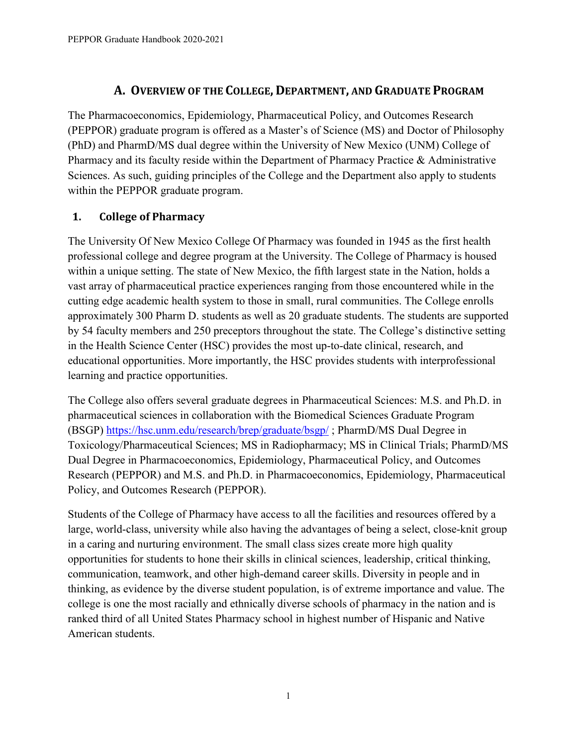## A. Overview of the College, Department, and Graduate Program

The Pharmacoeconomics, Epidemiology, Pharmaceutical Policy, and Outcomes Research (PEPPOR) graduate program is offered as a Master's of Science (MS) and Doctor of Philosophy (PhD) and PharmD/MS dual degree within the University of New Mexico (UNM) College of Pharmacy and its faculty reside within the Department of Pharmacy Practice & Administrative Sciences. As such, guiding principles of the College and the Department also apply to students within the PEPPOR graduate program.

### 1. College of Pharmacy

The University Of New Mexico College Of Pharmacy was founded in 1945 as the first health professional college and degree program at the University. The College of Pharmacy is housed within a unique setting. The state of New Mexico, the fifth largest state in the Nation, holds a vast array of pharmaceutical practice experiences ranging from those encountered while in the cutting edge academic health system to those in small, rural communities. The College enrolls approximately 300 Pharm D. students as well as 20 graduate students. The students are supported by 54 faculty members and 250 preceptors throughout the state. The College's distinctive setting in the Health Science Center (HSC) provides the most up-to-date clinical, research, and educational opportunities. More importantly, the HSC provides students with interprofessional learning and practice opportunities.

The College also offers several graduate degrees in Pharmaceutical Sciences: M.S. and Ph.D. in pharmaceutical sciences in collaboration with the Biomedical Sciences Graduate Program (BSGP) https://hsc.unm.edu/research/brep/graduate/bsgp/ ; PharmD/MS Dual Degree in Toxicology/Pharmaceutical Sciences; MS in Radiopharmacy; MS in Clinical Trials; PharmD/MS Dual Degree in Pharmacoeconomics, Epidemiology, Pharmaceutical Policy, and Outcomes Research (PEPPOR) and M.S. and Ph.D. in Pharmacoeconomics, Epidemiology, Pharmaceutical Policy, and Outcomes Research (PEPPOR).

Students of the College of Pharmacy have access to all the facilities and resources offered by a large, world-class, university while also having the advantages of being a select, close-knit group in a caring and nurturing environment. The small class sizes create more high quality opportunities for students to hone their skills in clinical sciences, leadership, critical thinking, communication, teamwork, and other high-demand career skills. Diversity in people and in thinking, as evidence by the diverse student population, is of extreme importance and value. The college is one the most racially and ethnically diverse schools of pharmacy in the nation and is ranked third of all United States Pharmacy school in highest number of Hispanic and Native American students.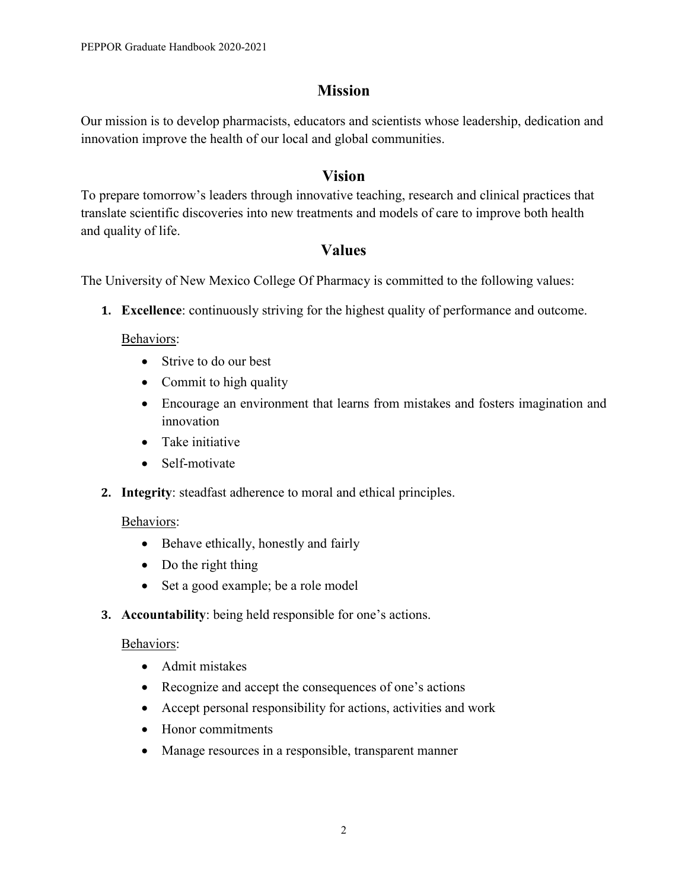## Mission

Our mission is to develop pharmacists, educators and scientists whose leadership, dedication and innovation improve the health of our local and global communities.

## Vision

To prepare tomorrow's leaders through innovative teaching, research and clinical practices that translate scientific discoveries into new treatments and models of care to improve both health and quality of life.

## Values

The University of New Mexico College Of Pharmacy is committed to the following values:

1. **Excellence**: continuously striving for the highest quality of performance and outcome.

   Behaviors:

   - Strive to do our best
   - Commit to high quality
   - Encourage an environment that learns from mistakes and fosters imagination and innovation
   - Take initiative
   - Self-motivate

2. **Integrity**: steadfast adherence to moral and ethical principles.

   Behaviors:

   - Behave ethically, honestly and fairly
   - Do the right thing
   - Set a good example; be a role model

3. **Accountability**: being held responsible for one's actions.

   Behaviors:

   - Admit mistakes
   - Recognize and accept the consequences of one's actions
   - Accept personal responsibility for actions, activities and work
   - Honor commitments
   - Manage resources in a responsible, transparent manner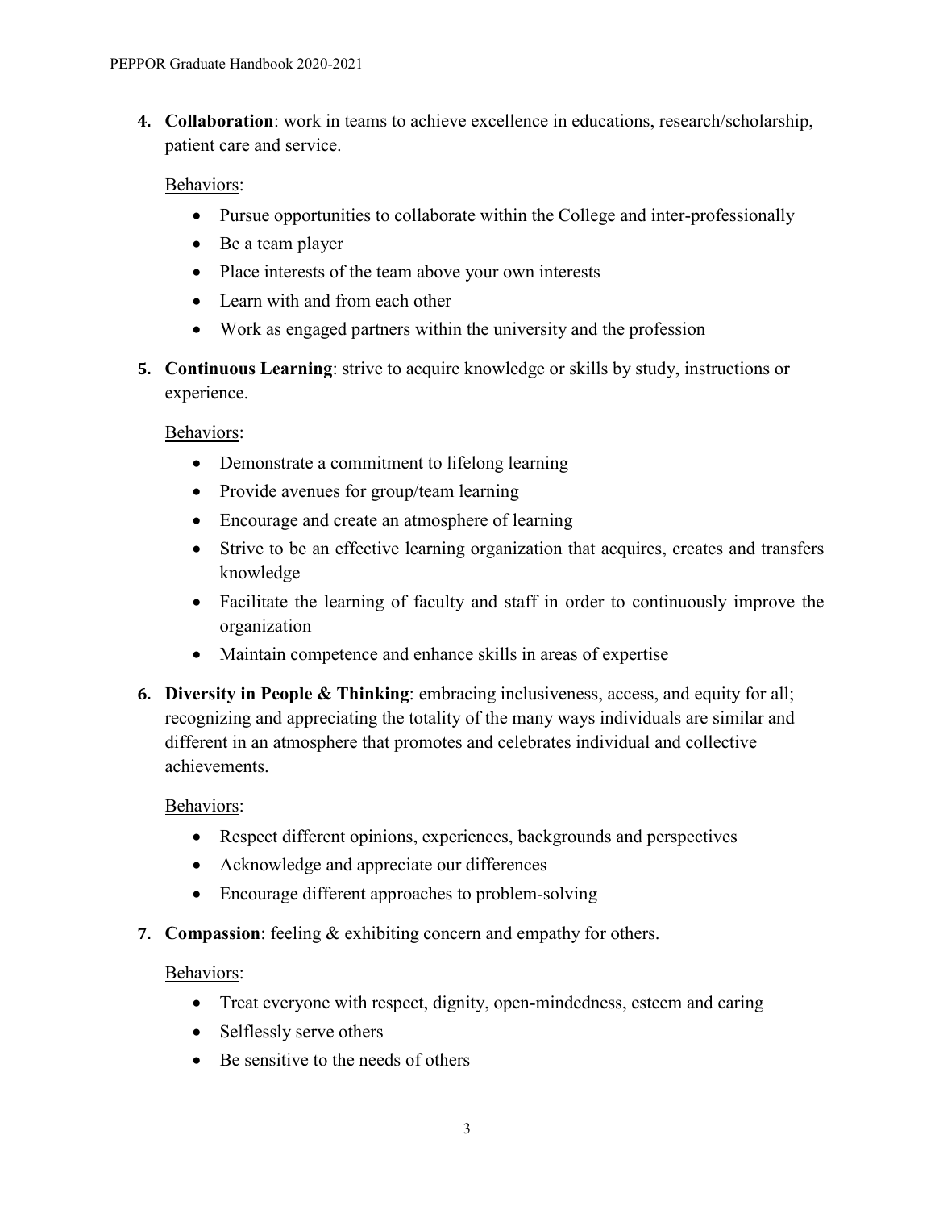4. **Collaboration**: work in teams to achieve excellence in educations, research/scholarship, patient care and service.

   Behaviors:

   - Pursue opportunities to collaborate within the College and inter-professionally
   - Be a team player
   - Place interests of the team above your own interests
   - Learn with and from each other
   - Work as engaged partners within the university and the profession

5. **Continuous Learning**: strive to acquire knowledge or skills by study, instructions or experience.

   Behaviors:

   - Demonstrate a commitment to lifelong learning
   - Provide avenues for group/team learning
   - Encourage and create an atmosphere of learning
   - Strive to be an effective learning organization that acquires, creates and transfers knowledge
   - Facilitate the learning of faculty and staff in order to continuously improve the organization
   - Maintain competence and enhance skills in areas of expertise

6. **Diversity in People & Thinking**: embracing inclusiveness, access, and equity for all; recognizing and appreciating the totality of the many ways individuals are similar and different in an atmosphere that promotes and celebrates individual and collective achievements.

   Behaviors:

   - Respect different opinions, experiences, backgrounds and perspectives
   - Acknowledge and appreciate our differences
   - Encourage different approaches to problem-solving

7. **Compassion**: feeling & exhibiting concern and empathy for others.

   Behaviors:

   - Treat everyone with respect, dignity, open-mindedness, esteem and caring
   - Selflessly serve others
   - Be sensitive to the needs of others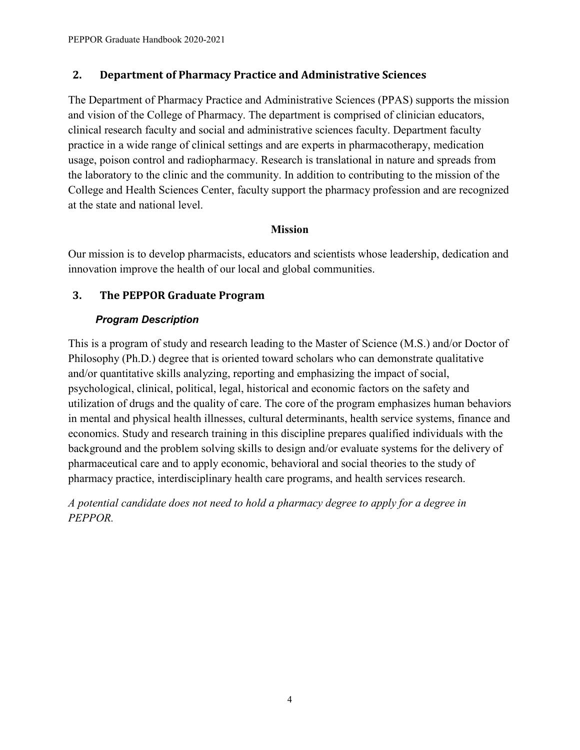## 2. Department of Pharmacy Practice and Administrative Sciences

The Department of Pharmacy Practice and Administrative Sciences (PPAS) supports the mission and vision of the College of Pharmacy. The department is comprised of clinician educators, clinical research faculty and social and administrative sciences faculty. Department faculty practice in a wide range of clinical settings and are experts in pharmacotherapy, medication usage, poison control and radiopharmacy. Research is translational in nature and spreads from the laboratory to the clinic and the community. In addition to contributing to the mission of the College and Health Sciences Center, faculty support the pharmacy profession and are recognized at the state and national level.

**Mission**

Our mission is to develop pharmacists, educators and scientists whose leadership, dedication and innovation improve the health of our local and global communities.

## 3. The PEPPOR Graduate Program

### *Program Description*

This is a program of study and research leading to the Master of Science (M.S.) and/or Doctor of Philosophy (Ph.D.) degree that is oriented toward scholars who can demonstrate qualitative and/or quantitative skills analyzing, reporting and emphasizing the impact of social, psychological, clinical, political, legal, historical and economic factors on the safety and utilization of drugs and the quality of care. The core of the program emphasizes human behaviors in mental and physical health illnesses, cultural determinants, health service systems, finance and economics. Study and research training in this discipline prepares qualified individuals with the background and the problem solving skills to design and/or evaluate systems for the delivery of pharmaceutical care and to apply economic, behavioral and social theories to the study of pharmacy practice, interdisciplinary health care programs, and health services research.

*A potential candidate does not need to hold a pharmacy degree to apply for a degree in PEPPOR.*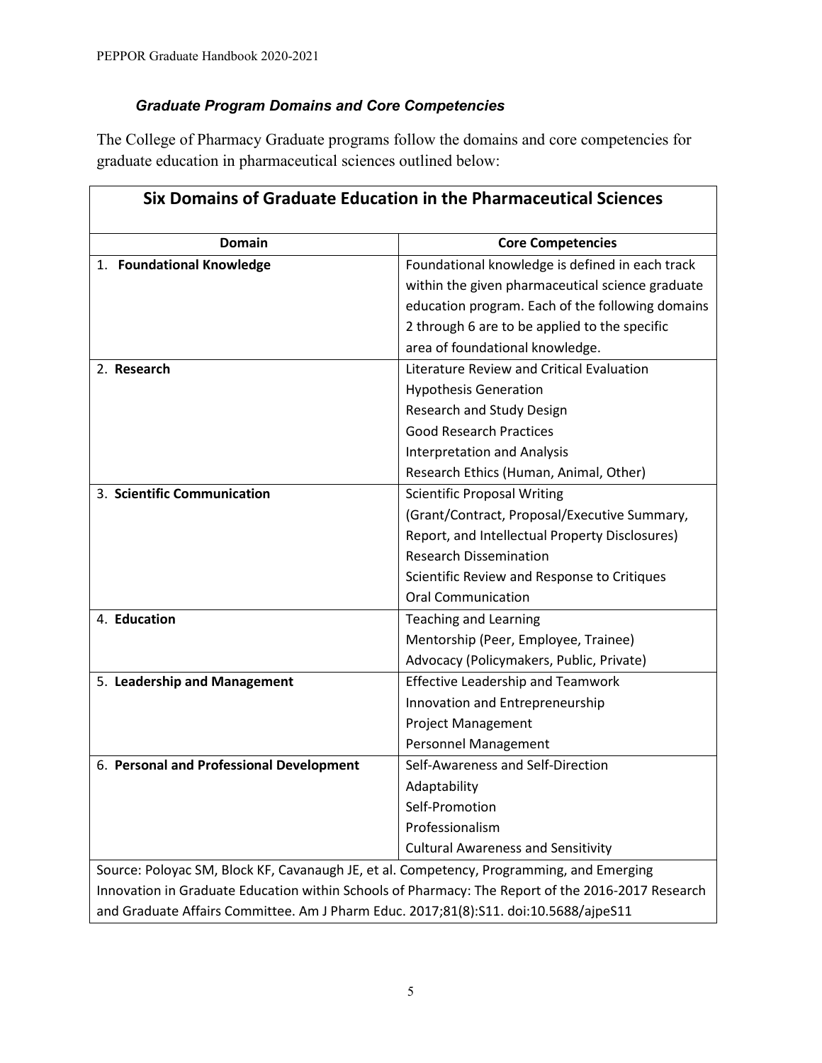### *Graduate Program Domains and Core Competencies*

The College of Pharmacy Graduate programs follow the domains and core competencies for graduate education in pharmaceutical sciences outlined below:

| **Six Domains of Graduate Education in the Pharmaceutical Sciences** | |
|---|---|
| **Domain** | **Core Competencies** |
| 1. **Foundational Knowledge** | Foundational knowledge is defined in each track within the given pharmaceutical science graduate education program. Each of the following domains 2 through 6 are to be applied to the specific area of foundational knowledge. |
| 2. **Research** | Literature Review and Critical Evaluation<br>Hypothesis Generation<br>Research and Study Design<br>Good Research Practices<br>Interpretation and Analysis<br>Research Ethics (Human, Animal, Other) |
| 3. **Scientific Communication** | Scientific Proposal Writing (Grant/Contract, Proposal/Executive Summary, Report, and Intellectual Property Disclosures)<br>Research Dissemination<br>Scientific Review and Response to Critiques<br>Oral Communication |
| 4. **Education** | Teaching and Learning<br>Mentorship (Peer, Employee, Trainee)<br>Advocacy (Policymakers, Public, Private) |
| 5. **Leadership and Management** | Effective Leadership and Teamwork<br>Innovation and Entrepreneurship<br>Project Management<br>Personnel Management |
| 6. **Personal and Professional Development** | Self-Awareness and Self-Direction<br>Adaptability<br>Self-Promotion<br>Professionalism<br>Cultural Awareness and Sensitivity |
| Source: Poloyac SM, Block KF, Cavanaugh JE, et al. Competency, Programming, and Emerging Innovation in Graduate Education within Schools of Pharmacy: The Report of the 2016-2017 Research and Graduate Affairs Committee. Am J Pharm Educ. 2017;81(8):S11. doi:10.5688/ajpeS11 | |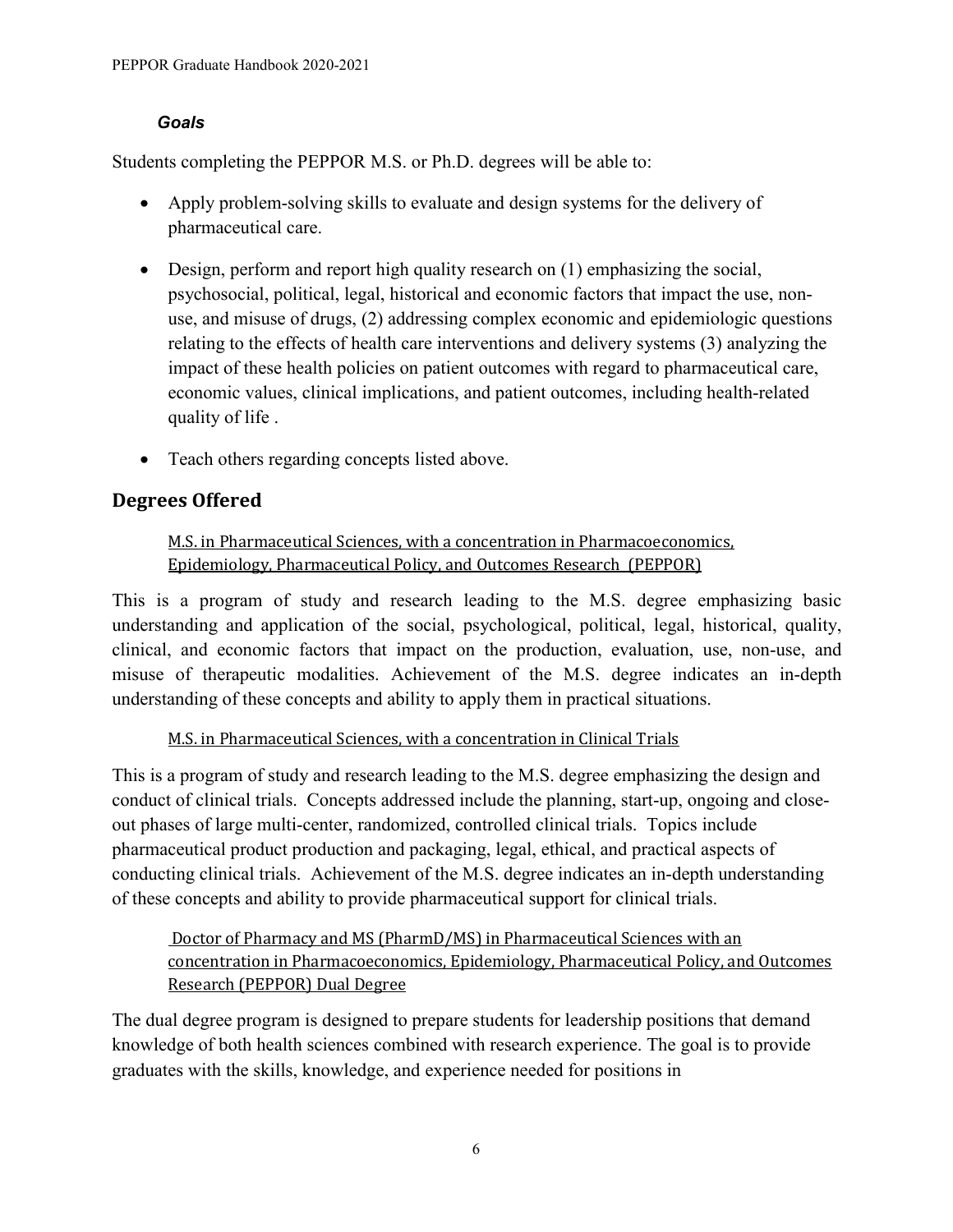### *Goals*

Students completing the PEPPOR M.S. or Ph.D. degrees will be able to:

- Apply problem-solving skills to evaluate and design systems for the delivery of pharmaceutical care.
- Design, perform and report high quality research on (1) emphasizing the social, psychosocial, political, legal, historical and economic factors that impact the use, non-use, and misuse of drugs, (2) addressing complex economic and epidemiologic questions relating to the effects of health care interventions and delivery systems (3) analyzing the impact of these health policies on patient outcomes with regard to pharmaceutical care, economic values, clinical implications, and patient outcomes, including health-related quality of life .
- Teach others regarding concepts listed above.

## Degrees Offered

M.S. in Pharmaceutical Sciences, with a concentration in Pharmacoeconomics, Epidemiology, Pharmaceutical Policy, and Outcomes Research (PEPPOR)

This is a program of study and research leading to the M.S. degree emphasizing basic understanding and application of the social, psychological, political, legal, historical, quality, clinical, and economic factors that impact on the production, evaluation, use, non-use, and misuse of therapeutic modalities. Achievement of the M.S. degree indicates an in-depth understanding of these concepts and ability to apply them in practical situations.

M.S. in Pharmaceutical Sciences, with a concentration in Clinical Trials

This is a program of study and research leading to the M.S. degree emphasizing the design and conduct of clinical trials. Concepts addressed include the planning, start-up, ongoing and close-out phases of large multi-center, randomized, controlled clinical trials. Topics include pharmaceutical product production and packaging, legal, ethical, and practical aspects of conducting clinical trials. Achievement of the M.S. degree indicates an in-depth understanding of these concepts and ability to provide pharmaceutical support for clinical trials.

Doctor of Pharmacy and MS (PharmD/MS) in Pharmaceutical Sciences with an concentration in Pharmacoeconomics, Epidemiology, Pharmaceutical Policy, and Outcomes Research (PEPPOR) Dual Degree

The dual degree program is designed to prepare students for leadership positions that demand knowledge of both health sciences combined with research experience. The goal is to provide graduates with the skills, knowledge, and experience needed for positions in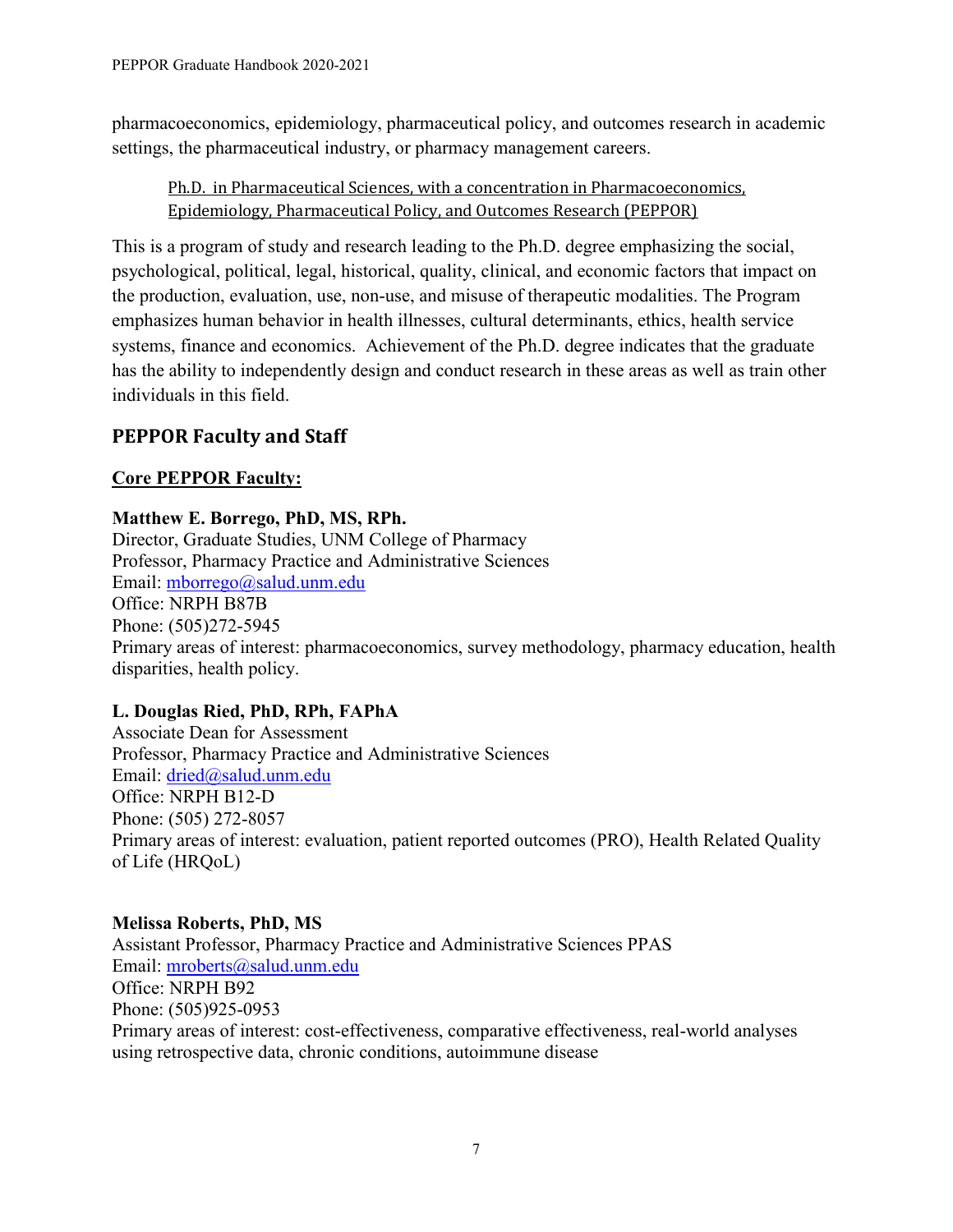pharmacoeconomics, epidemiology, pharmaceutical policy, and outcomes research in academic settings, the pharmaceutical industry, or pharmacy management careers.

### Ph.D. in Pharmaceutical Sciences, with a concentration in Pharmacoeconomics, Epidemiology, Pharmaceutical Policy, and Outcomes Research (PEPPOR)

This is a program of study and research leading to the Ph.D. degree emphasizing the social, psychological, political, legal, historical, quality, clinical, and economic factors that impact on the production, evaluation, use, non-use, and misuse of therapeutic modalities. The Program emphasizes human behavior in health illnesses, cultural determinants, ethics, health service systems, finance and economics. Achievement of the Ph.D. degree indicates that the graduate has the ability to independently design and conduct research in these areas as well as train other individuals in this field.

## PEPPOR Faculty and Staff

### Core PEPPOR Faculty:

**Matthew E. Borrego, PhD, MS, RPh.**
Director, Graduate Studies, UNM College of Pharmacy
Professor, Pharmacy Practice and Administrative Sciences
Email: mborrego@salud.unm.edu
Office: NRPH B87B
Phone: (505)272-5945
Primary areas of interest: pharmacoeconomics, survey methodology, pharmacy education, health disparities, health policy.

**L. Douglas Ried, PhD, RPh, FAPhA**
Associate Dean for Assessment
Professor, Pharmacy Practice and Administrative Sciences
Email: dried@salud.unm.edu
Office: NRPH B12-D
Phone: (505) 272-8057
Primary areas of interest: evaluation, patient reported outcomes (PRO), Health Related Quality of Life (HRQoL)

**Melissa Roberts, PhD, MS**
Assistant Professor, Pharmacy Practice and Administrative Sciences PPAS
Email: mroberts@salud.unm.edu
Office: NRPH B92
Phone: (505)925-0953
Primary areas of interest: cost-effectiveness, comparative effectiveness, real-world analyses using retrospective data, chronic conditions, autoimmune disease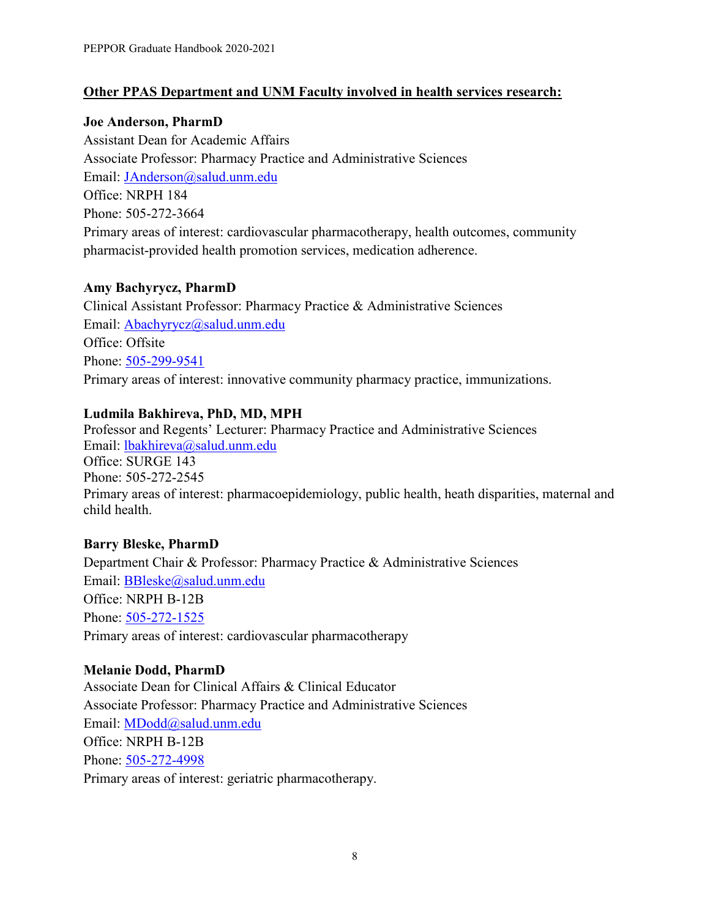**Other PPAS Department and UNM Faculty involved in health services research:**

**Joe Anderson, PharmD**
Assistant Dean for Academic Affairs
Associate Professor: Pharmacy Practice and Administrative Sciences
Email: JAnderson@salud.unm.edu
Office: NRPH 184
Phone: 505-272-3664
Primary areas of interest: cardiovascular pharmacotherapy, health outcomes, community pharmacist-provided health promotion services, medication adherence.

**Amy Bachyrycz, PharmD**
Clinical Assistant Professor: Pharmacy Practice & Administrative Sciences
Email: Abachyrycz@salud.unm.edu
Office: Offsite
Phone: 505-299-9541
Primary areas of interest: innovative community pharmacy practice, immunizations.

**Ludmila Bakhireva, PhD, MD, MPH**
Professor and Regents' Lecturer: Pharmacy Practice and Administrative Sciences
Email: lbakhireva@salud.unm.edu
Office: SURGE 143
Phone: 505-272-2545
Primary areas of interest: pharmacoepidemiology, public health, heath disparities, maternal and child health.

**Barry Bleske, PharmD**
Department Chair & Professor: Pharmacy Practice & Administrative Sciences
Email: BBleske@salud.unm.edu
Office: NRPH B-12B
Phone: 505-272-1525
Primary areas of interest: cardiovascular pharmacotherapy

**Melanie Dodd, PharmD**
Associate Dean for Clinical Affairs & Clinical Educator
Associate Professor: Pharmacy Practice and Administrative Sciences
Email: MDodd@salud.unm.edu
Office: NRPH B-12B
Phone: 505-272-4998
Primary areas of interest: geriatric pharmacotherapy.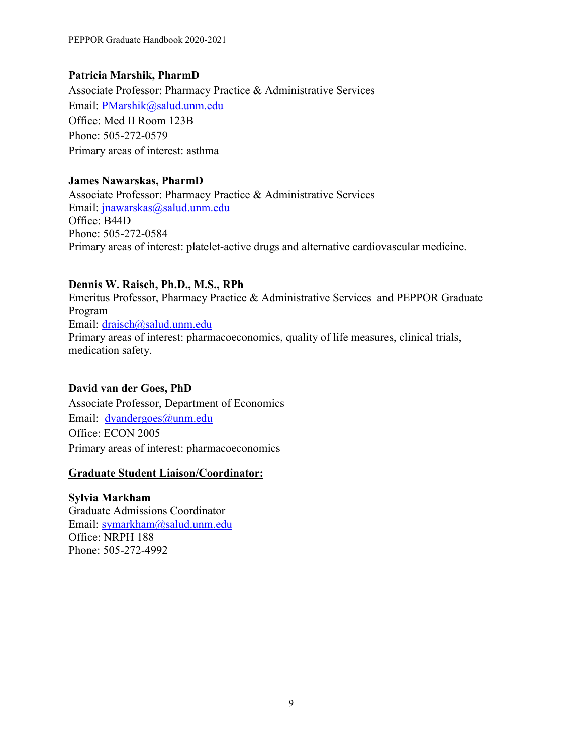**Patricia Marshik, PharmD**
Associate Professor: Pharmacy Practice & Administrative Services
Email: PMarshik@salud.unm.edu
Office: Med II Room 123B
Phone: 505-272-0579
Primary areas of interest: asthma

**James Nawarskas, PharmD**
Associate Professor: Pharmacy Practice & Administrative Services
Email: jnawarskas@salud.unm.edu
Office: B44D
Phone: 505-272-0584
Primary areas of interest: platelet-active drugs and alternative cardiovascular medicine.

**Dennis W. Raisch, Ph.D., M.S., RPh**
Emeritus Professor, Pharmacy Practice & Administrative Services and PEPPOR Graduate Program
Email: draisch@salud.unm.edu
Primary areas of interest: pharmacoeconomics, quality of life measures, clinical trials, medication safety.

**David van der Goes, PhD**
Associate Professor, Department of Economics
Email: dvandergoes@unm.edu
Office: ECON 2005
Primary areas of interest: pharmacoeconomics

**Graduate Student Liaison/Coordinator:**

**Sylvia Markham**
Graduate Admissions Coordinator
Email: symarkham@salud.unm.edu
Office: NRPH 188
Phone: 505-272-4992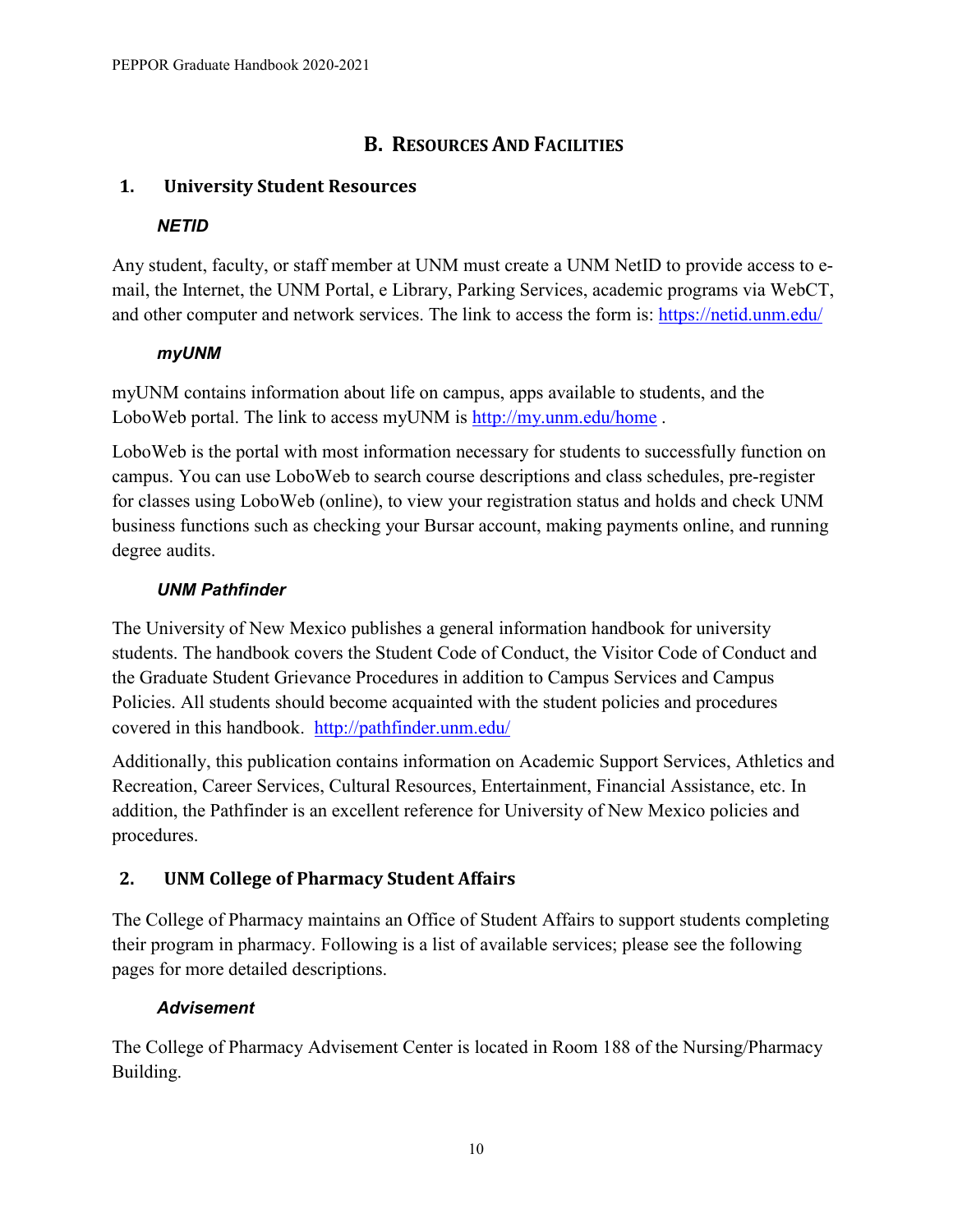## B. Resources And Facilities

### 1. University Student Resources

#### *NETID*

Any student, faculty, or staff member at UNM must create a UNM NetID to provide access to e-mail, the Internet, the UNM Portal, e Library, Parking Services, academic programs via WebCT, and other computer and network services. The link to access the form is: https://netid.unm.edu/

#### *myUNM*

myUNM contains information about life on campus, apps available to students, and the LoboWeb portal. The link to access myUNM is http://my.unm.edu/home .

LoboWeb is the portal with most information necessary for students to successfully function on campus. You can use LoboWeb to search course descriptions and class schedules, pre-register for classes using LoboWeb (online), to view your registration status and holds and check UNM business functions such as checking your Bursar account, making payments online, and running degree audits.

#### *UNM Pathfinder*

The University of New Mexico publishes a general information handbook for university students. The handbook covers the Student Code of Conduct, the Visitor Code of Conduct and the Graduate Student Grievance Procedures in addition to Campus Services and Campus Policies. All students should become acquainted with the student policies and procedures covered in this handbook. http://pathfinder.unm.edu/

Additionally, this publication contains information on Academic Support Services, Athletics and Recreation, Career Services, Cultural Resources, Entertainment, Financial Assistance, etc. In addition, the Pathfinder is an excellent reference for University of New Mexico policies and procedures.

### 2. UNM College of Pharmacy Student Affairs

The College of Pharmacy maintains an Office of Student Affairs to support students completing their program in pharmacy. Following is a list of available services; please see the following pages for more detailed descriptions.

#### *Advisement*

The College of Pharmacy Advisement Center is located in Room 188 of the Nursing/Pharmacy Building.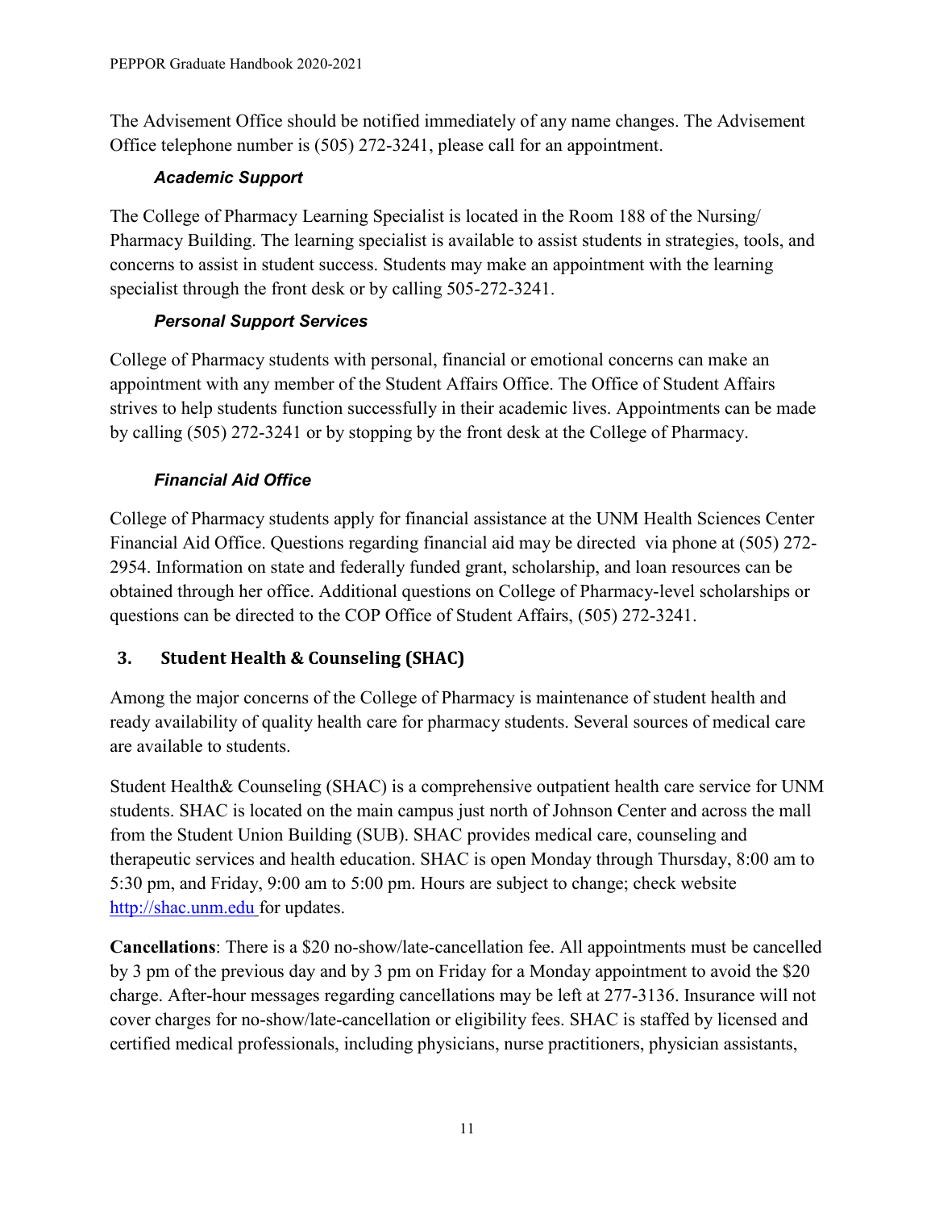The Advisement Office should be notified immediately of any name changes. The Advisement Office telephone number is (505) 272-3241, please call for an appointment.

#### *Academic Support*

The College of Pharmacy Learning Specialist is located in the Room 188 of the Nursing/ Pharmacy Building. The learning specialist is available to assist students in strategies, tools, and concerns to assist in student success. Students may make an appointment with the learning specialist through the front desk or by calling 505-272-3241.

#### *Personal Support Services*

College of Pharmacy students with personal, financial or emotional concerns can make an appointment with any member of the Student Affairs Office. The Office of Student Affairs strives to help students function successfully in their academic lives. Appointments can be made by calling (505) 272-3241 or by stopping by the front desk at the College of Pharmacy.

#### *Financial Aid Office*

College of Pharmacy students apply for financial assistance at the UNM Health Sciences Center Financial Aid Office. Questions regarding financial aid may be directed via phone at (505) 272-2954. Information on state and federally funded grant, scholarship, and loan resources can be obtained through her office. Additional questions on College of Pharmacy-level scholarships or questions can be directed to the COP Office of Student Affairs, (505) 272-3241.

## 3. Student Health & Counseling (SHAC)

Among the major concerns of the College of Pharmacy is maintenance of student health and ready availability of quality health care for pharmacy students. Several sources of medical care are available to students.

Student Health& Counseling (SHAC) is a comprehensive outpatient health care service for UNM students. SHAC is located on the main campus just north of Johnson Center and across the mall from the Student Union Building (SUB). SHAC provides medical care, counseling and therapeutic services and health education. SHAC is open Monday through Thursday, 8:00 am to 5:30 pm, and Friday, 9:00 am to 5:00 pm. Hours are subject to change; check website [http://shac.unm.edu](http://shac.unm.edu) for updates.

**Cancellations**: There is a $20 no-show/late-cancellation fee. All appointments must be cancelled by 3 pm of the previous day and by 3 pm on Friday for a Monday appointment to avoid the $20 charge. After-hour messages regarding cancellations may be left at 277-3136. Insurance will not cover charges for no-show/late-cancellation or eligibility fees. SHAC is staffed by licensed and certified medical professionals, including physicians, nurse practitioners, physician assistants,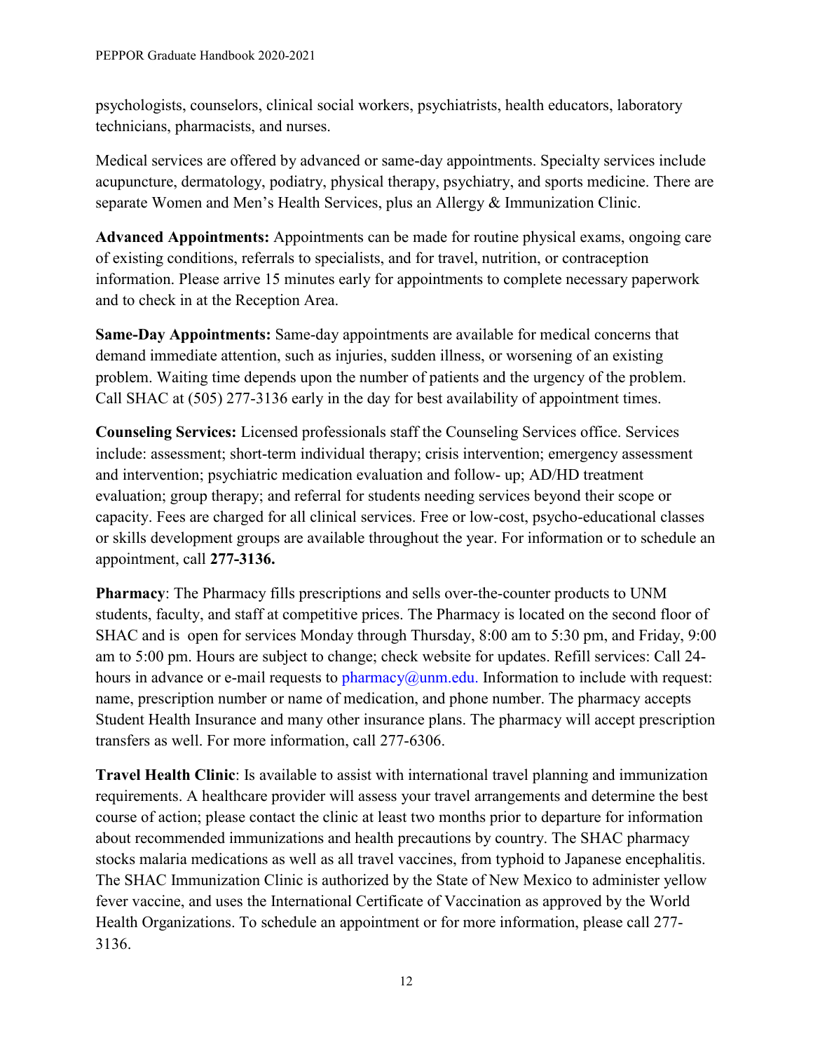psychologists, counselors, clinical social workers, psychiatrists, health educators, laboratory technicians, pharmacists, and nurses.

Medical services are offered by advanced or same-day appointments. Specialty services include acupuncture, dermatology, podiatry, physical therapy, psychiatry, and sports medicine. There are separate Women and Men's Health Services, plus an Allergy & Immunization Clinic.

**Advanced Appointments:** Appointments can be made for routine physical exams, ongoing care of existing conditions, referrals to specialists, and for travel, nutrition, or contraception information. Please arrive 15 minutes early for appointments to complete necessary paperwork and to check in at the Reception Area.

**Same-Day Appointments:** Same-day appointments are available for medical concerns that demand immediate attention, such as injuries, sudden illness, or worsening of an existing problem. Waiting time depends upon the number of patients and the urgency of the problem. Call SHAC at (505) 277-3136 early in the day for best availability of appointment times.

**Counseling Services:** Licensed professionals staff the Counseling Services office. Services include: assessment; short-term individual therapy; crisis intervention; emergency assessment and intervention; psychiatric medication evaluation and follow- up; AD/HD treatment evaluation; group therapy; and referral for students needing services beyond their scope or capacity. Fees are charged for all clinical services. Free or low-cost, psycho-educational classes or skills development groups are available throughout the year. For information or to schedule an appointment, call **277-3136.**

**Pharmacy**: The Pharmacy fills prescriptions and sells over-the-counter products to UNM students, faculty, and staff at competitive prices. The Pharmacy is located on the second floor of SHAC and is open for services Monday through Thursday, 8:00 am to 5:30 pm, and Friday, 9:00 am to 5:00 pm. Hours are subject to change; check website for updates. Refill services: Call 24-hours in advance or e-mail requests to pharmacy@unm.edu. Information to include with request: name, prescription number or name of medication, and phone number. The pharmacy accepts Student Health Insurance and many other insurance plans. The pharmacy will accept prescription transfers as well. For more information, call 277-6306.

**Travel Health Clinic**: Is available to assist with international travel planning and immunization requirements. A healthcare provider will assess your travel arrangements and determine the best course of action; please contact the clinic at least two months prior to departure for information about recommended immunizations and health precautions by country. The SHAC pharmacy stocks malaria medications as well as all travel vaccines, from typhoid to Japanese encephalitis. The SHAC Immunization Clinic is authorized by the State of New Mexico to administer yellow fever vaccine, and uses the International Certificate of Vaccination as approved by the World Health Organizations. To schedule an appointment or for more information, please call 277-3136.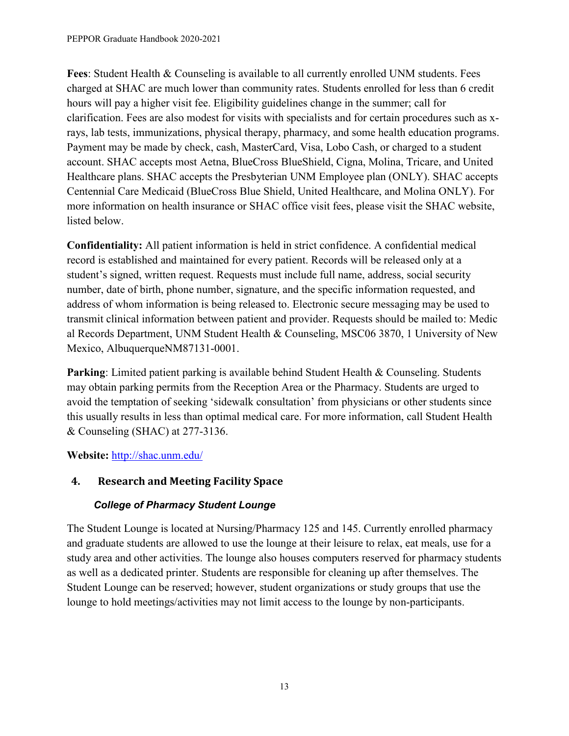**Fees**: Student Health & Counseling is available to all currently enrolled UNM students. Fees charged at SHAC are much lower than community rates. Students enrolled for less than 6 credit hours will pay a higher visit fee. Eligibility guidelines change in the summer; call for clarification. Fees are also modest for visits with specialists and for certain procedures such as x-rays, lab tests, immunizations, physical therapy, pharmacy, and some health education programs. Payment may be made by check, cash, MasterCard, Visa, Lobo Cash, or charged to a student account. SHAC accepts most Aetna, BlueCross BlueShield, Cigna, Molina, Tricare, and United Healthcare plans. SHAC accepts the Presbyterian UNM Employee plan (ONLY). SHAC accepts Centennial Care Medicaid (BlueCross Blue Shield, United Healthcare, and Molina ONLY). For more information on health insurance or SHAC office visit fees, please visit the SHAC website, listed below.

**Confidentiality:** All patient information is held in strict confidence. A confidential medical record is established and maintained for every patient. Records will be released only at a student's signed, written request. Requests must include full name, address, social security number, date of birth, phone number, signature, and the specific information requested, and address of whom information is being released to. Electronic secure messaging may be used to transmit clinical information between patient and provider. Requests should be mailed to: Medic al Records Department, UNM Student Health & Counseling, MSC06 3870, 1 University of New Mexico, AlbuquerqueNM87131-0001.

**Parking**: Limited patient parking is available behind Student Health & Counseling. Students may obtain parking permits from the Reception Area or the Pharmacy. Students are urged to avoid the temptation of seeking 'sidewalk consultation' from physicians or other students since this usually results in less than optimal medical care. For more information, call Student Health & Counseling (SHAC) at 277-3136.

**Website:** http://shac.unm.edu/

## 4. Research and Meeting Facility Space

### *College of Pharmacy Student Lounge*

The Student Lounge is located at Nursing/Pharmacy 125 and 145. Currently enrolled pharmacy and graduate students are allowed to use the lounge at their leisure to relax, eat meals, use for a study area and other activities. The lounge also houses computers reserved for pharmacy students as well as a dedicated printer. Students are responsible for cleaning up after themselves. The Student Lounge can be reserved; however, student organizations or study groups that use the lounge to hold meetings/activities may not limit access to the lounge by non-participants.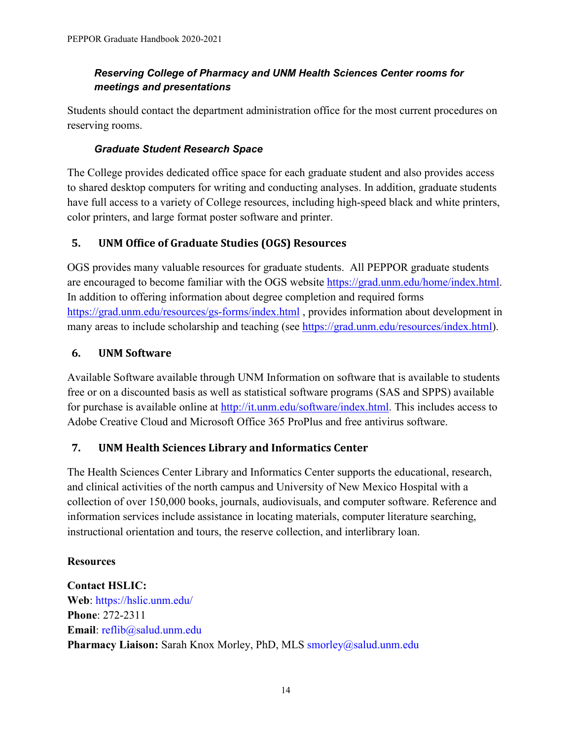### *Reserving College of Pharmacy and UNM Health Sciences Center rooms for meetings and presentations*

Students should contact the department administration office for the most current procedures on reserving rooms.

### *Graduate Student Research Space*

The College provides dedicated office space for each graduate student and also provides access to shared desktop computers for writing and conducting analyses. In addition, graduate students have full access to a variety of College resources, including high-speed black and white printers, color printers, and large format poster software and printer.

## 5. UNM Office of Graduate Studies (OGS) Resources

OGS provides many valuable resources for graduate students. All PEPPOR graduate students are encouraged to become familiar with the OGS website https://grad.unm.edu/home/index.html. In addition to offering information about degree completion and required forms https://grad.unm.edu/resources/gs-forms/index.html , provides information about development in many areas to include scholarship and teaching (see https://grad.unm.edu/resources/index.html).

## 6. UNM Software

Available Software available through UNM Information on software that is available to students free or on a discounted basis as well as statistical software programs (SAS and SPPS) available for purchase is available online at http://it.unm.edu/software/index.html. This includes access to Adobe Creative Cloud and Microsoft Office 365 ProPlus and free antivirus software.

## 7. UNM Health Sciences Library and Informatics Center

The Health Sciences Center Library and Informatics Center supports the educational, research, and clinical activities of the north campus and University of New Mexico Hospital with a collection of over 150,000 books, journals, audiovisuals, and computer software. Reference and information services include assistance in locating materials, computer literature searching, instructional orientation and tours, the reserve collection, and interlibrary loan.

**Resources**

**Contact HSLIC:**
**Web**: https://hslic.unm.edu/
**Phone**: 272-2311
**Email**: reflib@salud.unm.edu
**Pharmacy Liaison:** Sarah Knox Morley, PhD, MLS smorley@salud.unm.edu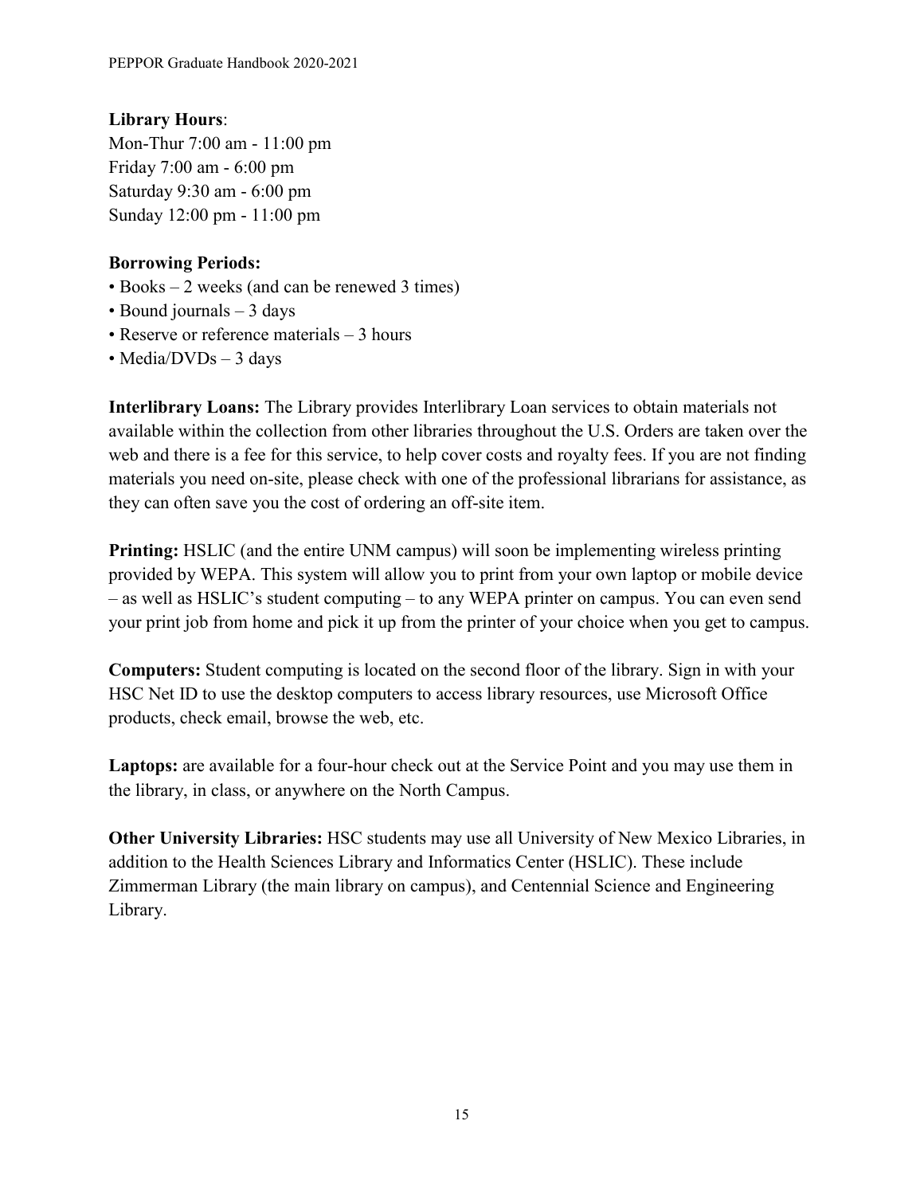**Library Hours**:
Mon-Thur 7:00 am - 11:00 pm
Friday 7:00 am - 6:00 pm
Saturday 9:30 am - 6:00 pm
Sunday 12:00 pm - 11:00 pm

**Borrowing Periods:**

- Books – 2 weeks (and can be renewed 3 times)
- Bound journals – 3 days
- Reserve or reference materials – 3 hours
- Media/DVDs – 3 days

**Interlibrary Loans:** The Library provides Interlibrary Loan services to obtain materials not available within the collection from other libraries throughout the U.S. Orders are taken over the web and there is a fee for this service, to help cover costs and royalty fees. If you are not finding materials you need on-site, please check with one of the professional librarians for assistance, as they can often save you the cost of ordering an off-site item.

**Printing:** HSLIC (and the entire UNM campus) will soon be implementing wireless printing provided by WEPA. This system will allow you to print from your own laptop or mobile device – as well as HSLIC's student computing – to any WEPA printer on campus. You can even send your print job from home and pick it up from the printer of your choice when you get to campus.

**Computers:** Student computing is located on the second floor of the library. Sign in with your HSC Net ID to use the desktop computers to access library resources, use Microsoft Office products, check email, browse the web, etc.

**Laptops:** are available for a four-hour check out at the Service Point and you may use them in the library, in class, or anywhere on the North Campus.

**Other University Libraries:** HSC students may use all University of New Mexico Libraries, in addition to the Health Sciences Library and Informatics Center (HSLIC). These include Zimmerman Library (the main library on campus), and Centennial Science and Engineering Library.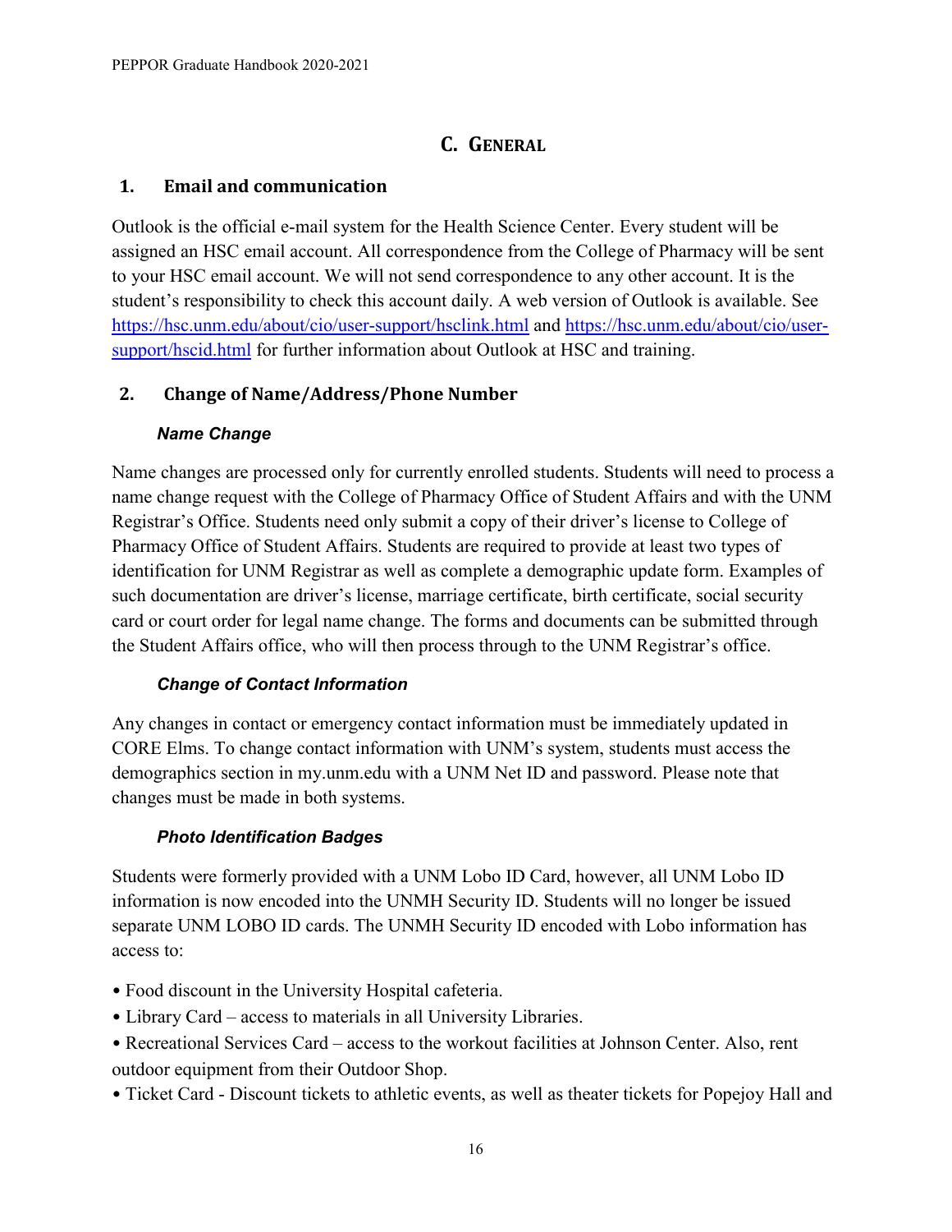## C. General

### 1. Email and communication

Outlook is the official e-mail system for the Health Science Center. Every student will be assigned an HSC email account. All correspondence from the College of Pharmacy will be sent to your HSC email account. We will not send correspondence to any other account. It is the student's responsibility to check this account daily. A web version of Outlook is available. See [https://hsc.unm.edu/about/cio/user-support/hsclink.html](https://hsc.unm.edu/about/cio/user-support/hsclink.html) and [https://hsc.unm.edu/about/cio/user-support/hscid.html](https://hsc.unm.edu/about/cio/user-support/hscid.html) for further information about Outlook at HSC and training.

### 2. Change of Name/Address/Phone Number

#### *Name Change*

Name changes are processed only for currently enrolled students. Students will need to process a name change request with the College of Pharmacy Office of Student Affairs and with the UNM Registrar's Office. Students need only submit a copy of their driver's license to College of Pharmacy Office of Student Affairs. Students are required to provide at least two types of identification for UNM Registrar as well as complete a demographic update form. Examples of such documentation are driver's license, marriage certificate, birth certificate, social security card or court order for legal name change. The forms and documents can be submitted through the Student Affairs office, who will then process through to the UNM Registrar's office.

#### *Change of Contact Information*

Any changes in contact or emergency contact information must be immediately updated in CORE Elms. To change contact information with UNM's system, students must access the demographics section in my.unm.edu with a UNM Net ID and password. Please note that changes must be made in both systems.

#### *Photo Identification Badges*

Students were formerly provided with a UNM Lobo ID Card, however, all UNM Lobo ID information is now encoded into the UNMH Security ID. Students will no longer be issued separate UNM LOBO ID cards. The UNMH Security ID encoded with Lobo information has access to:

- Food discount in the University Hospital cafeteria.
- Library Card – access to materials in all University Libraries.
- Recreational Services Card – access to the workout facilities at Johnson Center. Also, rent outdoor equipment from their Outdoor Shop.
- Ticket Card - Discount tickets to athletic events, as well as theater tickets for Popejoy Hall and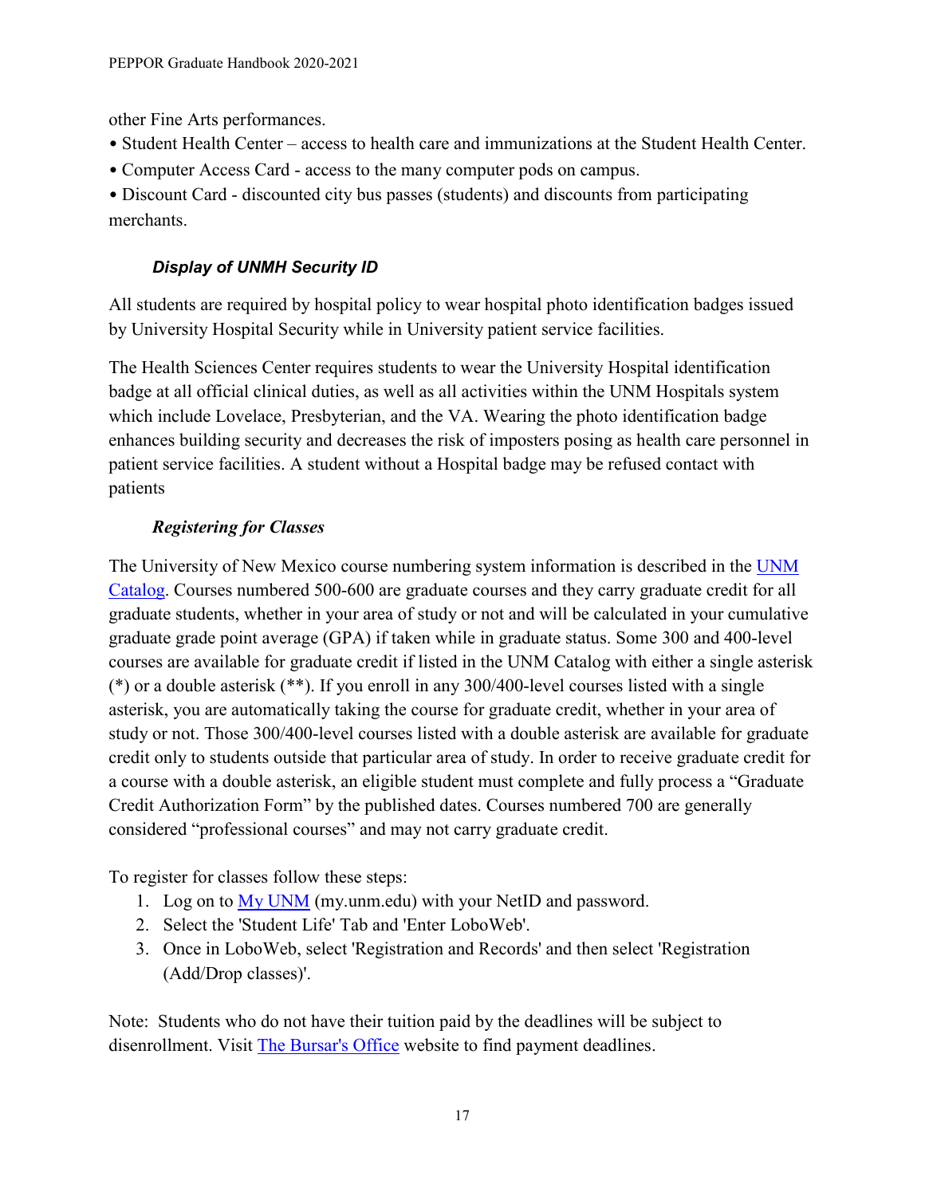other Fine Arts performances.

- Student Health Center – access to health care and immunizations at the Student Health Center.
- Computer Access Card - access to the many computer pods on campus.
- Discount Card - discounted city bus passes (students) and discounts from participating merchants.

### *Display of UNMH Security ID*

All students are required by hospital policy to wear hospital photo identification badges issued by University Hospital Security while in University patient service facilities.

The Health Sciences Center requires students to wear the University Hospital identification badge at all official clinical duties, as well as all activities within the UNM Hospitals system which include Lovelace, Presbyterian, and the VA. Wearing the photo identification badge enhances building security and decreases the risk of imposters posing as health care personnel in patient service facilities. A student without a Hospital badge may be refused contact with patients

### *Registering for Classes*

The University of New Mexico course numbering system information is described in the [UNM Catalog](). Courses numbered 500-600 are graduate courses and they carry graduate credit for all graduate students, whether in your area of study or not and will be calculated in your cumulative graduate grade point average (GPA) if taken while in graduate status. Some 300 and 400-level courses are available for graduate credit if listed in the UNM Catalog with either a single asterisk (*) or a double asterisk (**). If you enroll in any 300/400-level courses listed with a single asterisk, you are automatically taking the course for graduate credit, whether in your area of study or not. Those 300/400-level courses listed with a double asterisk are available for graduate credit only to students outside that particular area of study. In order to receive graduate credit for a course with a double asterisk, an eligible student must complete and fully process a "Graduate Credit Authorization Form" by the published dates. Courses numbered 700 are generally considered "professional courses" and may not carry graduate credit.

To register for classes follow these steps:

1. Log on to [My UNM]() (my.unm.edu) with your NetID and password.
2. Select the 'Student Life' Tab and 'Enter LoboWeb'.
3. Once in LoboWeb, select 'Registration and Records' and then select 'Registration (Add/Drop classes)'.

Note: Students who do not have their tuition paid by the deadlines will be subject to disenrollment. Visit [The Bursar's Office]() website to find payment deadlines.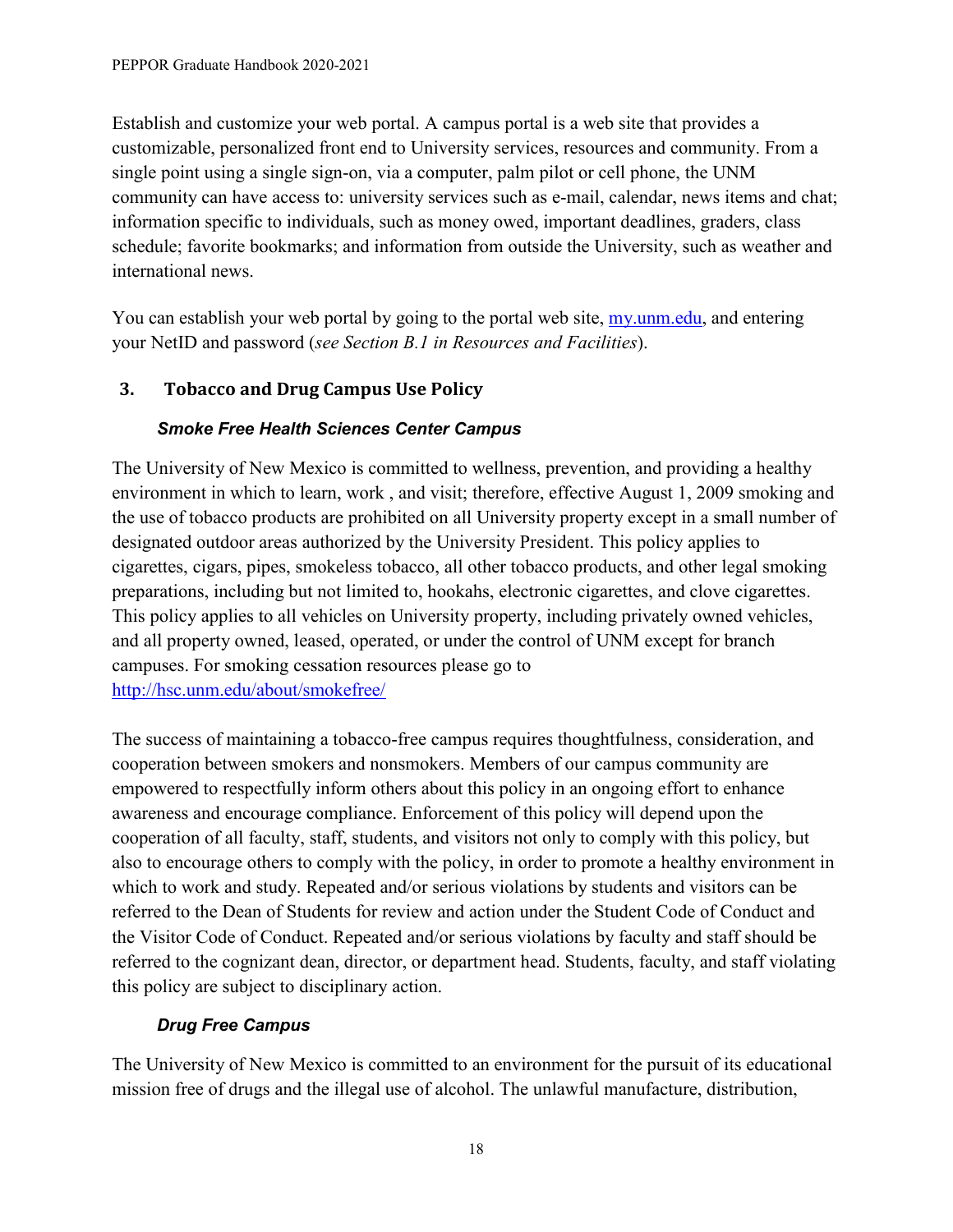Establish and customize your web portal. A campus portal is a web site that provides a customizable, personalized front end to University services, resources and community. From a single point using a single sign-on, via a computer, palm pilot or cell phone, the UNM community can have access to: university services such as e-mail, calendar, news items and chat; information specific to individuals, such as money owed, important deadlines, graders, class schedule; favorite bookmarks; and information from outside the University, such as weather and international news.

You can establish your web portal by going to the portal web site, [my.unm.edu](my.unm.edu), and entering your NetID and password (*see Section B.1 in Resources and Facilities*).

### 3. Tobacco and Drug Campus Use Policy

#### *Smoke Free Health Sciences Center Campus*

The University of New Mexico is committed to wellness, prevention, and providing a healthy environment in which to learn, work , and visit; therefore, effective August 1, 2009 smoking and the use of tobacco products are prohibited on all University property except in a small number of designated outdoor areas authorized by the University President. This policy applies to cigarettes, cigars, pipes, smokeless tobacco, all other tobacco products, and other legal smoking preparations, including but not limited to, hookahs, electronic cigarettes, and clove cigarettes. This policy applies to all vehicles on University property, including privately owned vehicles, and all property owned, leased, operated, or under the control of UNM except for branch campuses. For smoking cessation resources please go to [http://hsc.unm.edu/about/smokefree/](http://hsc.unm.edu/about/smokefree/)

The success of maintaining a tobacco-free campus requires thoughtfulness, consideration, and cooperation between smokers and nonsmokers. Members of our campus community are empowered to respectfully inform others about this policy in an ongoing effort to enhance awareness and encourage compliance. Enforcement of this policy will depend upon the cooperation of all faculty, staff, students, and visitors not only to comply with this policy, but also to encourage others to comply with the policy, in order to promote a healthy environment in which to work and study. Repeated and/or serious violations by students and visitors can be referred to the Dean of Students for review and action under the Student Code of Conduct and the Visitor Code of Conduct. Repeated and/or serious violations by faculty and staff should be referred to the cognizant dean, director, or department head. Students, faculty, and staff violating this policy are subject to disciplinary action.

#### *Drug Free Campus*

The University of New Mexico is committed to an environment for the pursuit of its educational mission free of drugs and the illegal use of alcohol. The unlawful manufacture, distribution,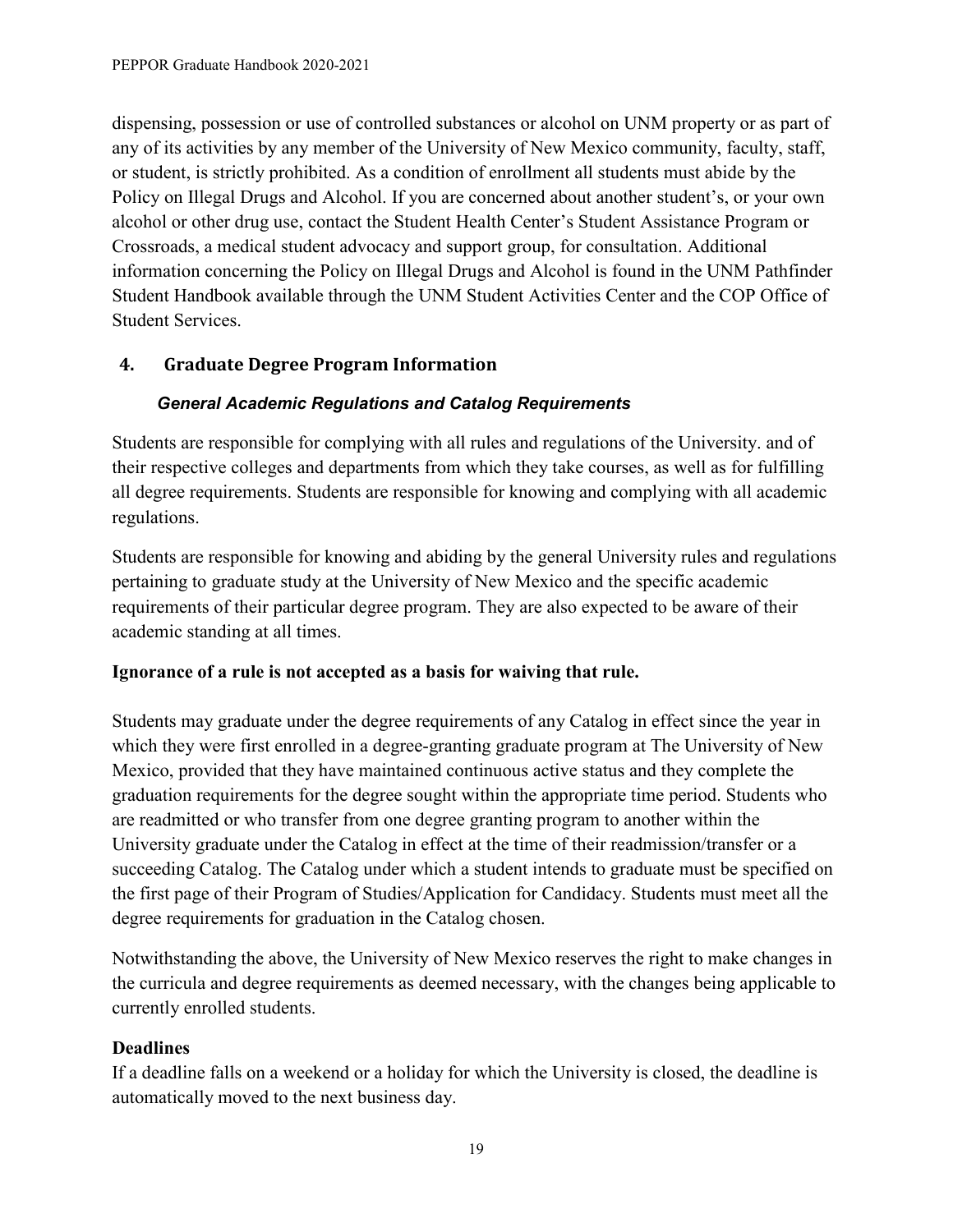dispensing, possession or use of controlled substances or alcohol on UNM property or as part of any of its activities by any member of the University of New Mexico community, faculty, staff, or student, is strictly prohibited. As a condition of enrollment all students must abide by the Policy on Illegal Drugs and Alcohol. If you are concerned about another student's, or your own alcohol or other drug use, contact the Student Health Center's Student Assistance Program or Crossroads, a medical student advocacy and support group, for consultation. Additional information concerning the Policy on Illegal Drugs and Alcohol is found in the UNM Pathfinder Student Handbook available through the UNM Student Activities Center and the COP Office of Student Services.

## 4. Graduate Degree Program Information

### *General Academic Regulations and Catalog Requirements*

Students are responsible for complying with all rules and regulations of the University. and of their respective colleges and departments from which they take courses, as well as for fulfilling all degree requirements. Students are responsible for knowing and complying with all academic regulations.

Students are responsible for knowing and abiding by the general University rules and regulations pertaining to graduate study at the University of New Mexico and the specific academic requirements of their particular degree program. They are also expected to be aware of their academic standing at all times.

**Ignorance of a rule is not accepted as a basis for waiving that rule.**

Students may graduate under the degree requirements of any Catalog in effect since the year in which they were first enrolled in a degree-granting graduate program at The University of New Mexico, provided that they have maintained continuous active status and they complete the graduation requirements for the degree sought within the appropriate time period. Students who are readmitted or who transfer from one degree granting program to another within the University graduate under the Catalog in effect at the time of their readmission/transfer or a succeeding Catalog. The Catalog under which a student intends to graduate must be specified on the first page of their Program of Studies/Application for Candidacy. Students must meet all the degree requirements for graduation in the Catalog chosen.

Notwithstanding the above, the University of New Mexico reserves the right to make changes in the curricula and degree requirements as deemed necessary, with the changes being applicable to currently enrolled students.

**Deadlines**

If a deadline falls on a weekend or a holiday for which the University is closed, the deadline is automatically moved to the next business day.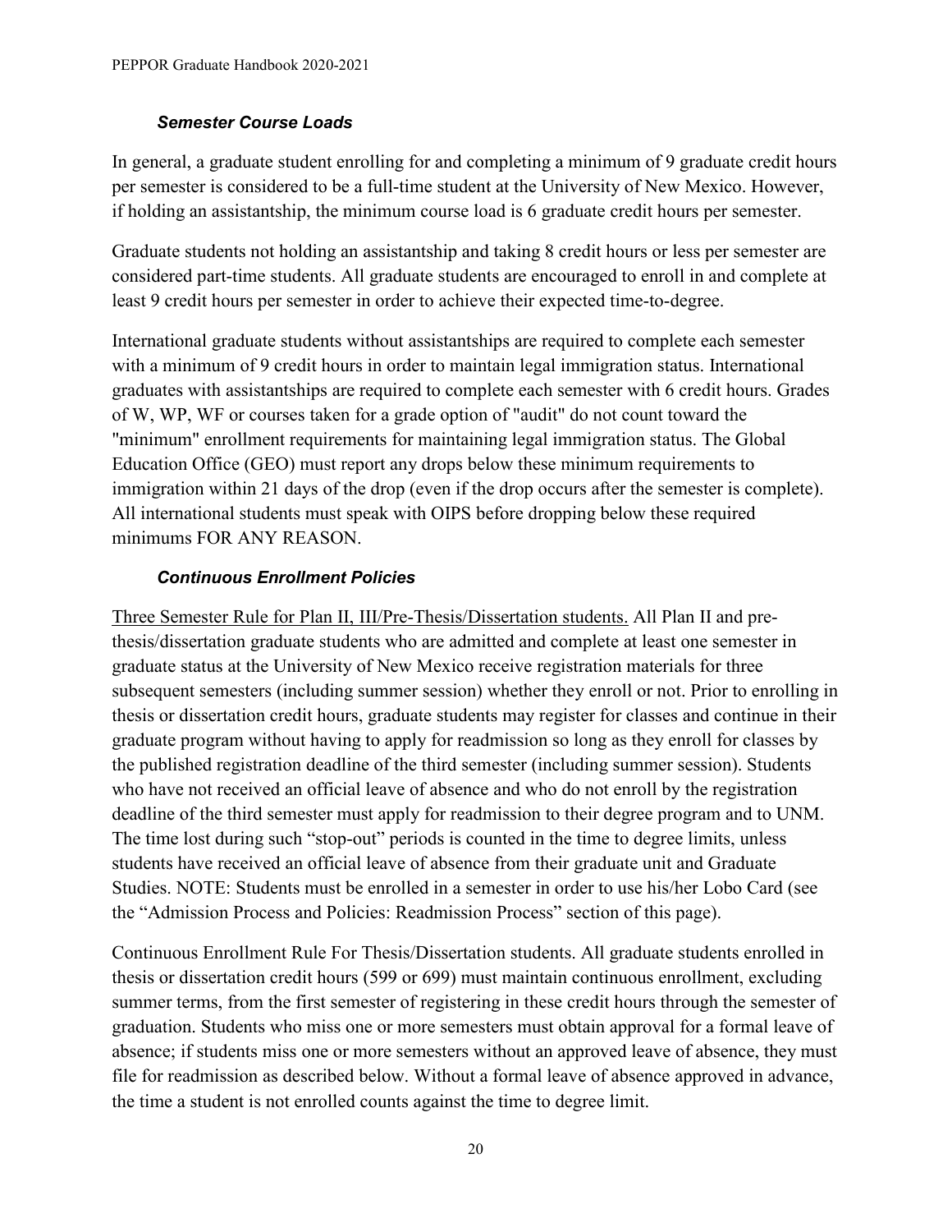### *Semester Course Loads*

In general, a graduate student enrolling for and completing a minimum of 9 graduate credit hours per semester is considered to be a full-time student at the University of New Mexico. However, if holding an assistantship, the minimum course load is 6 graduate credit hours per semester.

Graduate students not holding an assistantship and taking 8 credit hours or less per semester are considered part-time students. All graduate students are encouraged to enroll in and complete at least 9 credit hours per semester in order to achieve their expected time-to-degree.

International graduate students without assistantships are required to complete each semester with a minimum of 9 credit hours in order to maintain legal immigration status. International graduates with assistantships are required to complete each semester with 6 credit hours. Grades of W, WP, WF or courses taken for a grade option of "audit" do not count toward the "minimum" enrollment requirements for maintaining legal immigration status. The Global Education Office (GEO) must report any drops below these minimum requirements to immigration within 21 days of the drop (even if the drop occurs after the semester is complete). All international students must speak with OIPS before dropping below these required minimums FOR ANY REASON.

### *Continuous Enrollment Policies*

<u>Three Semester Rule for Plan II, III/Pre-Thesis/Dissertation students.</u> All Plan II and pre-thesis/dissertation graduate students who are admitted and complete at least one semester in graduate status at the University of New Mexico receive registration materials for three subsequent semesters (including summer session) whether they enroll or not. Prior to enrolling in thesis or dissertation credit hours, graduate students may register for classes and continue in their graduate program without having to apply for readmission so long as they enroll for classes by the published registration deadline of the third semester (including summer session). Students who have not received an official leave of absence and who do not enroll by the registration deadline of the third semester must apply for readmission to their degree program and to UNM. The time lost during such "stop-out" periods is counted in the time to degree limits, unless students have received an official leave of absence from their graduate unit and Graduate Studies. NOTE: Students must be enrolled in a semester in order to use his/her Lobo Card (see the "Admission Process and Policies: Readmission Process" section of this page).

Continuous Enrollment Rule For Thesis/Dissertation students. All graduate students enrolled in thesis or dissertation credit hours (599 or 699) must maintain continuous enrollment, excluding summer terms, from the first semester of registering in these credit hours through the semester of graduation. Students who miss one or more semesters must obtain approval for a formal leave of absence; if students miss one or more semesters without an approved leave of absence, they must file for readmission as described below. Without a formal leave of absence approved in advance, the time a student is not enrolled counts against the time to degree limit.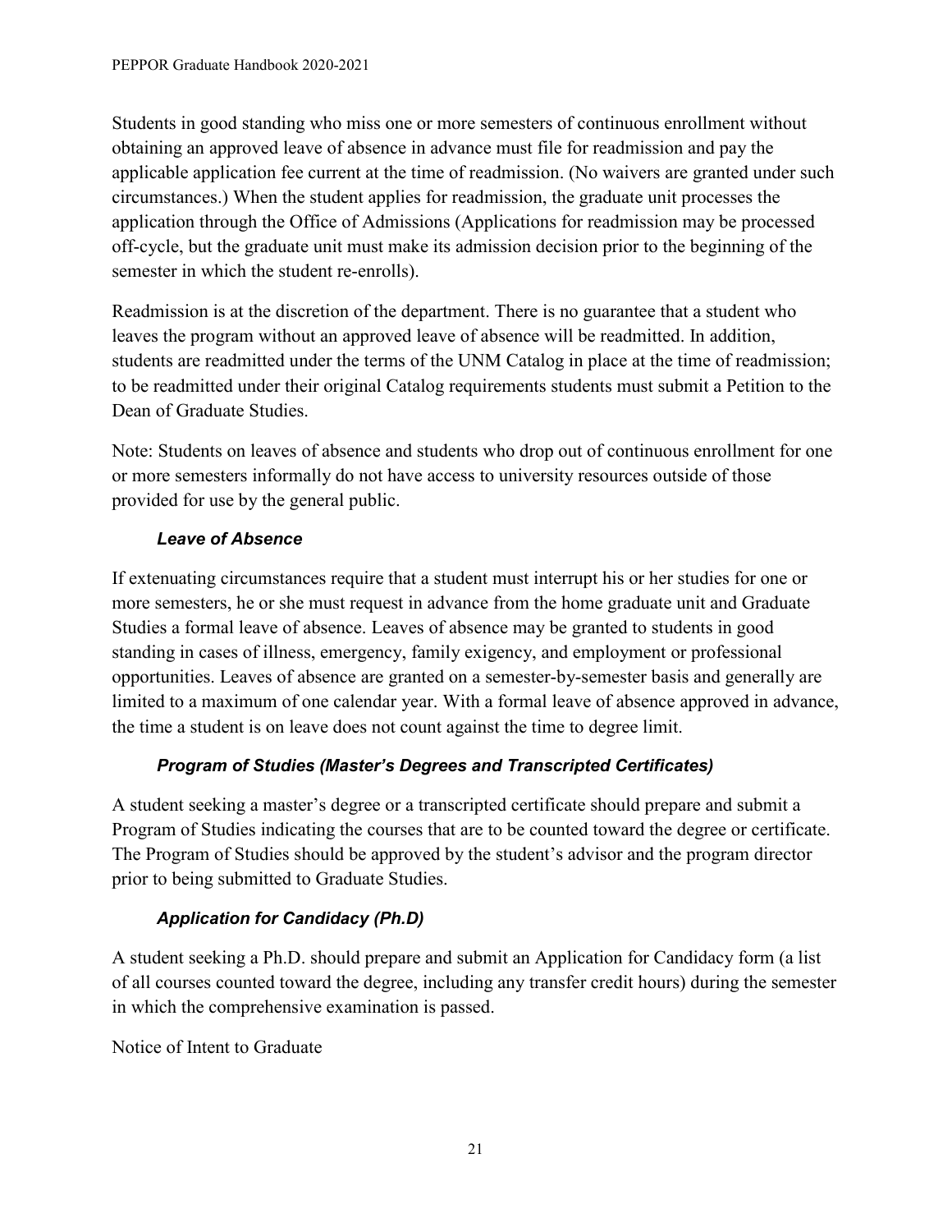Students in good standing who miss one or more semesters of continuous enrollment without obtaining an approved leave of absence in advance must file for readmission and pay the applicable application fee current at the time of readmission. (No waivers are granted under such circumstances.) When the student applies for readmission, the graduate unit processes the application through the Office of Admissions (Applications for readmission may be processed off-cycle, but the graduate unit must make its admission decision prior to the beginning of the semester in which the student re-enrolls).

Readmission is at the discretion of the department. There is no guarantee that a student who leaves the program without an approved leave of absence will be readmitted. In addition, students are readmitted under the terms of the UNM Catalog in place at the time of readmission; to be readmitted under their original Catalog requirements students must submit a Petition to the Dean of Graduate Studies.

Note: Students on leaves of absence and students who drop out of continuous enrollment for one or more semesters informally do not have access to university resources outside of those provided for use by the general public.

### *Leave of Absence*

If extenuating circumstances require that a student must interrupt his or her studies for one or more semesters, he or she must request in advance from the home graduate unit and Graduate Studies a formal leave of absence. Leaves of absence may be granted to students in good standing in cases of illness, emergency, family exigency, and employment or professional opportunities. Leaves of absence are granted on a semester-by-semester basis and generally are limited to a maximum of one calendar year. With a formal leave of absence approved in advance, the time a student is on leave does not count against the time to degree limit.

### *Program of Studies (Master's Degrees and Transcripted Certificates)*

A student seeking a master's degree or a transcripted certificate should prepare and submit a Program of Studies indicating the courses that are to be counted toward the degree or certificate. The Program of Studies should be approved by the student's advisor and the program director prior to being submitted to Graduate Studies.

### *Application for Candidacy (Ph.D)*

A student seeking a Ph.D. should prepare and submit an Application for Candidacy form (a list of all courses counted toward the degree, including any transfer credit hours) during the semester in which the comprehensive examination is passed.

Notice of Intent to Graduate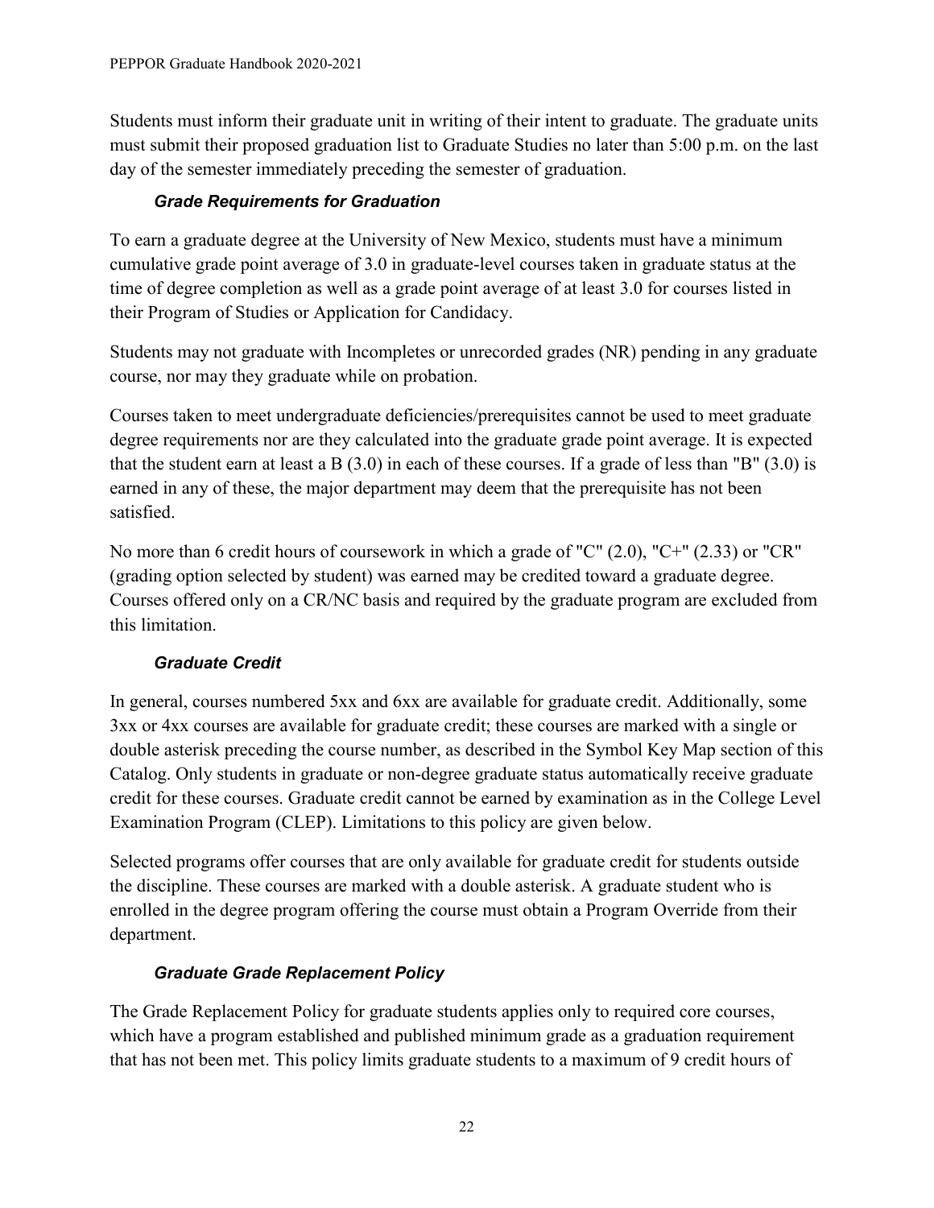Students must inform their graduate unit in writing of their intent to graduate. The graduate units must submit their proposed graduation list to Graduate Studies no later than 5:00 p.m. on the last day of the semester immediately preceding the semester of graduation.

### *Grade Requirements for Graduation*

To earn a graduate degree at the University of New Mexico, students must have a minimum cumulative grade point average of 3.0 in graduate-level courses taken in graduate status at the time of degree completion as well as a grade point average of at least 3.0 for courses listed in their Program of Studies or Application for Candidacy.

Students may not graduate with Incompletes or unrecorded grades (NR) pending in any graduate course, nor may they graduate while on probation.

Courses taken to meet undergraduate deficiencies/prerequisites cannot be used to meet graduate degree requirements nor are they calculated into the graduate grade point average. It is expected that the student earn at least a B (3.0) in each of these courses. If a grade of less than "B" (3.0) is earned in any of these, the major department may deem that the prerequisite has not been satisfied.

No more than 6 credit hours of coursework in which a grade of "C" (2.0), "C+" (2.33) or "CR" (grading option selected by student) was earned may be credited toward a graduate degree. Courses offered only on a CR/NC basis and required by the graduate program are excluded from this limitation.

### *Graduate Credit*

In general, courses numbered 5xx and 6xx are available for graduate credit. Additionally, some 3xx or 4xx courses are available for graduate credit; these courses are marked with a single or double asterisk preceding the course number, as described in the Symbol Key Map section of this Catalog. Only students in graduate or non-degree graduate status automatically receive graduate credit for these courses. Graduate credit cannot be earned by examination as in the College Level Examination Program (CLEP). Limitations to this policy are given below.

Selected programs offer courses that are only available for graduate credit for students outside the discipline. These courses are marked with a double asterisk. A graduate student who is enrolled in the degree program offering the course must obtain a Program Override from their department.

### *Graduate Grade Replacement Policy*

The Grade Replacement Policy for graduate students applies only to required core courses, which have a program established and published minimum grade as a graduation requirement that has not been met. This policy limits graduate students to a maximum of 9 credit hours of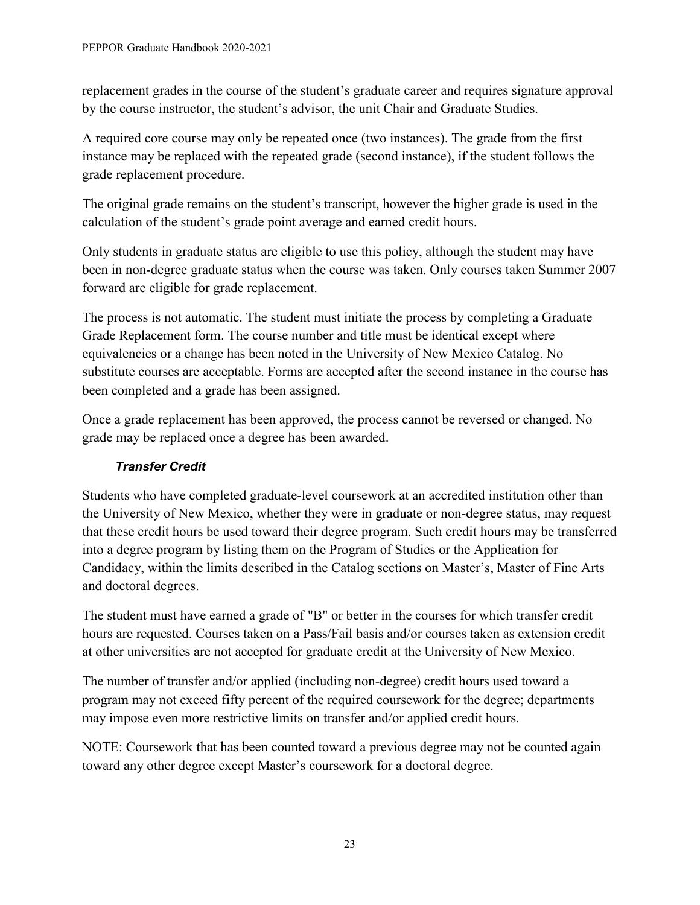replacement grades in the course of the student's graduate career and requires signature approval by the course instructor, the student's advisor, the unit Chair and Graduate Studies.

A required core course may only be repeated once (two instances). The grade from the first instance may be replaced with the repeated grade (second instance), if the student follows the grade replacement procedure.

The original grade remains on the student's transcript, however the higher grade is used in the calculation of the student's grade point average and earned credit hours.

Only students in graduate status are eligible to use this policy, although the student may have been in non-degree graduate status when the course was taken. Only courses taken Summer 2007 forward are eligible for grade replacement.

The process is not automatic. The student must initiate the process by completing a Graduate Grade Replacement form. The course number and title must be identical except where equivalencies or a change has been noted in the University of New Mexico Catalog. No substitute courses are acceptable. Forms are accepted after the second instance in the course has been completed and a grade has been assigned.

Once a grade replacement has been approved, the process cannot be reversed or changed. No grade may be replaced once a degree has been awarded.

#### *Transfer Credit*

Students who have completed graduate-level coursework at an accredited institution other than the University of New Mexico, whether they were in graduate or non-degree status, may request that these credit hours be used toward their degree program. Such credit hours may be transferred into a degree program by listing them on the Program of Studies or the Application for Candidacy, within the limits described in the Catalog sections on Master's, Master of Fine Arts and doctoral degrees.

The student must have earned a grade of "B" or better in the courses for which transfer credit hours are requested. Courses taken on a Pass/Fail basis and/or courses taken as extension credit at other universities are not accepted for graduate credit at the University of New Mexico.

The number of transfer and/or applied (including non-degree) credit hours used toward a program may not exceed fifty percent of the required coursework for the degree; departments may impose even more restrictive limits on transfer and/or applied credit hours.

NOTE: Coursework that has been counted toward a previous degree may not be counted again toward any other degree except Master's coursework for a doctoral degree.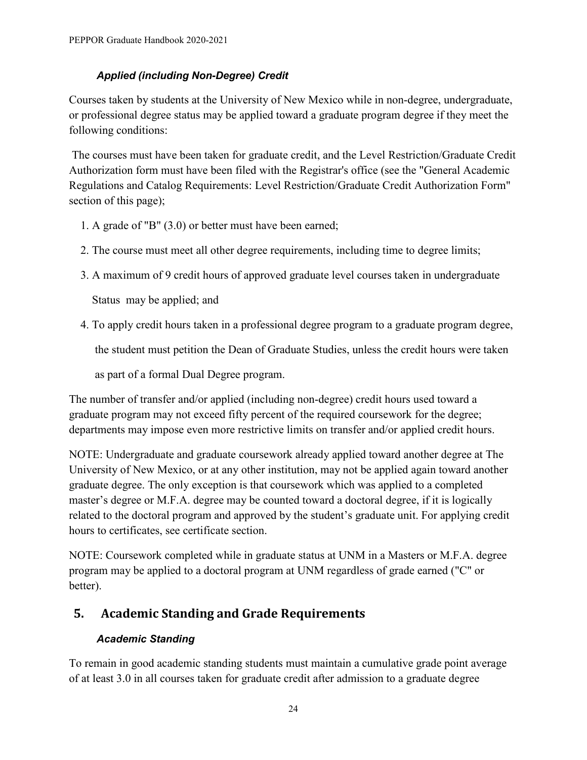### *Applied (including Non-Degree) Credit*

Courses taken by students at the University of New Mexico while in non-degree, undergraduate, or professional degree status may be applied toward a graduate program degree if they meet the following conditions:

The courses must have been taken for graduate credit, and the Level Restriction/Graduate Credit Authorization form must have been filed with the Registrar's office (see the "General Academic Regulations and Catalog Requirements: Level Restriction/Graduate Credit Authorization Form" section of this page);

1. A grade of "B" (3.0) or better must have been earned;
2. The course must meet all other degree requirements, including time to degree limits;
3. A maximum of 9 credit hours of approved graduate level courses taken in undergraduate Status may be applied; and
4. To apply credit hours taken in a professional degree program to a graduate program degree, the student must petition the Dean of Graduate Studies, unless the credit hours were taken as part of a formal Dual Degree program.

The number of transfer and/or applied (including non-degree) credit hours used toward a graduate program may not exceed fifty percent of the required coursework for the degree; departments may impose even more restrictive limits on transfer and/or applied credit hours.

NOTE: Undergraduate and graduate coursework already applied toward another degree at The University of New Mexico, or at any other institution, may not be applied again toward another graduate degree. The only exception is that coursework which was applied to a completed master's degree or M.F.A. degree may be counted toward a doctoral degree, if it is logically related to the doctoral program and approved by the student's graduate unit. For applying credit hours to certificates, see certificate section.

NOTE: Coursework completed while in graduate status at UNM in a Masters or M.F.A. degree program may be applied to a doctoral program at UNM regardless of grade earned ("C" or better).

## 5. Academic Standing and Grade Requirements

### *Academic Standing*

To remain in good academic standing students must maintain a cumulative grade point average of at least 3.0 in all courses taken for graduate credit after admission to a graduate degree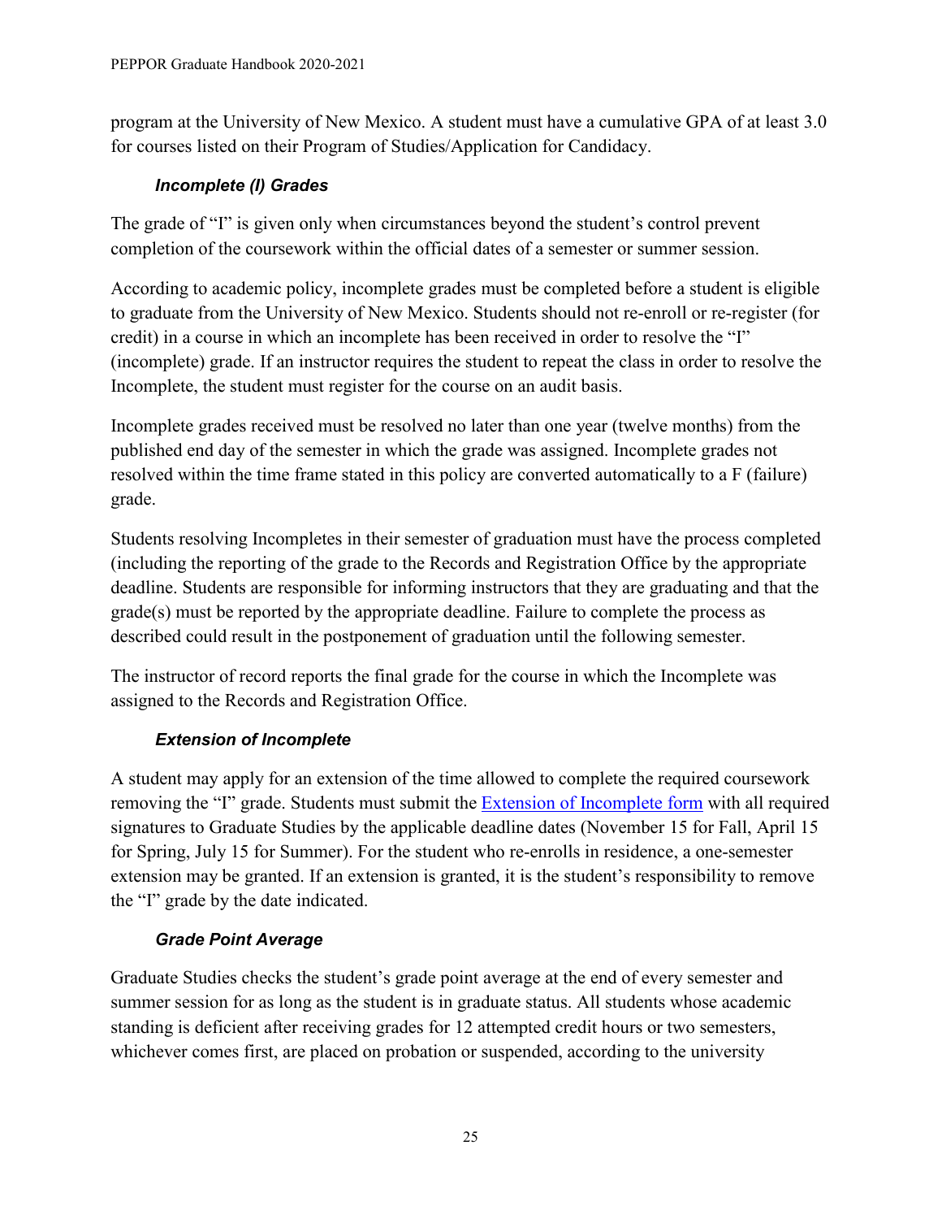program at the University of New Mexico. A student must have a cumulative GPA of at least 3.0 for courses listed on their Program of Studies/Application for Candidacy.

### *Incomplete (I) Grades*

The grade of "I" is given only when circumstances beyond the student's control prevent completion of the coursework within the official dates of a semester or summer session.

According to academic policy, incomplete grades must be completed before a student is eligible to graduate from the University of New Mexico. Students should not re-enroll or re-register (for credit) in a course in which an incomplete has been received in order to resolve the "I" (incomplete) grade. If an instructor requires the student to repeat the class in order to resolve the Incomplete, the student must register for the course on an audit basis.

Incomplete grades received must be resolved no later than one year (twelve months) from the published end day of the semester in which the grade was assigned. Incomplete grades not resolved within the time frame stated in this policy are converted automatically to a F (failure) grade.

Students resolving Incompletes in their semester of graduation must have the process completed (including the reporting of the grade to the Records and Registration Office by the appropriate deadline. Students are responsible for informing instructors that they are graduating and that the grade(s) must be reported by the appropriate deadline. Failure to complete the process as described could result in the postponement of graduation until the following semester.

The instructor of record reports the final grade for the course in which the Incomplete was assigned to the Records and Registration Office.

### *Extension of Incomplete*

A student may apply for an extension of the time allowed to complete the required coursework removing the "I" grade. Students must submit the Extension of Incomplete form with all required signatures to Graduate Studies by the applicable deadline dates (November 15 for Fall, April 15 for Spring, July 15 for Summer). For the student who re-enrolls in residence, a one-semester extension may be granted. If an extension is granted, it is the student's responsibility to remove the "I" grade by the date indicated.

### *Grade Point Average*

Graduate Studies checks the student's grade point average at the end of every semester and summer session for as long as the student is in graduate status. All students whose academic standing is deficient after receiving grades for 12 attempted credit hours or two semesters, whichever comes first, are placed on probation or suspended, according to the university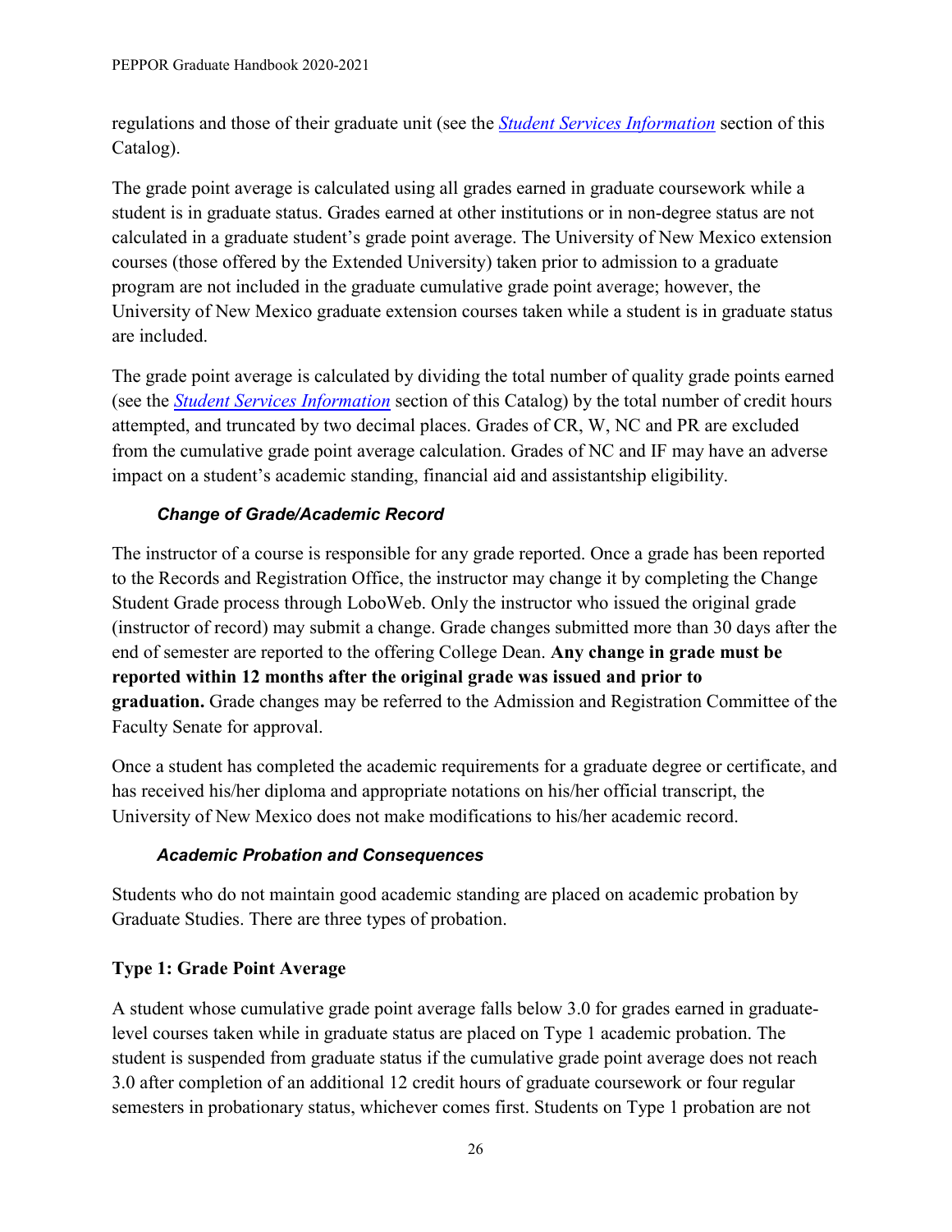regulations and those of their graduate unit (see the *Student Services Information* section of this Catalog).

The grade point average is calculated using all grades earned in graduate coursework while a student is in graduate status. Grades earned at other institutions or in non-degree status are not calculated in a graduate student's grade point average. The University of New Mexico extension courses (those offered by the Extended University) taken prior to admission to a graduate program are not included in the graduate cumulative grade point average; however, the University of New Mexico graduate extension courses taken while a student is in graduate status are included.

The grade point average is calculated by dividing the total number of quality grade points earned (see the *Student Services Information* section of this Catalog) by the total number of credit hours attempted, and truncated by two decimal places. Grades of CR, W, NC and PR are excluded from the cumulative grade point average calculation. Grades of NC and IF may have an adverse impact on a student's academic standing, financial aid and assistantship eligibility.

### *Change of Grade/Academic Record*

The instructor of a course is responsible for any grade reported. Once a grade has been reported to the Records and Registration Office, the instructor may change it by completing the Change Student Grade process through LoboWeb. Only the instructor who issued the original grade (instructor of record) may submit a change. Grade changes submitted more than 30 days after the end of semester are reported to the offering College Dean. **Any change in grade must be reported within 12 months after the original grade was issued and prior to graduation.** Grade changes may be referred to the Admission and Registration Committee of the Faculty Senate for approval.

Once a student has completed the academic requirements for a graduate degree or certificate, and has received his/her diploma and appropriate notations on his/her official transcript, the University of New Mexico does not make modifications to his/her academic record.

### *Academic Probation and Consequences*

Students who do not maintain good academic standing are placed on academic probation by Graduate Studies. There are three types of probation.

**Type 1: Grade Point Average**

A student whose cumulative grade point average falls below 3.0 for grades earned in graduate-level courses taken while in graduate status are placed on Type 1 academic probation. The student is suspended from graduate status if the cumulative grade point average does not reach 3.0 after completion of an additional 12 credit hours of graduate coursework or four regular semesters in probationary status, whichever comes first. Students on Type 1 probation are not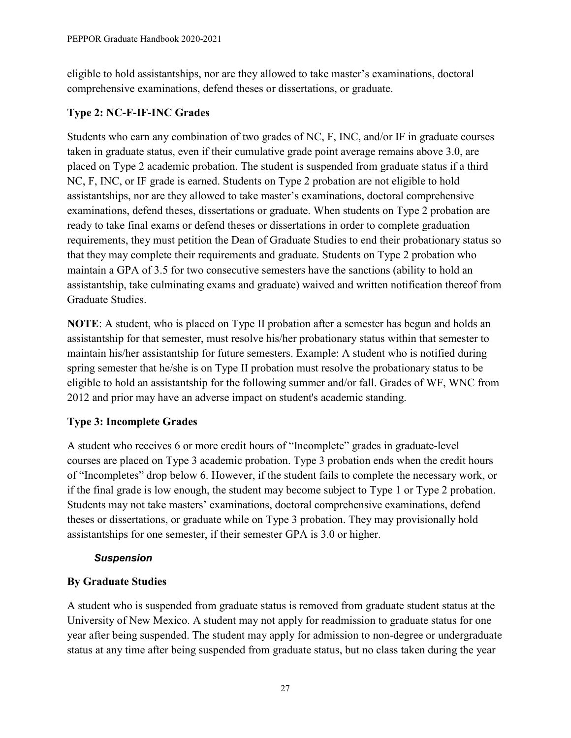eligible to hold assistantships, nor are they allowed to take master's examinations, doctoral comprehensive examinations, defend theses or dissertations, or graduate.

### Type 2: NC-F-IF-INC Grades

Students who earn any combination of two grades of NC, F, INC, and/or IF in graduate courses taken in graduate status, even if their cumulative grade point average remains above 3.0, are placed on Type 2 academic probation. The student is suspended from graduate status if a third NC, F, INC, or IF grade is earned. Students on Type 2 probation are not eligible to hold assistantships, nor are they allowed to take master's examinations, doctoral comprehensive examinations, defend theses, dissertations or graduate. When students on Type 2 probation are ready to take final exams or defend theses or dissertations in order to complete graduation requirements, they must petition the Dean of Graduate Studies to end their probationary status so that they may complete their requirements and graduate. Students on Type 2 probation who maintain a GPA of 3.5 for two consecutive semesters have the sanctions (ability to hold an assistantship, take culminating exams and graduate) waived and written notification thereof from Graduate Studies.

**NOTE**: A student, who is placed on Type II probation after a semester has begun and holds an assistantship for that semester, must resolve his/her probationary status within that semester to maintain his/her assistantship for future semesters. Example: A student who is notified during spring semester that he/she is on Type II probation must resolve the probationary status to be eligible to hold an assistantship for the following summer and/or fall. Grades of WF, WNC from 2012 and prior may have an adverse impact on student's academic standing.

### Type 3: Incomplete Grades

A student who receives 6 or more credit hours of "Incomplete" grades in graduate-level courses are placed on Type 3 academic probation. Type 3 probation ends when the credit hours of "Incompletes" drop below 6. However, if the student fails to complete the necessary work, or if the final grade is low enough, the student may become subject to Type 1 or Type 2 probation. Students may not take masters' examinations, doctoral comprehensive examinations, defend theses or dissertations, or graduate while on Type 3 probation. They may provisionally hold assistantships for one semester, if their semester GPA is 3.0 or higher.

#### *Suspension*

### By Graduate Studies

A student who is suspended from graduate status is removed from graduate student status at the University of New Mexico. A student may not apply for readmission to graduate status for one year after being suspended. The student may apply for admission to non-degree or undergraduate status at any time after being suspended from graduate status, but no class taken during the year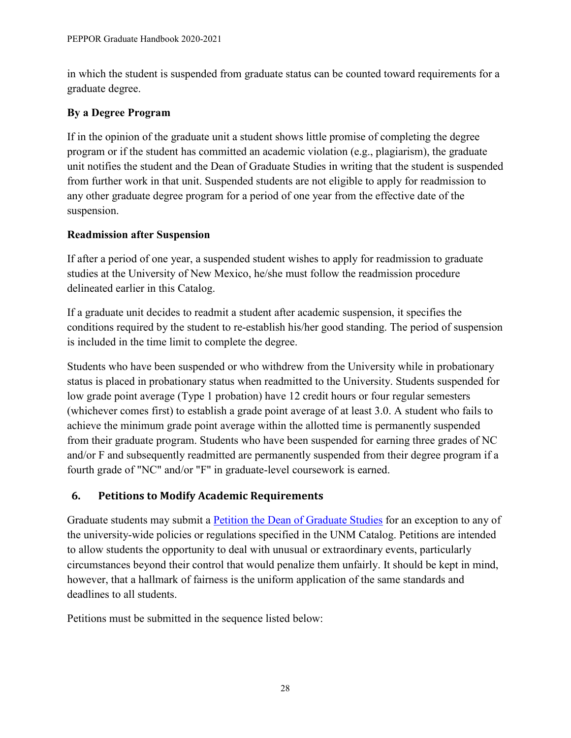in which the student is suspended from graduate status can be counted toward requirements for a graduate degree.

### By a Degree Program

If in the opinion of the graduate unit a student shows little promise of completing the degree program or if the student has committed an academic violation (e.g., plagiarism), the graduate unit notifies the student and the Dean of Graduate Studies in writing that the student is suspended from further work in that unit. Suspended students are not eligible to apply for readmission to any other graduate degree program for a period of one year from the effective date of the suspension.

### Readmission after Suspension

If after a period of one year, a suspended student wishes to apply for readmission to graduate studies at the University of New Mexico, he/she must follow the readmission procedure delineated earlier in this Catalog.

If a graduate unit decides to readmit a student after academic suspension, it specifies the conditions required by the student to re-establish his/her good standing. The period of suspension is included in the time limit to complete the degree.

Students who have been suspended or who withdrew from the University while in probationary status is placed in probationary status when readmitted to the University. Students suspended for low grade point average (Type 1 probation) have 12 credit hours or four regular semesters (whichever comes first) to establish a grade point average of at least 3.0. A student who fails to achieve the minimum grade point average within the allotted time is permanently suspended from their graduate program. Students who have been suspended for earning three grades of NC and/or F and subsequently readmitted are permanently suspended from their degree program if a fourth grade of "NC" and/or "F" in graduate-level coursework is earned.

## 6. Petitions to Modify Academic Requirements

Graduate students may submit a [Petition the Dean of Graduate Studies] for an exception to any of the university-wide policies or regulations specified in the UNM Catalog. Petitions are intended to allow students the opportunity to deal with unusual or extraordinary events, particularly circumstances beyond their control that would penalize them unfairly. It should be kept in mind, however, that a hallmark of fairness is the uniform application of the same standards and deadlines to all students.

Petitions must be submitted in the sequence listed below: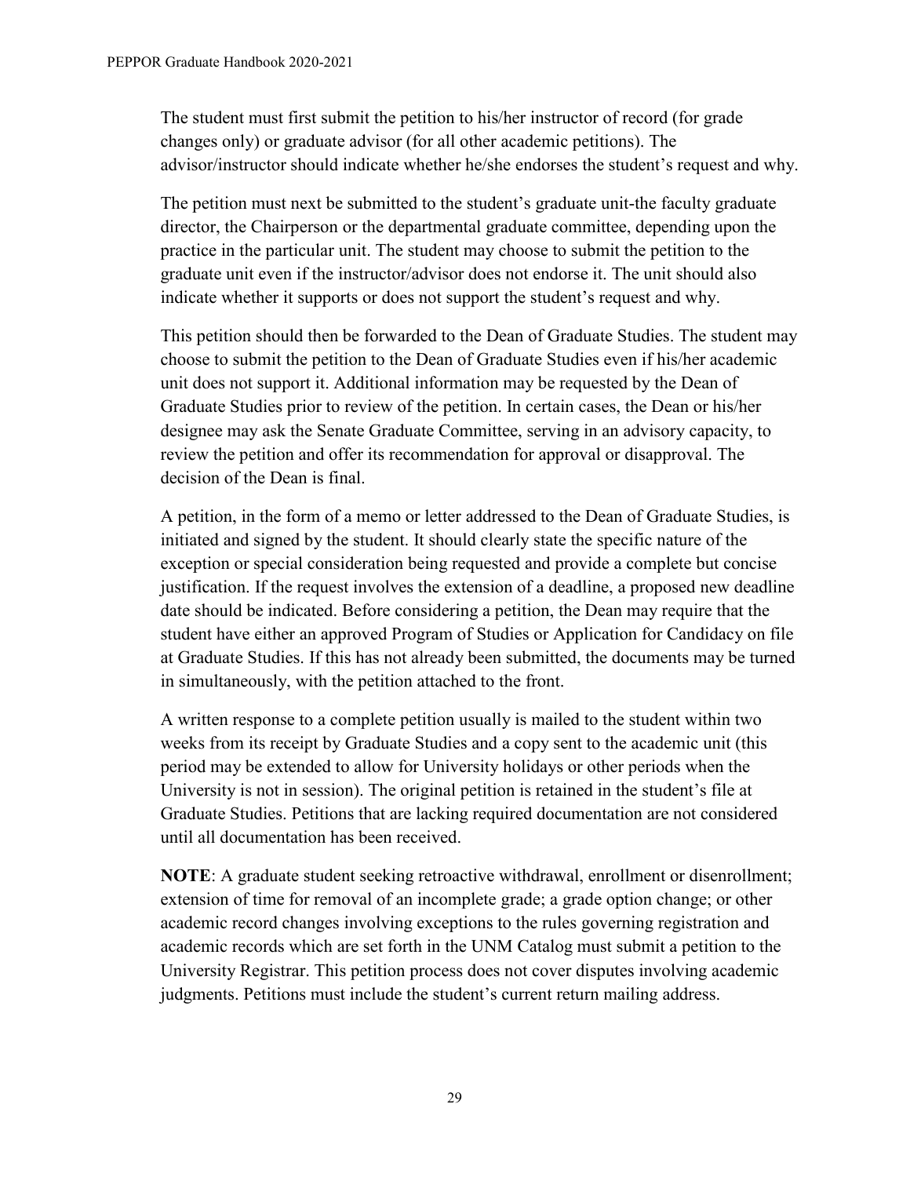The student must first submit the petition to his/her instructor of record (for grade changes only) or graduate advisor (for all other academic petitions). The advisor/instructor should indicate whether he/she endorses the student's request and why.

The petition must next be submitted to the student's graduate unit-the faculty graduate director, the Chairperson or the departmental graduate committee, depending upon the practice in the particular unit. The student may choose to submit the petition to the graduate unit even if the instructor/advisor does not endorse it. The unit should also indicate whether it supports or does not support the student's request and why.

This petition should then be forwarded to the Dean of Graduate Studies. The student may choose to submit the petition to the Dean of Graduate Studies even if his/her academic unit does not support it. Additional information may be requested by the Dean of Graduate Studies prior to review of the petition. In certain cases, the Dean or his/her designee may ask the Senate Graduate Committee, serving in an advisory capacity, to review the petition and offer its recommendation for approval or disapproval. The decision of the Dean is final.

A petition, in the form of a memo or letter addressed to the Dean of Graduate Studies, is initiated and signed by the student. It should clearly state the specific nature of the exception or special consideration being requested and provide a complete but concise justification. If the request involves the extension of a deadline, a proposed new deadline date should be indicated. Before considering a petition, the Dean may require that the student have either an approved Program of Studies or Application for Candidacy on file at Graduate Studies. If this has not already been submitted, the documents may be turned in simultaneously, with the petition attached to the front.

A written response to a complete petition usually is mailed to the student within two weeks from its receipt by Graduate Studies and a copy sent to the academic unit (this period may be extended to allow for University holidays or other periods when the University is not in session). The original petition is retained in the student's file at Graduate Studies. Petitions that are lacking required documentation are not considered until all documentation has been received.

**NOTE**: A graduate student seeking retroactive withdrawal, enrollment or disenrollment; extension of time for removal of an incomplete grade; a grade option change; or other academic record changes involving exceptions to the rules governing registration and academic records which are set forth in the UNM Catalog must submit a petition to the University Registrar. This petition process does not cover disputes involving academic judgments. Petitions must include the student's current return mailing address.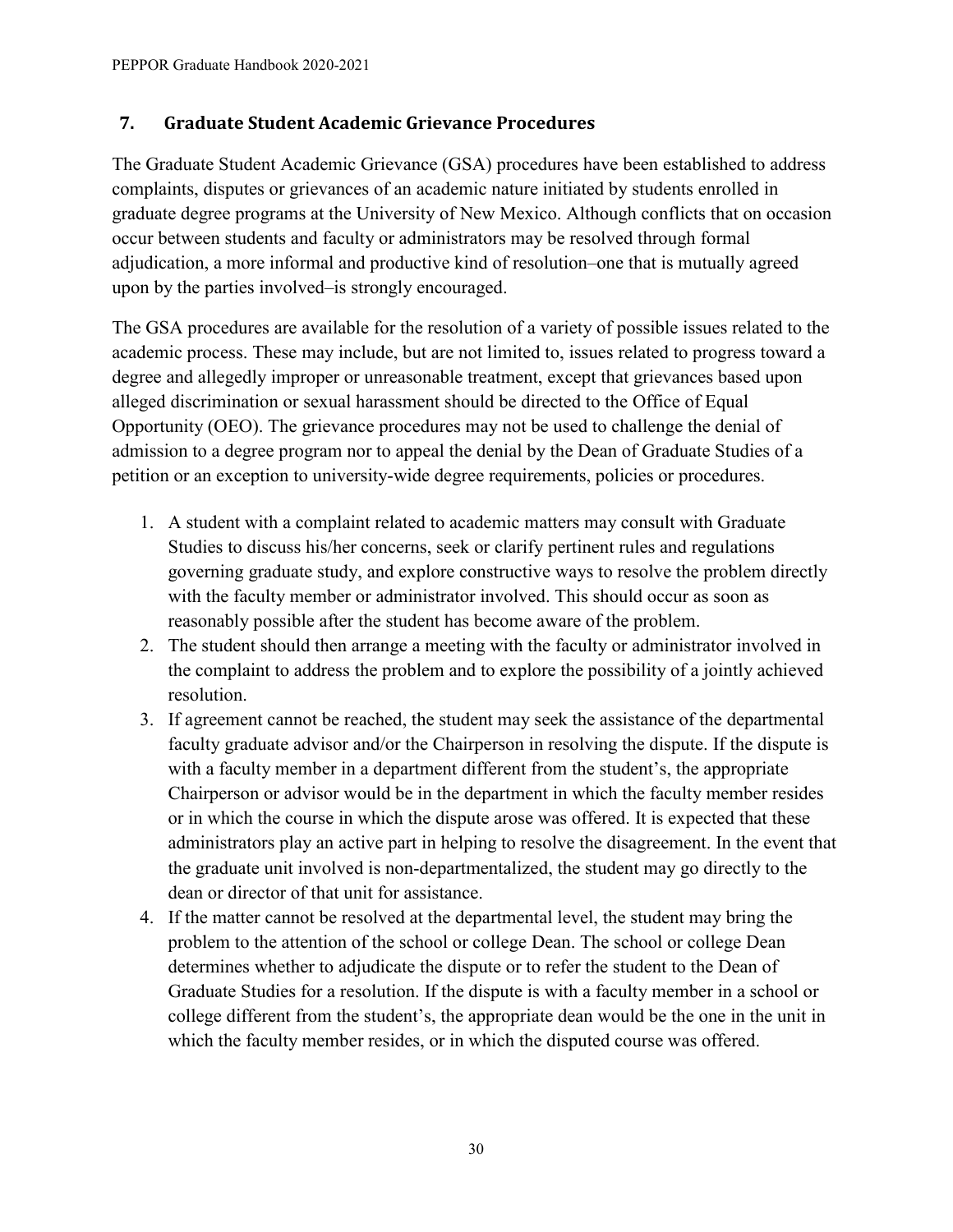## 7. Graduate Student Academic Grievance Procedures

The Graduate Student Academic Grievance (GSA) procedures have been established to address complaints, disputes or grievances of an academic nature initiated by students enrolled in graduate degree programs at the University of New Mexico. Although conflicts that on occasion occur between students and faculty or administrators may be resolved through formal adjudication, a more informal and productive kind of resolution–one that is mutually agreed upon by the parties involved–is strongly encouraged.

The GSA procedures are available for the resolution of a variety of possible issues related to the academic process. These may include, but are not limited to, issues related to progress toward a degree and allegedly improper or unreasonable treatment, except that grievances based upon alleged discrimination or sexual harassment should be directed to the Office of Equal Opportunity (OEO). The grievance procedures may not be used to challenge the denial of admission to a degree program nor to appeal the denial by the Dean of Graduate Studies of a petition or an exception to university-wide degree requirements, policies or procedures.

1. A student with a complaint related to academic matters may consult with Graduate Studies to discuss his/her concerns, seek or clarify pertinent rules and regulations governing graduate study, and explore constructive ways to resolve the problem directly with the faculty member or administrator involved. This should occur as soon as reasonably possible after the student has become aware of the problem.
2. The student should then arrange a meeting with the faculty or administrator involved in the complaint to address the problem and to explore the possibility of a jointly achieved resolution.
3. If agreement cannot be reached, the student may seek the assistance of the departmental faculty graduate advisor and/or the Chairperson in resolving the dispute. If the dispute is with a faculty member in a department different from the student's, the appropriate Chairperson or advisor would be in the department in which the faculty member resides or in which the course in which the dispute arose was offered. It is expected that these administrators play an active part in helping to resolve the disagreement. In the event that the graduate unit involved is non-departmentalized, the student may go directly to the dean or director of that unit for assistance.
4. If the matter cannot be resolved at the departmental level, the student may bring the problem to the attention of the school or college Dean. The school or college Dean determines whether to adjudicate the dispute or to refer the student to the Dean of Graduate Studies for a resolution. If the dispute is with a faculty member in a school or college different from the student's, the appropriate dean would be the one in the unit in which the faculty member resides, or in which the disputed course was offered.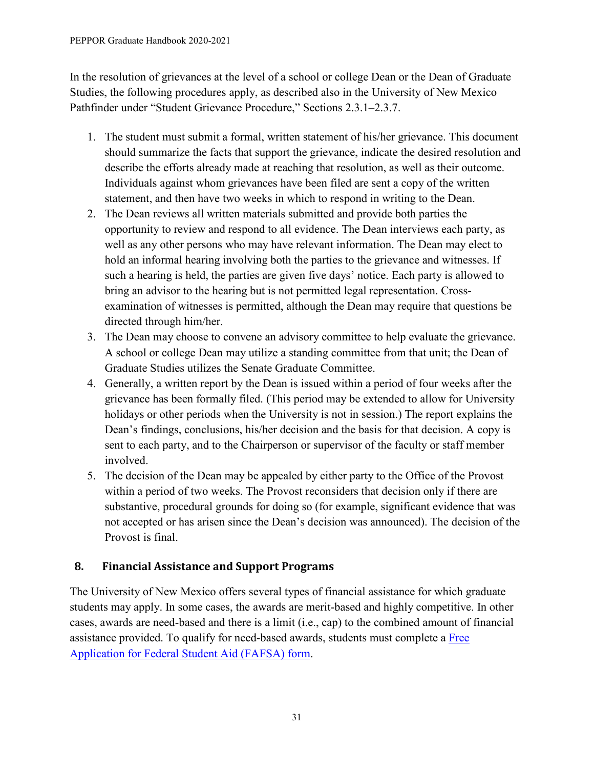In the resolution of grievances at the level of a school or college Dean or the Dean of Graduate Studies, the following procedures apply, as described also in the University of New Mexico Pathfinder under "Student Grievance Procedure," Sections 2.3.1–2.3.7.

1. The student must submit a formal, written statement of his/her grievance. This document should summarize the facts that support the grievance, indicate the desired resolution and describe the efforts already made at reaching that resolution, as well as their outcome. Individuals against whom grievances have been filed are sent a copy of the written statement, and then have two weeks in which to respond in writing to the Dean.
2. The Dean reviews all written materials submitted and provide both parties the opportunity to review and respond to all evidence. The Dean interviews each party, as well as any other persons who may have relevant information. The Dean may elect to hold an informal hearing involving both the parties to the grievance and witnesses. If such a hearing is held, the parties are given five days' notice. Each party is allowed to bring an advisor to the hearing but is not permitted legal representation. Cross-examination of witnesses is permitted, although the Dean may require that questions be directed through him/her.
3. The Dean may choose to convene an advisory committee to help evaluate the grievance. A school or college Dean may utilize a standing committee from that unit; the Dean of Graduate Studies utilizes the Senate Graduate Committee.
4. Generally, a written report by the Dean is issued within a period of four weeks after the grievance has been formally filed. (This period may be extended to allow for University holidays or other periods when the University is not in session.) The report explains the Dean's findings, conclusions, his/her decision and the basis for that decision. A copy is sent to each party, and to the Chairperson or supervisor of the faculty or staff member involved.
5. The decision of the Dean may be appealed by either party to the Office of the Provost within a period of two weeks. The Provost reconsiders that decision only if there are substantive, procedural grounds for doing so (for example, significant evidence that was not accepted or has arisen since the Dean's decision was announced). The decision of the Provost is final.

## 8. Financial Assistance and Support Programs

The University of New Mexico offers several types of financial assistance for which graduate students may apply. In some cases, the awards are merit-based and highly competitive. In other cases, awards are need-based and there is a limit (i.e., cap) to the combined amount of financial assistance provided. To qualify for need-based awards, students must complete a Free Application for Federal Student Aid (FAFSA) form.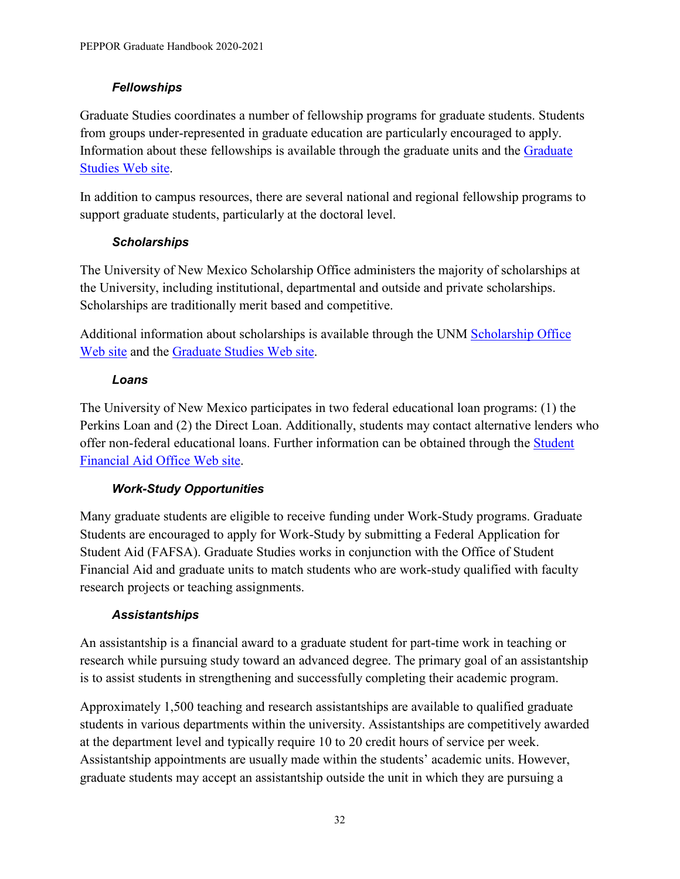### *Fellowships*

Graduate Studies coordinates a number of fellowship programs for graduate students. Students from groups under-represented in graduate education are particularly encouraged to apply. Information about these fellowships is available through the graduate units and the Graduate Studies Web site.

In addition to campus resources, there are several national and regional fellowship programs to support graduate students, particularly at the doctoral level.

### *Scholarships*

The University of New Mexico Scholarship Office administers the majority of scholarships at the University, including institutional, departmental and outside and private scholarships. Scholarships are traditionally merit based and competitive.

Additional information about scholarships is available through the UNM Scholarship Office Web site and the Graduate Studies Web site.

### *Loans*

The University of New Mexico participates in two federal educational loan programs: (1) the Perkins Loan and (2) the Direct Loan. Additionally, students may contact alternative lenders who offer non-federal educational loans. Further information can be obtained through the Student Financial Aid Office Web site.

### *Work-Study Opportunities*

Many graduate students are eligible to receive funding under Work-Study programs. Graduate Students are encouraged to apply for Work-Study by submitting a Federal Application for Student Aid (FAFSA). Graduate Studies works in conjunction with the Office of Student Financial Aid and graduate units to match students who are work-study qualified with faculty research projects or teaching assignments.

### *Assistantships*

An assistantship is a financial award to a graduate student for part-time work in teaching or research while pursuing study toward an advanced degree. The primary goal of an assistantship is to assist students in strengthening and successfully completing their academic program.

Approximately 1,500 teaching and research assistantships are available to qualified graduate students in various departments within the university. Assistantships are competitively awarded at the department level and typically require 10 to 20 credit hours of service per week. Assistantship appointments are usually made within the students' academic units. However, graduate students may accept an assistantship outside the unit in which they are pursuing a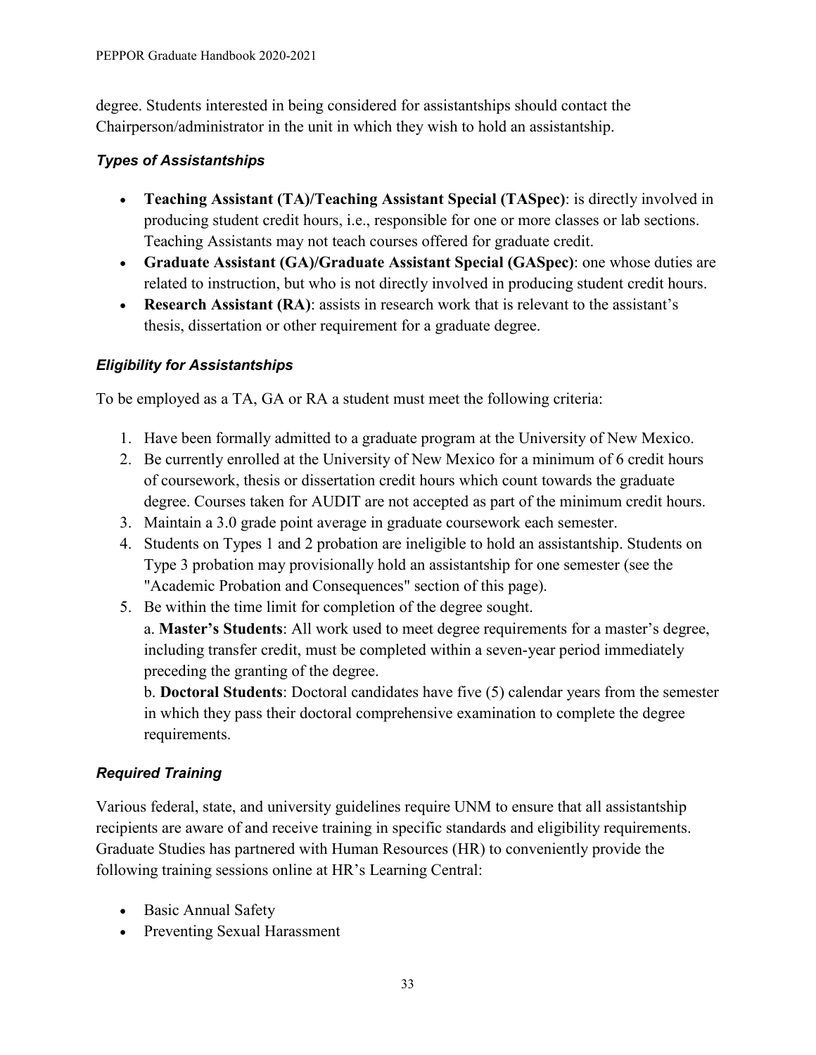degree. Students interested in being considered for assistantships should contact the Chairperson/administrator in the unit in which they wish to hold an assistantship.

### *Types of Assistantships*

- **Teaching Assistant (TA)/Teaching Assistant Special (TASpec)**: is directly involved in producing student credit hours, i.e., responsible for one or more classes or lab sections. Teaching Assistants may not teach courses offered for graduate credit.
- **Graduate Assistant (GA)/Graduate Assistant Special (GASpec)**: one whose duties are related to instruction, but who is not directly involved in producing student credit hours.
- **Research Assistant (RA)**: assists in research work that is relevant to the assistant's thesis, dissertation or other requirement for a graduate degree.

### *Eligibility for Assistantships*

To be employed as a TA, GA or RA a student must meet the following criteria:

1. Have been formally admitted to a graduate program at the University of New Mexico.
2. Be currently enrolled at the University of New Mexico for a minimum of 6 credit hours of coursework, thesis or dissertation credit hours which count towards the graduate degree. Courses taken for AUDIT are not accepted as part of the minimum credit hours.
3. Maintain a 3.0 grade point average in graduate coursework each semester.
4. Students on Types 1 and 2 probation are ineligible to hold an assistantship. Students on Type 3 probation may provisionally hold an assistantship for one semester (see the "Academic Probation and Consequences" section of this page).
5. Be within the time limit for completion of the degree sought.
   a. **Master's Students**: All work used to meet degree requirements for a master's degree, including transfer credit, must be completed within a seven-year period immediately preceding the granting of the degree.
   b. **Doctoral Students**: Doctoral candidates have five (5) calendar years from the semester in which they pass their doctoral comprehensive examination to complete the degree requirements.

### *Required Training*

Various federal, state, and university guidelines require UNM to ensure that all assistantship recipients are aware of and receive training in specific standards and eligibility requirements. Graduate Studies has partnered with Human Resources (HR) to conveniently provide the following training sessions online at HR's Learning Central:

- Basic Annual Safety
- Preventing Sexual Harassment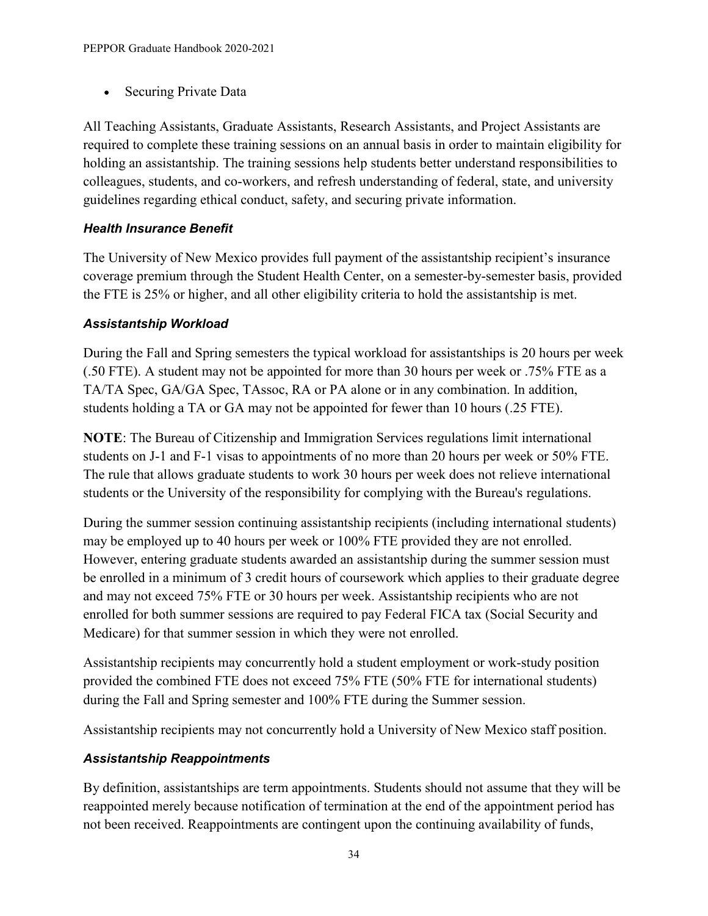- Securing Private Data

All Teaching Assistants, Graduate Assistants, Research Assistants, and Project Assistants are required to complete these training sessions on an annual basis in order to maintain eligibility for holding an assistantship. The training sessions help students better understand responsibilities to colleagues, students, and co-workers, and refresh understanding of federal, state, and university guidelines regarding ethical conduct, safety, and securing private information.

### *Health Insurance Benefit*

The University of New Mexico provides full payment of the assistantship recipient's insurance coverage premium through the Student Health Center, on a semester-by-semester basis, provided the FTE is 25% or higher, and all other eligibility criteria to hold the assistantship is met.

### *Assistantship Workload*

During the Fall and Spring semesters the typical workload for assistantships is 20 hours per week (.50 FTE). A student may not be appointed for more than 30 hours per week or .75% FTE as a TA/TA Spec, GA/GA Spec, TAssoc, RA or PA alone or in any combination. In addition, students holding a TA or GA may not be appointed for fewer than 10 hours (.25 FTE).

**NOTE**: The Bureau of Citizenship and Immigration Services regulations limit international students on J-1 and F-1 visas to appointments of no more than 20 hours per week or 50% FTE. The rule that allows graduate students to work 30 hours per week does not relieve international students or the University of the responsibility for complying with the Bureau's regulations.

During the summer session continuing assistantship recipients (including international students) may be employed up to 40 hours per week or 100% FTE provided they are not enrolled. However, entering graduate students awarded an assistantship during the summer session must be enrolled in a minimum of 3 credit hours of coursework which applies to their graduate degree and may not exceed 75% FTE or 30 hours per week. Assistantship recipients who are not enrolled for both summer sessions are required to pay Federal FICA tax (Social Security and Medicare) for that summer session in which they were not enrolled.

Assistantship recipients may concurrently hold a student employment or work-study position provided the combined FTE does not exceed 75% FTE (50% FTE for international students) during the Fall and Spring semester and 100% FTE during the Summer session.

Assistantship recipients may not concurrently hold a University of New Mexico staff position.

### *Assistantship Reappointments*

By definition, assistantships are term appointments. Students should not assume that they will be reappointed merely because notification of termination at the end of the appointment period has not been received. Reappointments are contingent upon the continuing availability of funds,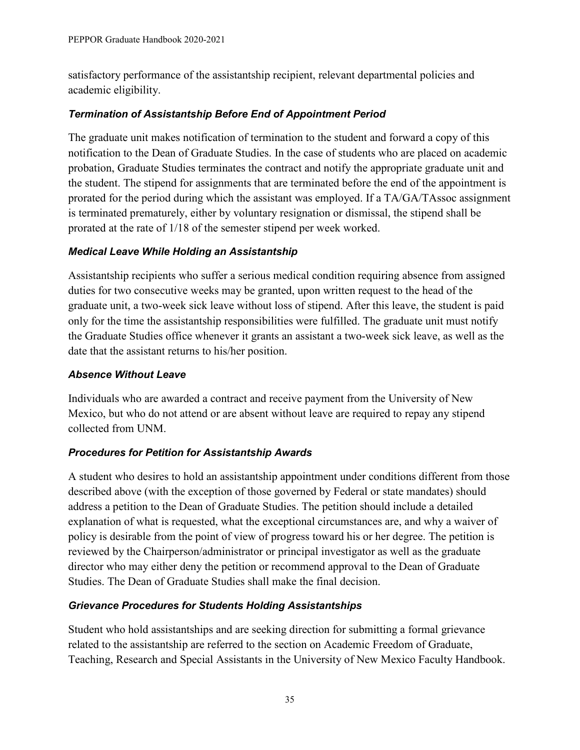satisfactory performance of the assistantship recipient, relevant departmental policies and academic eligibility.

### *Termination of Assistantship Before End of Appointment Period*

The graduate unit makes notification of termination to the student and forward a copy of this notification to the Dean of Graduate Studies. In the case of students who are placed on academic probation, Graduate Studies terminates the contract and notify the appropriate graduate unit and the student. The stipend for assignments that are terminated before the end of the appointment is prorated for the period during which the assistant was employed. If a TA/GA/TAssoc assignment is terminated prematurely, either by voluntary resignation or dismissal, the stipend shall be prorated at the rate of 1/18 of the semester stipend per week worked.

### *Medical Leave While Holding an Assistantship*

Assistantship recipients who suffer a serious medical condition requiring absence from assigned duties for two consecutive weeks may be granted, upon written request to the head of the graduate unit, a two-week sick leave without loss of stipend. After this leave, the student is paid only for the time the assistantship responsibilities were fulfilled. The graduate unit must notify the Graduate Studies office whenever it grants an assistant a two-week sick leave, as well as the date that the assistant returns to his/her position.

### *Absence Without Leave*

Individuals who are awarded a contract and receive payment from the University of New Mexico, but who do not attend or are absent without leave are required to repay any stipend collected from UNM.

### *Procedures for Petition for Assistantship Awards*

A student who desires to hold an assistantship appointment under conditions different from those described above (with the exception of those governed by Federal or state mandates) should address a petition to the Dean of Graduate Studies. The petition should include a detailed explanation of what is requested, what the exceptional circumstances are, and why a waiver of policy is desirable from the point of view of progress toward his or her degree. The petition is reviewed by the Chairperson/administrator or principal investigator as well as the graduate director who may either deny the petition or recommend approval to the Dean of Graduate Studies. The Dean of Graduate Studies shall make the final decision.

### *Grievance Procedures for Students Holding Assistantships*

Student who hold assistantships and are seeking direction for submitting a formal grievance related to the assistantship are referred to the section on Academic Freedom of Graduate, Teaching, Research and Special Assistants in the University of New Mexico Faculty Handbook.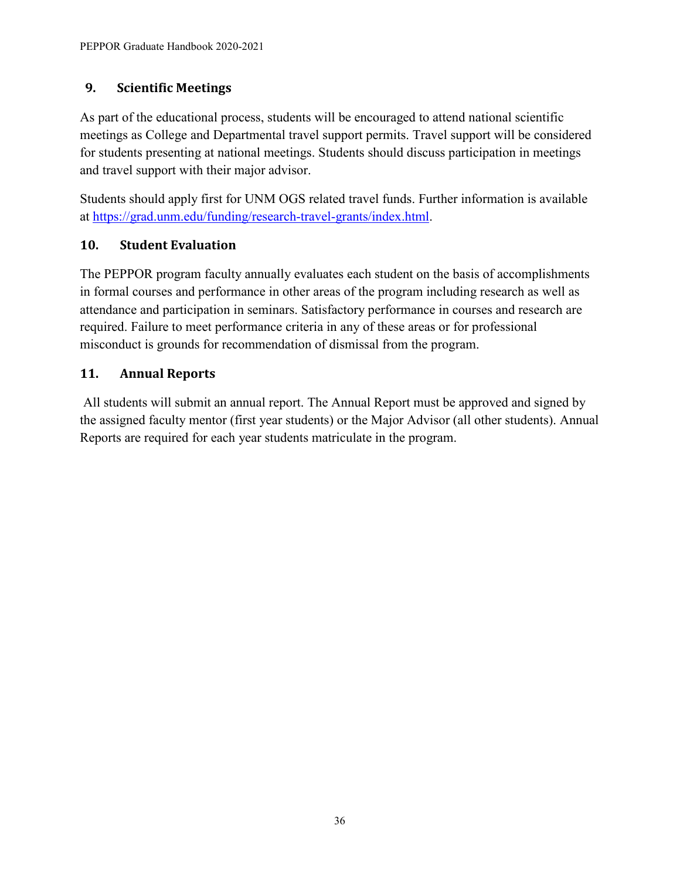## 9. Scientific Meetings

As part of the educational process, students will be encouraged to attend national scientific meetings as College and Departmental travel support permits. Travel support will be considered for students presenting at national meetings. Students should discuss participation in meetings and travel support with their major advisor.

Students should apply first for UNM OGS related travel funds. Further information is available at https://grad.unm.edu/funding/research-travel-grants/index.html.

## 10. Student Evaluation

The PEPPOR program faculty annually evaluates each student on the basis of accomplishments in formal courses and performance in other areas of the program including research as well as attendance and participation in seminars. Satisfactory performance in courses and research are required. Failure to meet performance criteria in any of these areas or for professional misconduct is grounds for recommendation of dismissal from the program.

## 11. Annual Reports

All students will submit an annual report. The Annual Report must be approved and signed by the assigned faculty mentor (first year students) or the Major Advisor (all other students). Annual Reports are required for each year students matriculate in the program.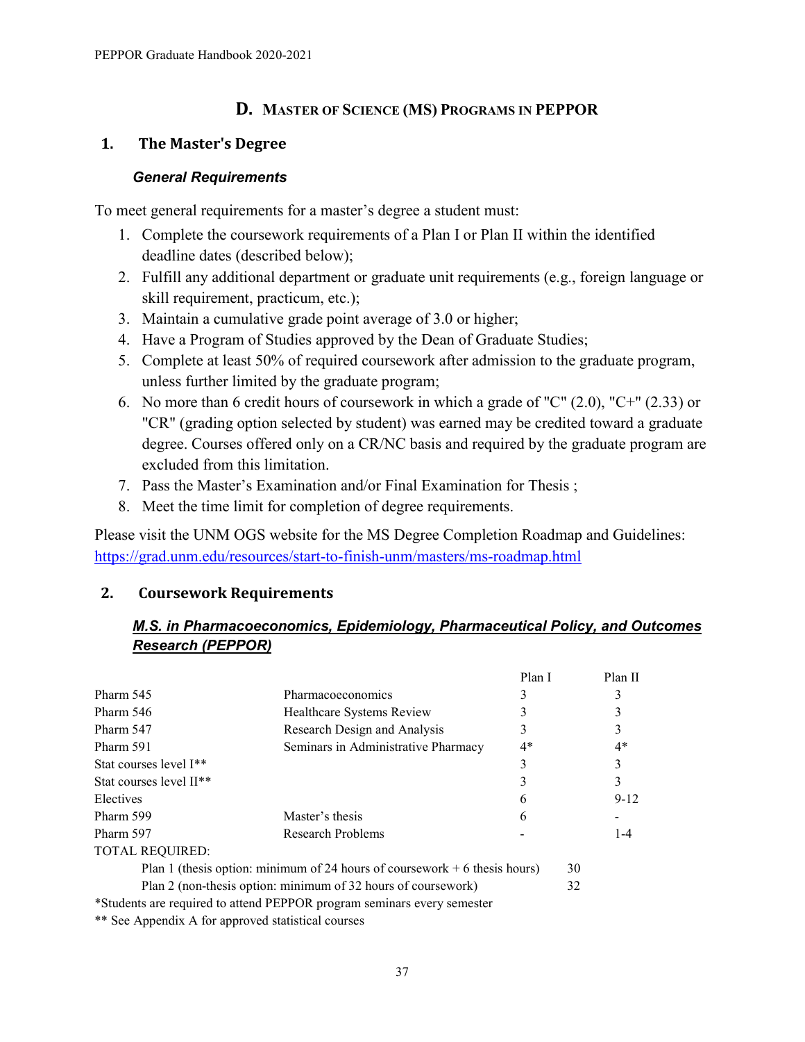## D. Master of Science (MS) Programs in PEPPOR

### 1. The Master's Degree

#### *General Requirements*

To meet general requirements for a master's degree a student must:

1. Complete the coursework requirements of a Plan I or Plan II within the identified deadline dates (described below);
2. Fulfill any additional department or graduate unit requirements (e.g., foreign language or skill requirement, practicum, etc.);
3. Maintain a cumulative grade point average of 3.0 or higher;
4. Have a Program of Studies approved by the Dean of Graduate Studies;
5. Complete at least 50% of required coursework after admission to the graduate program, unless further limited by the graduate program;
6. No more than 6 credit hours of coursework in which a grade of "C" (2.0), "C+" (2.33) or "CR" (grading option selected by student) was earned may be credited toward a graduate degree. Courses offered only on a CR/NC basis and required by the graduate program are excluded from this limitation.
7. Pass the Master's Examination and/or Final Examination for Thesis ;
8. Meet the time limit for completion of degree requirements.

Please visit the UNM OGS website for the MS Degree Completion Roadmap and Guidelines: https://grad.unm.edu/resources/start-to-finish-unm/masters/ms-roadmap.html

### 2. Coursework Requirements

#### ***M.S. in Pharmacoeconomics, Epidemiology, Pharmaceutical Policy, and Outcomes Research (PEPPOR)***

| | | Plan I | Plan II |
|---|---|---|---|
| Pharm 545 | Pharmacoeconomics | 3 | 3 |
| Pharm 546 | Healthcare Systems Review | 3 | 3 |
| Pharm 547 | Research Design and Analysis | 3 | 3 |
| Pharm 591 | Seminars in Administrative Pharmacy | 4* | 4* |
| Stat courses level I** | | 3 | 3 |
| Stat courses level II** | | 3 | 3 |
| Electives | | 6 | 9-12 |
| Pharm 599 | Master's thesis | 6 | - |
| Pharm 597 | Research Problems | - | 1-4 |

TOTAL REQUIRED:

- Plan 1 (thesis option: minimum of 24 hours of coursework + 6 thesis hours) 30
- Plan 2 (non-thesis option: minimum of 32 hours of coursework) 32

*Students are required to attend PEPPOR program seminars every semester

** See Appendix A for approved statistical courses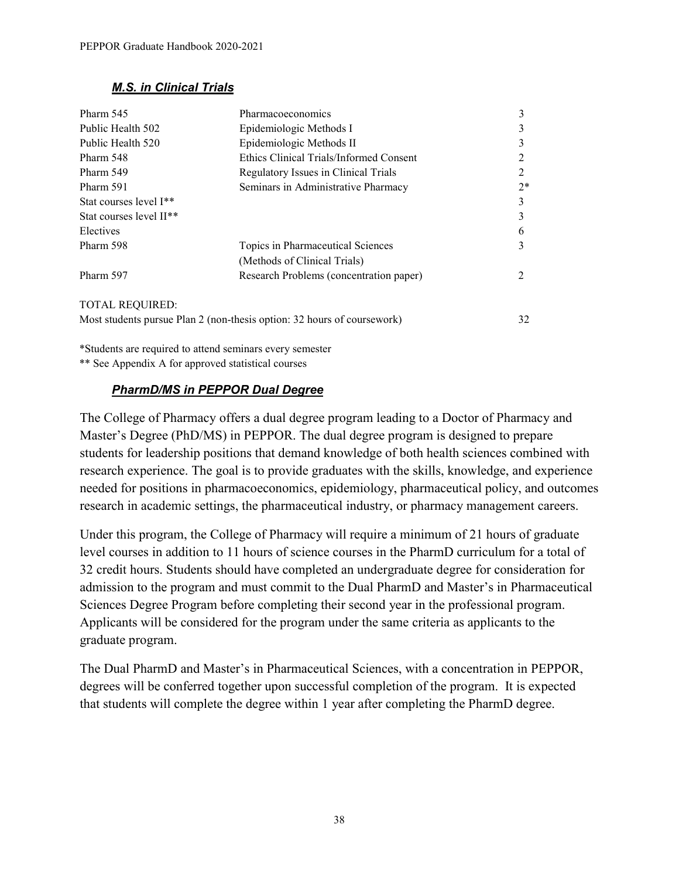### *M.S. in Clinical Trials*

| | | |
|---|---|---|
| Pharm 545 | Pharmacoeconomics | 3 |
| Public Health 502 | Epidemiologic Methods I | 3 |
| Public Health 520 | Epidemiologic Methods II | 3 |
| Pharm 548 | Ethics Clinical Trials/Informed Consent | 2 |
| Pharm 549 | Regulatory Issues in Clinical Trials | 2 |
| Pharm 591 | Seminars in Administrative Pharmacy | 2* |
| Stat courses level I** | | 3 |
| Stat courses level II** | | 3 |
| Electives | | 6 |
| Pharm 598 | Topics in Pharmaceutical Sciences (Methods of Clinical Trials) | 3 |
| Pharm 597 | Research Problems (concentration paper) | 2 |

TOTAL REQUIRED:
Most students pursue Plan 2 (non-thesis option: 32 hours of coursework) 32

*Students are required to attend seminars every semester
** See Appendix A for approved statistical courses

### *PharmD/MS in PEPPOR Dual Degree*

The College of Pharmacy offers a dual degree program leading to a Doctor of Pharmacy and Master's Degree (PhD/MS) in PEPPOR. The dual degree program is designed to prepare students for leadership positions that demand knowledge of both health sciences combined with research experience. The goal is to provide graduates with the skills, knowledge, and experience needed for positions in pharmacoeconomics, epidemiology, pharmaceutical policy, and outcomes research in academic settings, the pharmaceutical industry, or pharmacy management careers.

Under this program, the College of Pharmacy will require a minimum of 21 hours of graduate level courses in addition to 11 hours of science courses in the PharmD curriculum for a total of 32 credit hours. Students should have completed an undergraduate degree for consideration for admission to the program and must commit to the Dual PharmD and Master's in Pharmaceutical Sciences Degree Program before completing their second year in the professional program. Applicants will be considered for the program under the same criteria as applicants to the graduate program.

The Dual PharmD and Master's in Pharmaceutical Sciences, with a concentration in PEPPOR, degrees will be conferred together upon successful completion of the program. It is expected that students will complete the degree within 1 year after completing the PharmD degree.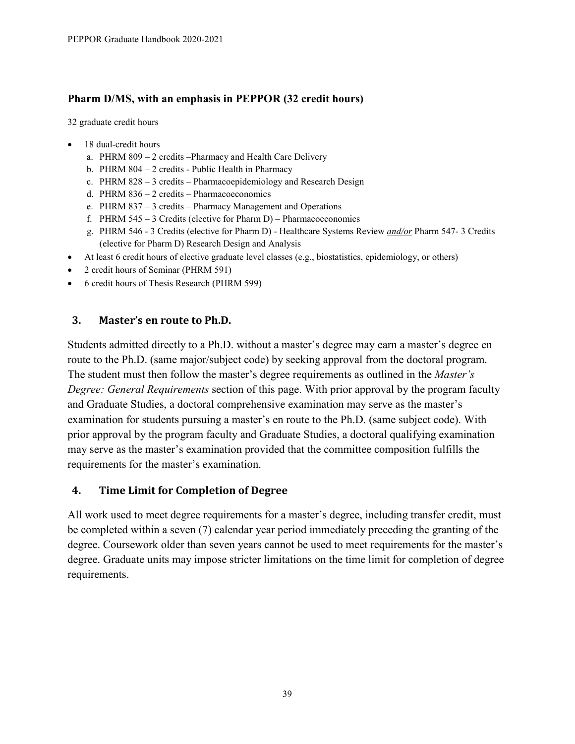### Pharm D/MS, with an emphasis in PEPPOR (32 credit hours)

32 graduate credit hours

- 18 dual-credit hours
  a. PHRM 809 – 2 credits –Pharmacy and Health Care Delivery
  b. PHRM 804 – 2 credits - Public Health in Pharmacy
  c. PHRM 828 – 3 credits – Pharmacoepidemiology and Research Design
  d. PHRM 836 – 2 credits – Pharmacoeconomics
  e. PHRM 837 – 3 credits – Pharmacy Management and Operations
  f. PHRM 545 – 3 Credits (elective for Pharm D) – Pharmacoeconomics
  g. PHRM 546 - 3 Credits (elective for Pharm D) - Healthcare Systems Review ***and/or*** Pharm 547- 3 Credits (elective for Pharm D) Research Design and Analysis
- At least 6 credit hours of elective graduate level classes (e.g., biostatistics, epidemiology, or others)
- 2 credit hours of Seminar (PHRM 591)
- 6 credit hours of Thesis Research (PHRM 599)

## 3. Master's en route to Ph.D.

Students admitted directly to a Ph.D. without a master's degree may earn a master's degree en route to the Ph.D. (same major/subject code) by seeking approval from the doctoral program. The student must then follow the master's degree requirements as outlined in the *Master's Degree: General Requirements* section of this page. With prior approval by the program faculty and Graduate Studies, a doctoral comprehensive examination may serve as the master's examination for students pursuing a master's en route to the Ph.D. (same subject code). With prior approval by the program faculty and Graduate Studies, a doctoral qualifying examination may serve as the master's examination provided that the committee composition fulfills the requirements for the master's examination.

## 4. Time Limit for Completion of Degree

All work used to meet degree requirements for a master's degree, including transfer credit, must be completed within a seven (7) calendar year period immediately preceding the granting of the degree. Coursework older than seven years cannot be used to meet requirements for the master's degree. Graduate units may impose stricter limitations on the time limit for completion of degree requirements.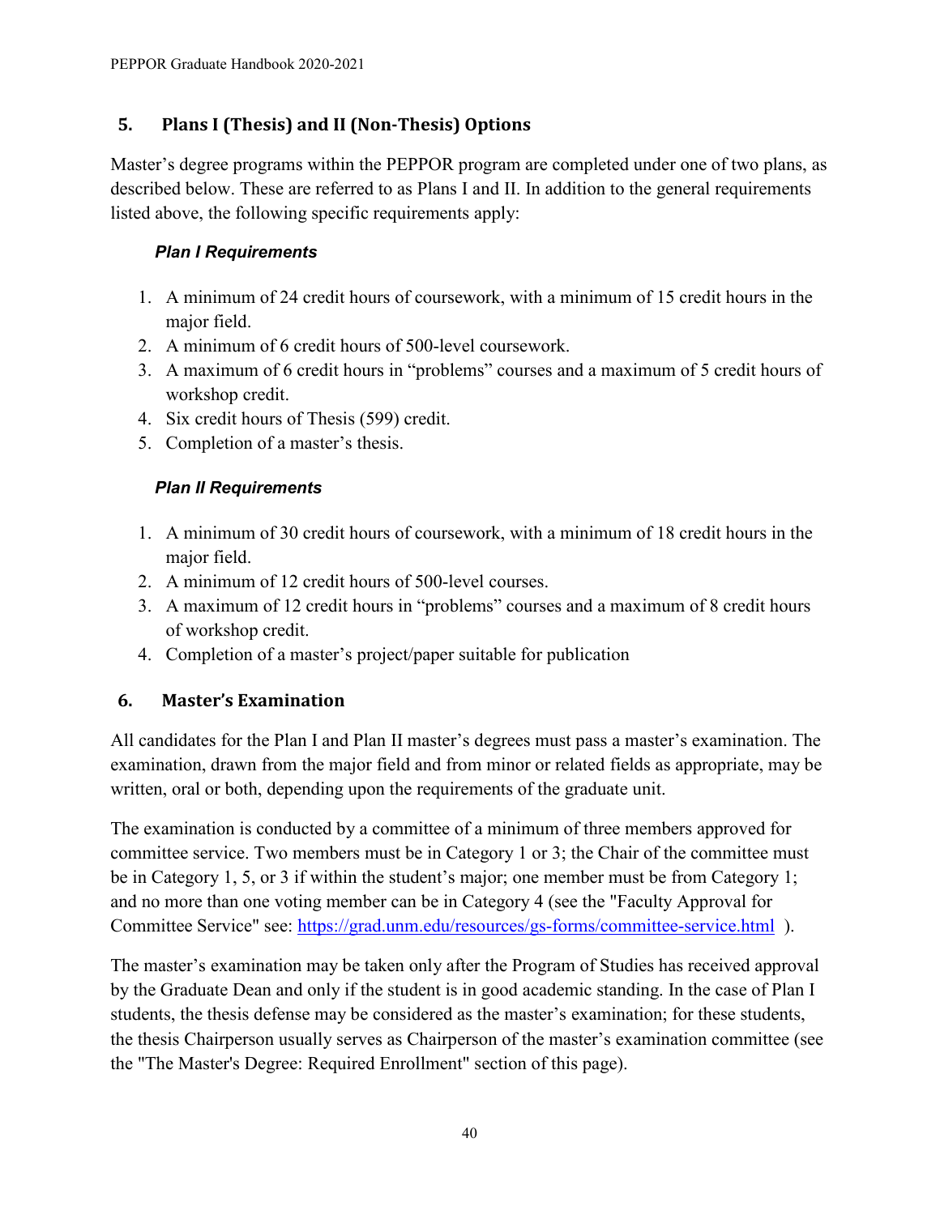## 5. Plans I (Thesis) and II (Non-Thesis) Options

Master's degree programs within the PEPPOR program are completed under one of two plans, as described below. These are referred to as Plans I and II. In addition to the general requirements listed above, the following specific requirements apply:

### *Plan I Requirements*

1. A minimum of 24 credit hours of coursework, with a minimum of 15 credit hours in the major field.
2. A minimum of 6 credit hours of 500-level coursework.
3. A maximum of 6 credit hours in "problems" courses and a maximum of 5 credit hours of workshop credit.
4. Six credit hours of Thesis (599) credit.
5. Completion of a master's thesis.

### *Plan II Requirements*

1. A minimum of 30 credit hours of coursework, with a minimum of 18 credit hours in the major field.
2. A minimum of 12 credit hours of 500-level courses.
3. A maximum of 12 credit hours in "problems" courses and a maximum of 8 credit hours of workshop credit.
4. Completion of a master's project/paper suitable for publication

## 6. Master's Examination

All candidates for the Plan I and Plan II master's degrees must pass a master's examination. The examination, drawn from the major field and from minor or related fields as appropriate, may be written, oral or both, depending upon the requirements of the graduate unit.

The examination is conducted by a committee of a minimum of three members approved for committee service. Two members must be in Category 1 or 3; the Chair of the committee must be in Category 1, 5, or 3 if within the student's major; one member must be from Category 1; and no more than one voting member can be in Category 4 (see the "Faculty Approval for Committee Service" see: [https://grad.unm.edu/resources/gs-forms/committee-service.html](https://grad.unm.edu/resources/gs-forms/committee-service.html) ).

The master's examination may be taken only after the Program of Studies has received approval by the Graduate Dean and only if the student is in good academic standing. In the case of Plan I students, the thesis defense may be considered as the master's examination; for these students, the thesis Chairperson usually serves as Chairperson of the master's examination committee (see the "The Master's Degree: Required Enrollment" section of this page).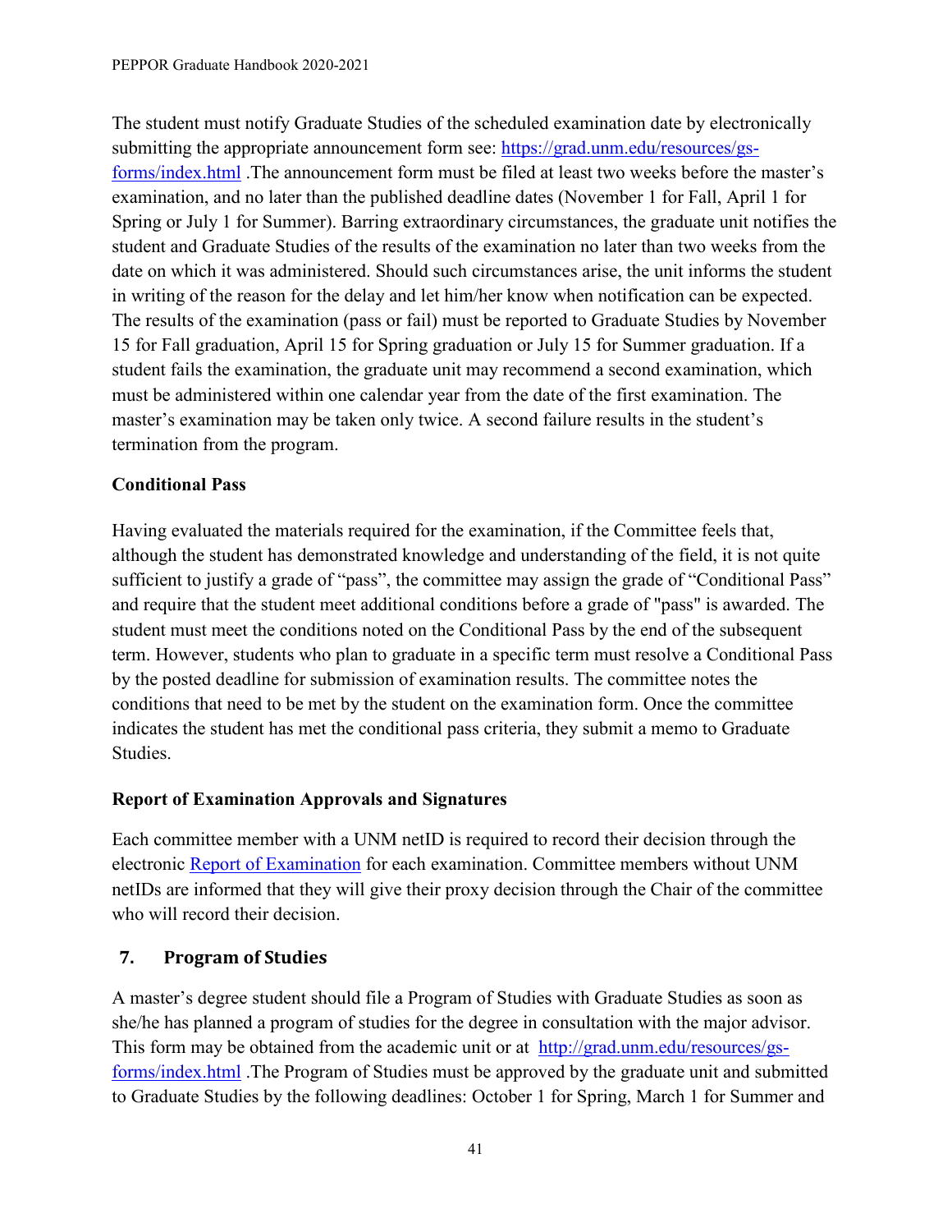The student must notify Graduate Studies of the scheduled examination date by electronically submitting the appropriate announcement form see: [https://grad.unm.edu/resources/gs-forms/index.html](https://grad.unm.edu/resources/gs-forms/index.html) .The announcement form must be filed at least two weeks before the master's examination, and no later than the published deadline dates (November 1 for Fall, April 1 for Spring or July 1 for Summer). Barring extraordinary circumstances, the graduate unit notifies the student and Graduate Studies of the results of the examination no later than two weeks from the date on which it was administered. Should such circumstances arise, the unit informs the student in writing of the reason for the delay and let him/her know when notification can be expected. The results of the examination (pass or fail) must be reported to Graduate Studies by November 15 for Fall graduation, April 15 for Spring graduation or July 15 for Summer graduation. If a student fails the examination, the graduate unit may recommend a second examination, which must be administered within one calendar year from the date of the first examination. The master's examination may be taken only twice. A second failure results in the student's termination from the program.

**Conditional Pass**

Having evaluated the materials required for the examination, if the Committee feels that, although the student has demonstrated knowledge and understanding of the field, it is not quite sufficient to justify a grade of "pass", the committee may assign the grade of "Conditional Pass" and require that the student meet additional conditions before a grade of "pass" is awarded. The student must meet the conditions noted on the Conditional Pass by the end of the subsequent term. However, students who plan to graduate in a specific term must resolve a Conditional Pass by the posted deadline for submission of examination results. The committee notes the conditions that need to be met by the student on the examination form. Once the committee indicates the student has met the conditional pass criteria, they submit a memo to Graduate Studies.

**Report of Examination Approvals and Signatures**

Each committee member with a UNM netID is required to record their decision through the electronic Report of Examination for each examination. Committee members without UNM netIDs are informed that they will give their proxy decision through the Chair of the committee who will record their decision.

## 7. Program of Studies

A master's degree student should file a Program of Studies with Graduate Studies as soon as she/he has planned a program of studies for the degree in consultation with the major advisor. This form may be obtained from the academic unit or at [http://grad.unm.edu/resources/gs-forms/index.html](http://grad.unm.edu/resources/gs-forms/index.html) .The Program of Studies must be approved by the graduate unit and submitted to Graduate Studies by the following deadlines: October 1 for Spring, March 1 for Summer and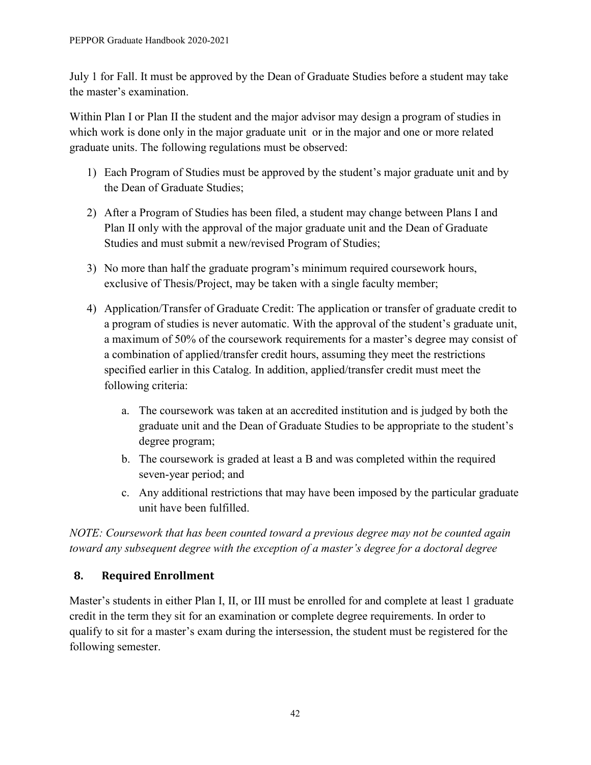July 1 for Fall. It must be approved by the Dean of Graduate Studies before a student may take the master's examination.

Within Plan I or Plan II the student and the major advisor may design a program of studies in which work is done only in the major graduate unit or in the major and one or more related graduate units. The following regulations must be observed:

1) Each Program of Studies must be approved by the student's major graduate unit and by the Dean of Graduate Studies;
2) After a Program of Studies has been filed, a student may change between Plans I and Plan II only with the approval of the major graduate unit and the Dean of Graduate Studies and must submit a new/revised Program of Studies;
3) No more than half the graduate program's minimum required coursework hours, exclusive of Thesis/Project, may be taken with a single faculty member;
4) Application/Transfer of Graduate Credit: The application or transfer of graduate credit to a program of studies is never automatic. With the approval of the student's graduate unit, a maximum of 50% of the coursework requirements for a master's degree may consist of a combination of applied/transfer credit hours, assuming they meet the restrictions specified earlier in this Catalog. In addition, applied/transfer credit must meet the following criteria:
    a. The coursework was taken at an accredited institution and is judged by both the graduate unit and the Dean of Graduate Studies to be appropriate to the student's degree program;
    b. The coursework is graded at least a B and was completed within the required seven-year period; and
    c. Any additional restrictions that may have been imposed by the particular graduate unit have been fulfilled.

*NOTE: Coursework that has been counted toward a previous degree may not be counted again toward any subsequent degree with the exception of a master's degree for a doctoral degree*

## 8. Required Enrollment

Master's students in either Plan I, II, or III must be enrolled for and complete at least 1 graduate credit in the term they sit for an examination or complete degree requirements. In order to qualify to sit for a master's exam during the intersession, the student must be registered for the following semester.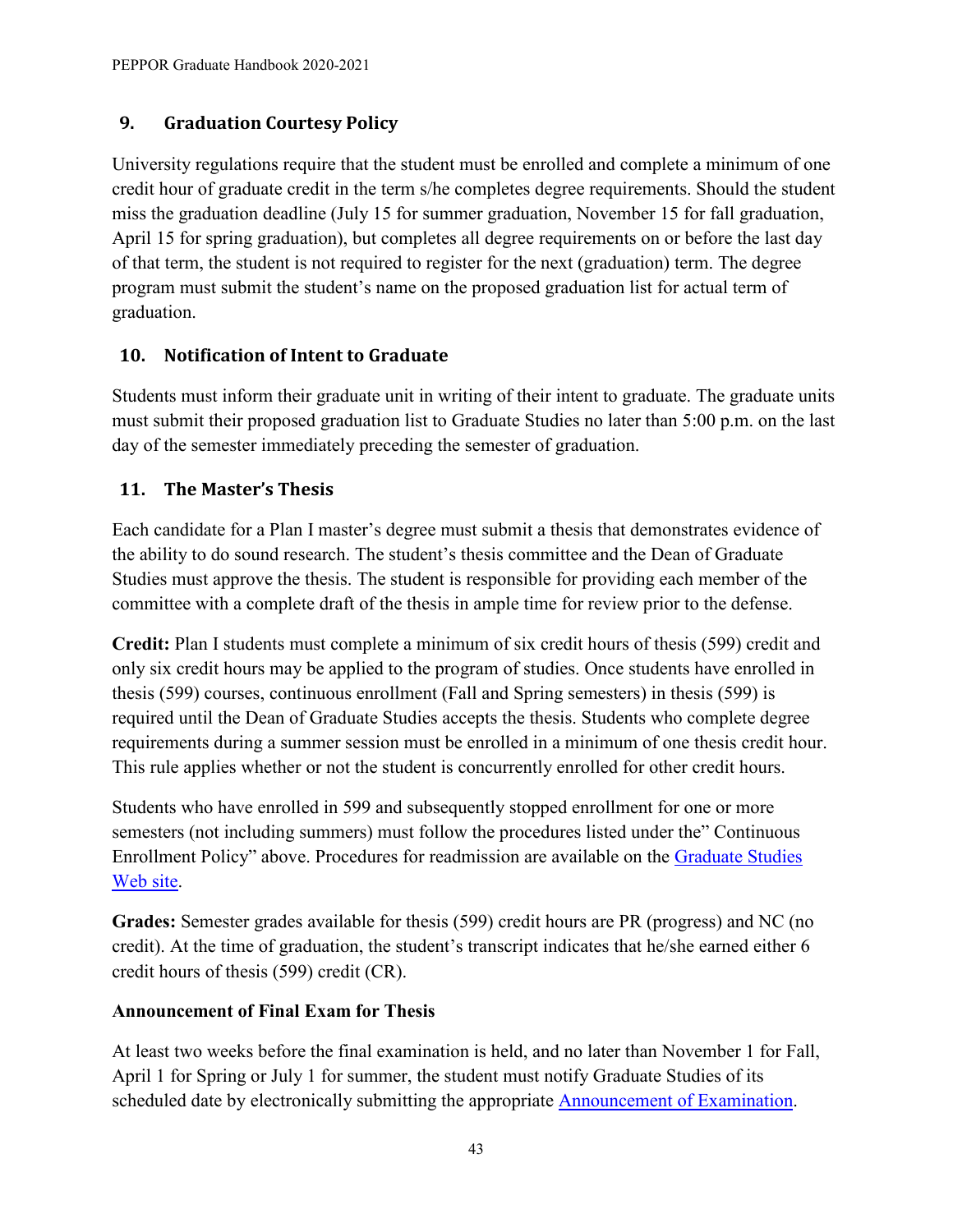## 9. Graduation Courtesy Policy

University regulations require that the student must be enrolled and complete a minimum of one credit hour of graduate credit in the term s/he completes degree requirements. Should the student miss the graduation deadline (July 15 for summer graduation, November 15 for fall graduation, April 15 for spring graduation), but completes all degree requirements on or before the last day of that term, the student is not required to register for the next (graduation) term. The degree program must submit the student's name on the proposed graduation list for actual term of graduation.

## 10. Notification of Intent to Graduate

Students must inform their graduate unit in writing of their intent to graduate. The graduate units must submit their proposed graduation list to Graduate Studies no later than 5:00 p.m. on the last day of the semester immediately preceding the semester of graduation.

## 11. The Master's Thesis

Each candidate for a Plan I master's degree must submit a thesis that demonstrates evidence of the ability to do sound research. The student's thesis committee and the Dean of Graduate Studies must approve the thesis. The student is responsible for providing each member of the committee with a complete draft of the thesis in ample time for review prior to the defense.

**Credit:** Plan I students must complete a minimum of six credit hours of thesis (599) credit and only six credit hours may be applied to the program of studies. Once students have enrolled in thesis (599) courses, continuous enrollment (Fall and Spring semesters) in thesis (599) is required until the Dean of Graduate Studies accepts the thesis. Students who complete degree requirements during a summer session must be enrolled in a minimum of one thesis credit hour. This rule applies whether or not the student is concurrently enrolled for other credit hours.

Students who have enrolled in 599 and subsequently stopped enrollment for one or more semesters (not including summers) must follow the procedures listed under the" Continuous Enrollment Policy" above. Procedures for readmission are available on the Graduate Studies Web site.

**Grades:** Semester grades available for thesis (599) credit hours are PR (progress) and NC (no credit). At the time of graduation, the student's transcript indicates that he/she earned either 6 credit hours of thesis (599) credit (CR).

**Announcement of Final Exam for Thesis**

At least two weeks before the final examination is held, and no later than November 1 for Fall, April 1 for Spring or July 1 for summer, the student must notify Graduate Studies of its scheduled date by electronically submitting the appropriate Announcement of Examination.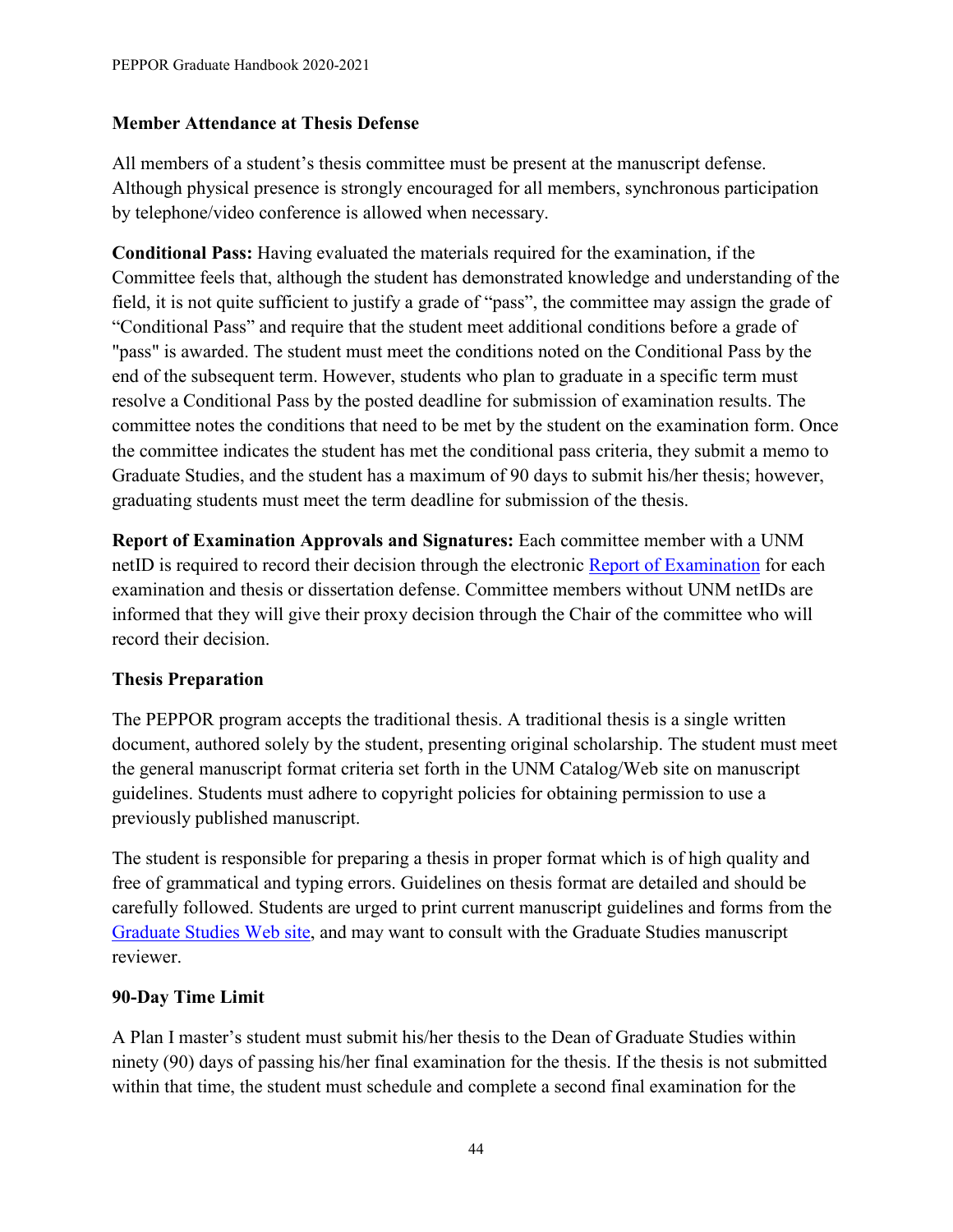### Member Attendance at Thesis Defense

All members of a student's thesis committee must be present at the manuscript defense. Although physical presence is strongly encouraged for all members, synchronous participation by telephone/video conference is allowed when necessary.

**Conditional Pass:** Having evaluated the materials required for the examination, if the Committee feels that, although the student has demonstrated knowledge and understanding of the field, it is not quite sufficient to justify a grade of "pass", the committee may assign the grade of "Conditional Pass" and require that the student meet additional conditions before a grade of "pass" is awarded. The student must meet the conditions noted on the Conditional Pass by the end of the subsequent term. However, students who plan to graduate in a specific term must resolve a Conditional Pass by the posted deadline for submission of examination results. The committee notes the conditions that need to be met by the student on the examination form. Once the committee indicates the student has met the conditional pass criteria, they submit a memo to Graduate Studies, and the student has a maximum of 90 days to submit his/her thesis; however, graduating students must meet the term deadline for submission of the thesis.

**Report of Examination Approvals and Signatures:** Each committee member with a UNM netID is required to record their decision through the electronic Report of Examination for each examination and thesis or dissertation defense. Committee members without UNM netIDs are informed that they will give their proxy decision through the Chair of the committee who will record their decision.

### Thesis Preparation

The PEPPOR program accepts the traditional thesis. A traditional thesis is a single written document, authored solely by the student, presenting original scholarship. The student must meet the general manuscript format criteria set forth in the UNM Catalog/Web site on manuscript guidelines. Students must adhere to copyright policies for obtaining permission to use a previously published manuscript.

The student is responsible for preparing a thesis in proper format which is of high quality and free of grammatical and typing errors. Guidelines on thesis format are detailed and should be carefully followed. Students are urged to print current manuscript guidelines and forms from the Graduate Studies Web site, and may want to consult with the Graduate Studies manuscript reviewer.

### 90-Day Time Limit

A Plan I master's student must submit his/her thesis to the Dean of Graduate Studies within ninety (90) days of passing his/her final examination for the thesis. If the thesis is not submitted within that time, the student must schedule and complete a second final examination for the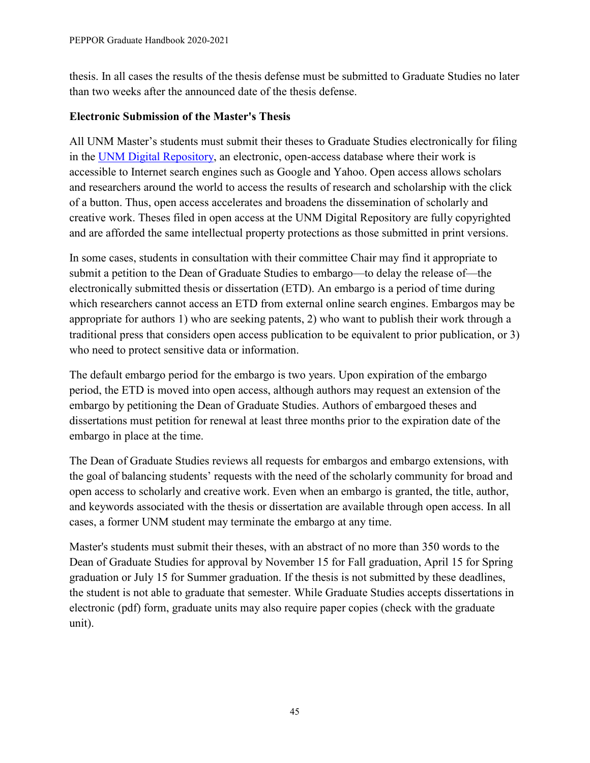thesis. In all cases the results of the thesis defense must be submitted to Graduate Studies no later than two weeks after the announced date of the thesis defense.

**Electronic Submission of the Master's Thesis**

All UNM Master's students must submit their theses to Graduate Studies electronically for filing in the [UNM Digital Repository](), an electronic, open-access database where their work is accessible to Internet search engines such as Google and Yahoo. Open access allows scholars and researchers around the world to access the results of research and scholarship with the click of a button. Thus, open access accelerates and broadens the dissemination of scholarly and creative work. Theses filed in open access at the UNM Digital Repository are fully copyrighted and are afforded the same intellectual property protections as those submitted in print versions.

In some cases, students in consultation with their committee Chair may find it appropriate to submit a petition to the Dean of Graduate Studies to embargo—to delay the release of—the electronically submitted thesis or dissertation (ETD). An embargo is a period of time during which researchers cannot access an ETD from external online search engines. Embargos may be appropriate for authors 1) who are seeking patents, 2) who want to publish their work through a traditional press that considers open access publication to be equivalent to prior publication, or 3) who need to protect sensitive data or information.

The default embargo period for the embargo is two years. Upon expiration of the embargo period, the ETD is moved into open access, although authors may request an extension of the embargo by petitioning the Dean of Graduate Studies. Authors of embargoed theses and dissertations must petition for renewal at least three months prior to the expiration date of the embargo in place at the time.

The Dean of Graduate Studies reviews all requests for embargos and embargo extensions, with the goal of balancing students' requests with the need of the scholarly community for broad and open access to scholarly and creative work. Even when an embargo is granted, the title, author, and keywords associated with the thesis or dissertation are available through open access. In all cases, a former UNM student may terminate the embargo at any time.

Master's students must submit their theses, with an abstract of no more than 350 words to the Dean of Graduate Studies for approval by November 15 for Fall graduation, April 15 for Spring graduation or July 15 for Summer graduation. If the thesis is not submitted by these deadlines, the student is not able to graduate that semester. While Graduate Studies accepts dissertations in electronic (pdf) form, graduate units may also require paper copies (check with the graduate unit).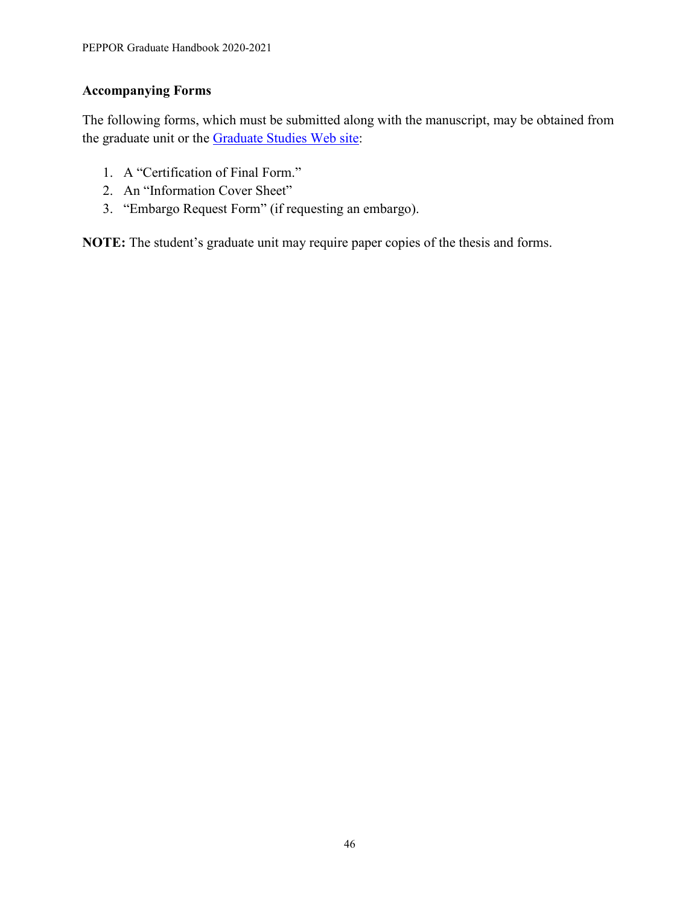### Accompanying Forms

The following forms, which must be submitted along with the manuscript, may be obtained from the graduate unit or the [Graduate Studies Web site]:

1. A "Certification of Final Form."
2. An "Information Cover Sheet"
3. "Embargo Request Form" (if requesting an embargo).

**NOTE:** The student's graduate unit may require paper copies of the thesis and forms.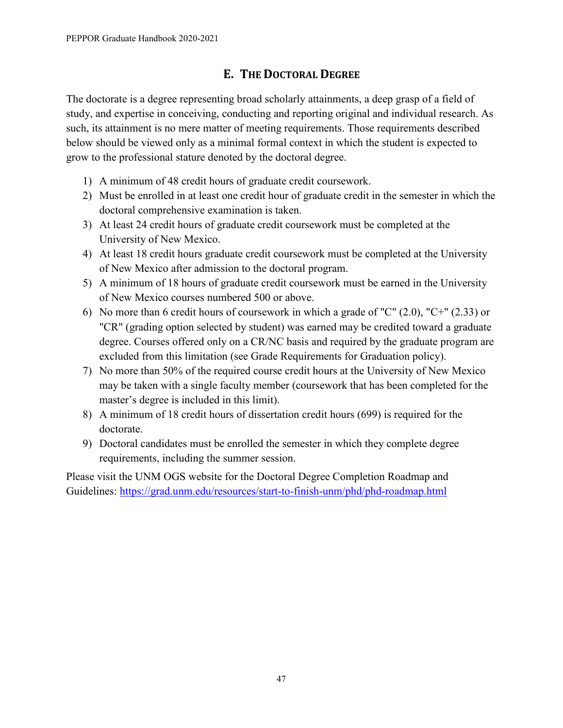## E. The Doctoral Degree

The doctorate is a degree representing broad scholarly attainments, a deep grasp of a field of study, and expertise in conceiving, conducting and reporting original and individual research. As such, its attainment is no mere matter of meeting requirements. Those requirements described below should be viewed only as a minimal formal context in which the student is expected to grow to the professional stature denoted by the doctoral degree.

1) A minimum of 48 credit hours of graduate credit coursework.
2) Must be enrolled in at least one credit hour of graduate credit in the semester in which the doctoral comprehensive examination is taken.
3) At least 24 credit hours of graduate credit coursework must be completed at the University of New Mexico.
4) At least 18 credit hours graduate credit coursework must be completed at the University of New Mexico after admission to the doctoral program.
5) A minimum of 18 hours of graduate credit coursework must be earned in the University of New Mexico courses numbered 500 or above.
6) No more than 6 credit hours of coursework in which a grade of "C" (2.0), "C+" (2.33) or "CR" (grading option selected by student) was earned may be credited toward a graduate degree. Courses offered only on a CR/NC basis and required by the graduate program are excluded from this limitation (see Grade Requirements for Graduation policy).
7) No more than 50% of the required course credit hours at the University of New Mexico may be taken with a single faculty member (coursework that has been completed for the master's degree is included in this limit).
8) A minimum of 18 credit hours of dissertation credit hours (699) is required for the doctorate.
9) Doctoral candidates must be enrolled the semester in which they complete degree requirements, including the summer session.

Please visit the UNM OGS website for the Doctoral Degree Completion Roadmap and Guidelines: https://grad.unm.edu/resources/start-to-finish-unm/phd/phd-roadmap.html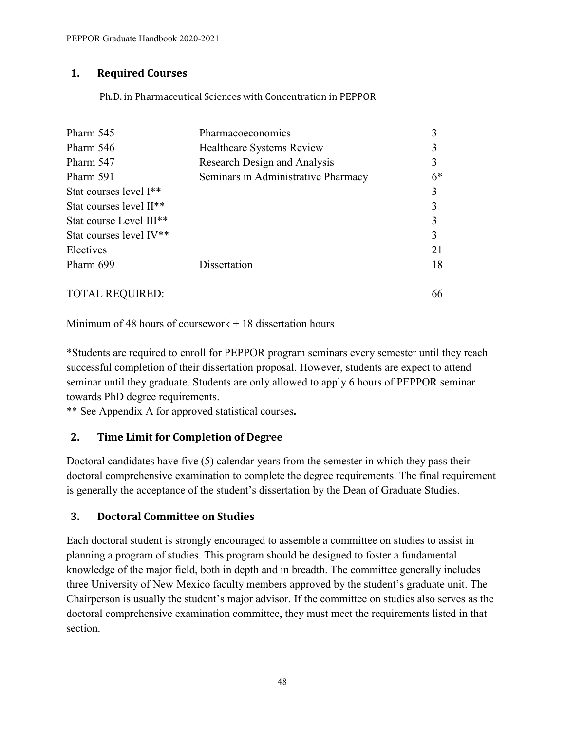## 1. Required Courses

Ph.D. in Pharmaceutical Sciences with Concentration in PEPPOR

| | | |
|---|---|---|
| Pharm 545 | Pharmacoeconomics | 3 |
| Pharm 546 | Healthcare Systems Review | 3 |
| Pharm 547 | Research Design and Analysis | 3 |
| Pharm 591 | Seminars in Administrative Pharmacy | 6* |
| Stat courses level I** | | 3 |
| Stat courses level II** | | 3 |
| Stat course Level III** | | 3 |
| Stat courses level IV** | | 3 |
| Electives | | 21 |
| Pharm 699 | Dissertation | 18 |
| TOTAL REQUIRED: | | 66 |

Minimum of 48 hours of coursework + 18 dissertation hours

*Students are required to enroll for PEPPOR program seminars every semester until they reach successful completion of their dissertation proposal. However, students are expect to attend seminar until they graduate. Students are only allowed to apply 6 hours of PEPPOR seminar towards PhD degree requirements.

** See Appendix A for approved statistical courses**.**

## 2. Time Limit for Completion of Degree

Doctoral candidates have five (5) calendar years from the semester in which they pass their doctoral comprehensive examination to complete the degree requirements. The final requirement is generally the acceptance of the student's dissertation by the Dean of Graduate Studies.

## 3. Doctoral Committee on Studies

Each doctoral student is strongly encouraged to assemble a committee on studies to assist in planning a program of studies. This program should be designed to foster a fundamental knowledge of the major field, both in depth and in breadth. The committee generally includes three University of New Mexico faculty members approved by the student's graduate unit. The Chairperson is usually the student's major advisor. If the committee on studies also serves as the doctoral comprehensive examination committee, they must meet the requirements listed in that section.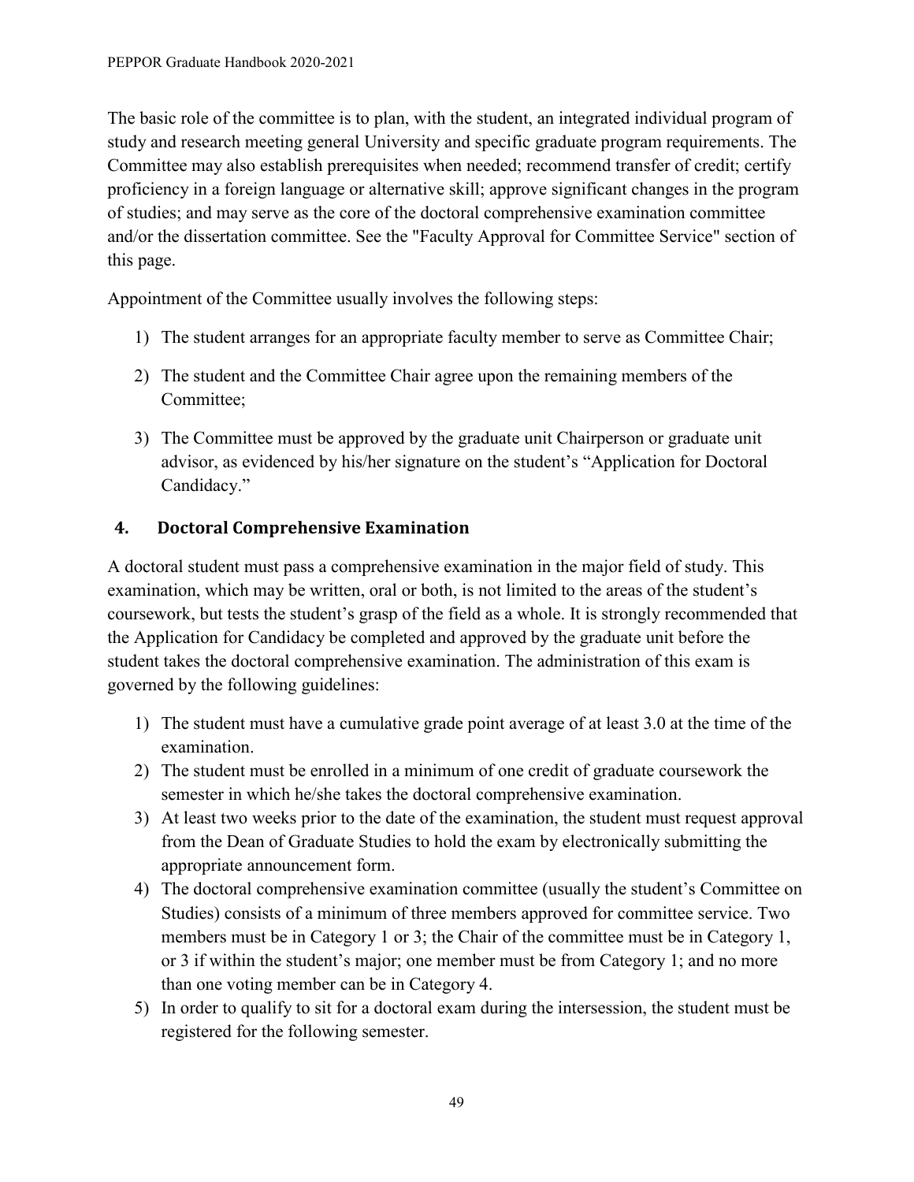The basic role of the committee is to plan, with the student, an integrated individual program of study and research meeting general University and specific graduate program requirements. The Committee may also establish prerequisites when needed; recommend transfer of credit; certify proficiency in a foreign language or alternative skill; approve significant changes in the program of studies; and may serve as the core of the doctoral comprehensive examination committee and/or the dissertation committee. See the "Faculty Approval for Committee Service" section of this page.

Appointment of the Committee usually involves the following steps:

1) The student arranges for an appropriate faculty member to serve as Committee Chair;
2) The student and the Committee Chair agree upon the remaining members of the Committee;
3) The Committee must be approved by the graduate unit Chairperson or graduate unit advisor, as evidenced by his/her signature on the student's "Application for Doctoral Candidacy."

## 4. Doctoral Comprehensive Examination

A doctoral student must pass a comprehensive examination in the major field of study. This examination, which may be written, oral or both, is not limited to the areas of the student's coursework, but tests the student's grasp of the field as a whole. It is strongly recommended that the Application for Candidacy be completed and approved by the graduate unit before the student takes the doctoral comprehensive examination. The administration of this exam is governed by the following guidelines:

1) The student must have a cumulative grade point average of at least 3.0 at the time of the examination.
2) The student must be enrolled in a minimum of one credit of graduate coursework the semester in which he/she takes the doctoral comprehensive examination.
3) At least two weeks prior to the date of the examination, the student must request approval from the Dean of Graduate Studies to hold the exam by electronically submitting the appropriate announcement form.
4) The doctoral comprehensive examination committee (usually the student's Committee on Studies) consists of a minimum of three members approved for committee service. Two members must be in Category 1 or 3; the Chair of the committee must be in Category 1, or 3 if within the student's major; one member must be from Category 1; and no more than one voting member can be in Category 4.
5) In order to qualify to sit for a doctoral exam during the intersession, the student must be registered for the following semester.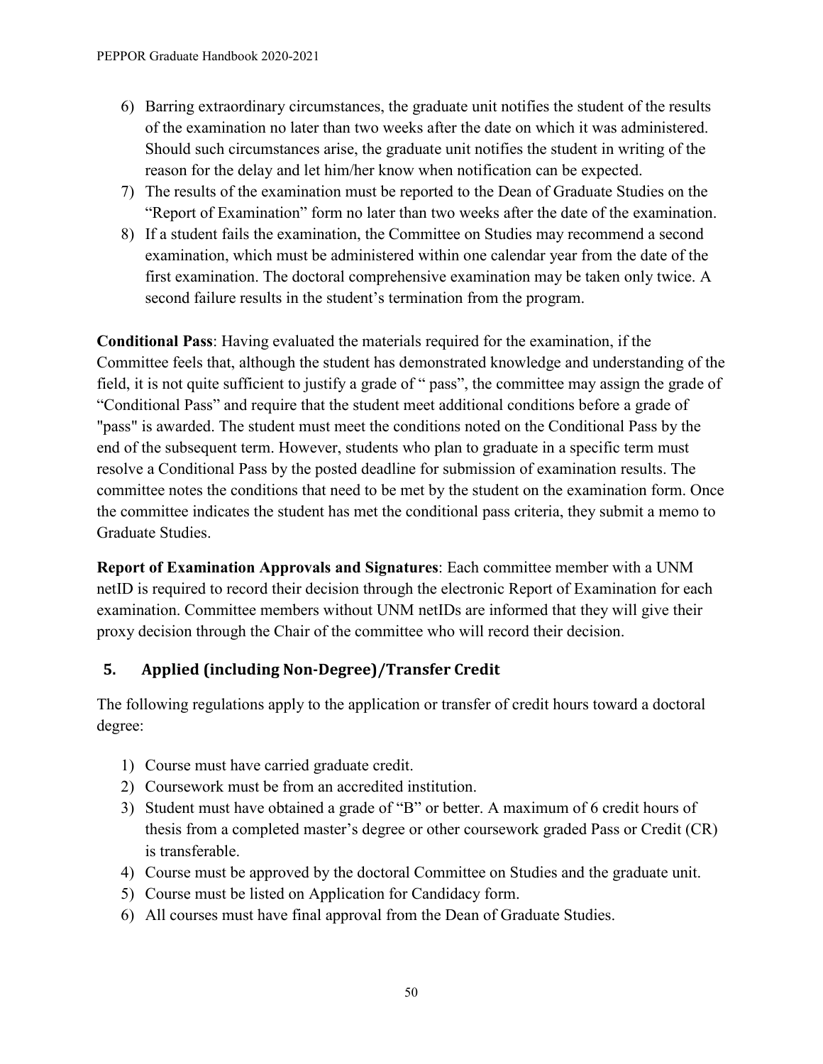6) Barring extraordinary circumstances, the graduate unit notifies the student of the results of the examination no later than two weeks after the date on which it was administered. Should such circumstances arise, the graduate unit notifies the student in writing of the reason for the delay and let him/her know when notification can be expected.
7) The results of the examination must be reported to the Dean of Graduate Studies on the "Report of Examination" form no later than two weeks after the date of the examination.
8) If a student fails the examination, the Committee on Studies may recommend a second examination, which must be administered within one calendar year from the date of the first examination. The doctoral comprehensive examination may be taken only twice. A second failure results in the student's termination from the program.

**Conditional Pass**: Having evaluated the materials required for the examination, if the Committee feels that, although the student has demonstrated knowledge and understanding of the field, it is not quite sufficient to justify a grade of " pass", the committee may assign the grade of "Conditional Pass" and require that the student meet additional conditions before a grade of "pass" is awarded. The student must meet the conditions noted on the Conditional Pass by the end of the subsequent term. However, students who plan to graduate in a specific term must resolve a Conditional Pass by the posted deadline for submission of examination results. The committee notes the conditions that need to be met by the student on the examination form. Once the committee indicates the student has met the conditional pass criteria, they submit a memo to Graduate Studies.

**Report of Examination Approvals and Signatures**: Each committee member with a UNM netID is required to record their decision through the electronic Report of Examination for each examination. Committee members without UNM netIDs are informed that they will give their proxy decision through the Chair of the committee who will record their decision.

## 5. Applied (including Non-Degree)/Transfer Credit

The following regulations apply to the application or transfer of credit hours toward a doctoral degree:

1) Course must have carried graduate credit.
2) Coursework must be from an accredited institution.
3) Student must have obtained a grade of "B" or better. A maximum of 6 credit hours of thesis from a completed master's degree or other coursework graded Pass or Credit (CR) is transferable.
4) Course must be approved by the doctoral Committee on Studies and the graduate unit.
5) Course must be listed on Application for Candidacy form.
6) All courses must have final approval from the Dean of Graduate Studies.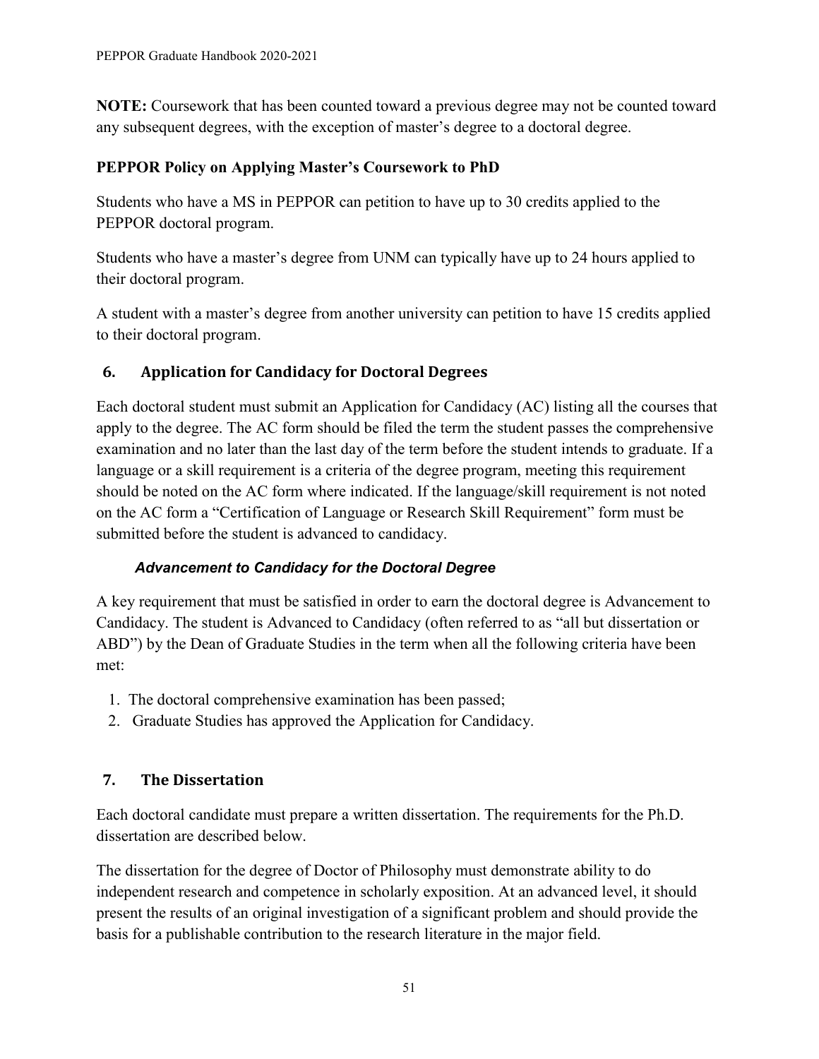**NOTE:** Coursework that has been counted toward a previous degree may not be counted toward any subsequent degrees, with the exception of master's degree to a doctoral degree.

### PEPPOR Policy on Applying Master's Coursework to PhD

Students who have a MS in PEPPOR can petition to have up to 30 credits applied to the PEPPOR doctoral program.

Students who have a master's degree from UNM can typically have up to 24 hours applied to their doctoral program.

A student with a master's degree from another university can petition to have 15 credits applied to their doctoral program.

## 6. Application for Candidacy for Doctoral Degrees

Each doctoral student must submit an Application for Candidacy (AC) listing all the courses that apply to the degree. The AC form should be filed the term the student passes the comprehensive examination and no later than the last day of the term before the student intends to graduate. If a language or a skill requirement is a criteria of the degree program, meeting this requirement should be noted on the AC form where indicated. If the language/skill requirement is not noted on the AC form a "Certification of Language or Research Skill Requirement" form must be submitted before the student is advanced to candidacy.

### *Advancement to Candidacy for the Doctoral Degree*

A key requirement that must be satisfied in order to earn the doctoral degree is Advancement to Candidacy. The student is Advanced to Candidacy (often referred to as "all but dissertation or ABD") by the Dean of Graduate Studies in the term when all the following criteria have been met:

1. The doctoral comprehensive examination has been passed;
2. Graduate Studies has approved the Application for Candidacy.

## 7. The Dissertation

Each doctoral candidate must prepare a written dissertation. The requirements for the Ph.D. dissertation are described below.

The dissertation for the degree of Doctor of Philosophy must demonstrate ability to do independent research and competence in scholarly exposition. At an advanced level, it should present the results of an original investigation of a significant problem and should provide the basis for a publishable contribution to the research literature in the major field.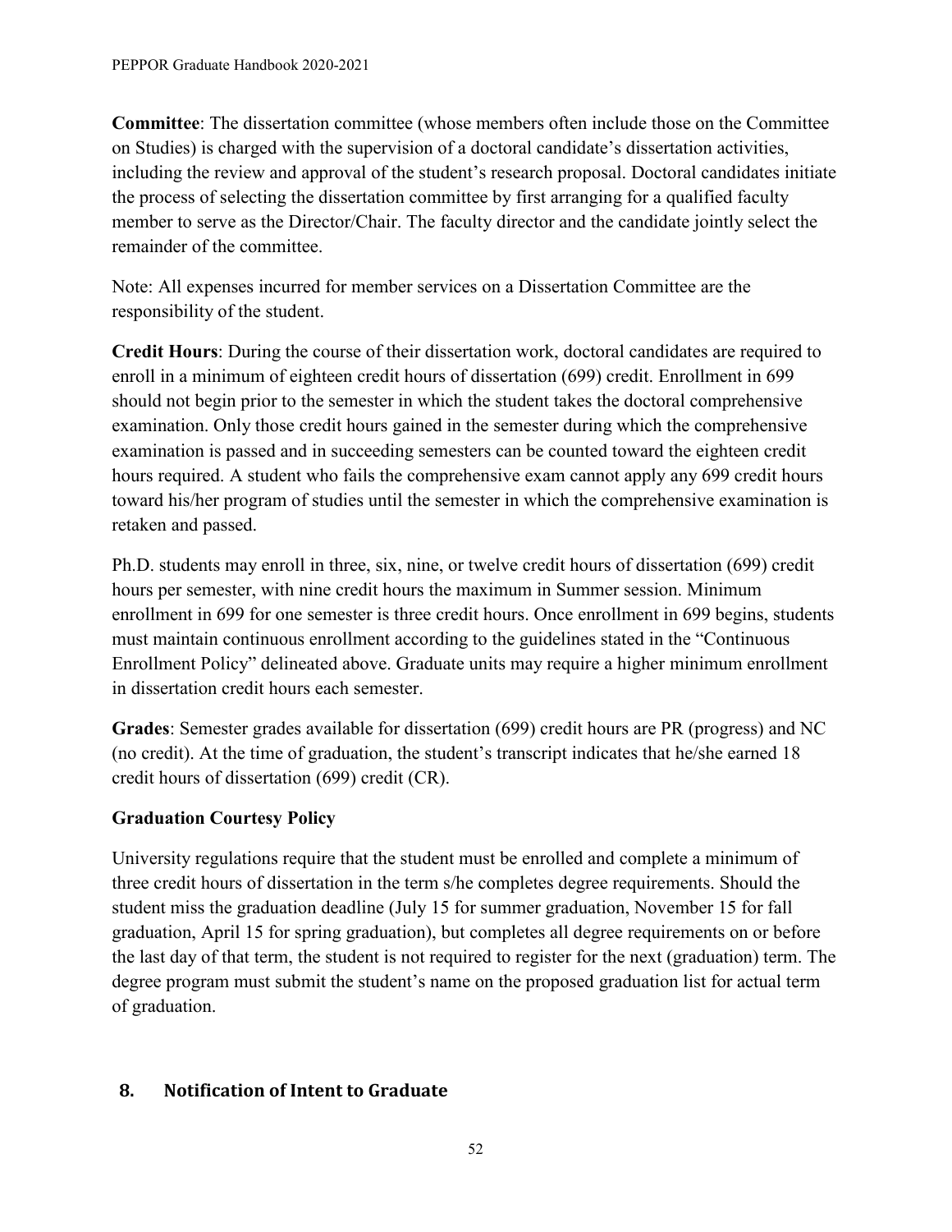**Committee**: The dissertation committee (whose members often include those on the Committee on Studies) is charged with the supervision of a doctoral candidate's dissertation activities, including the review and approval of the student's research proposal. Doctoral candidates initiate the process of selecting the dissertation committee by first arranging for a qualified faculty member to serve as the Director/Chair. The faculty director and the candidate jointly select the remainder of the committee.

Note: All expenses incurred for member services on a Dissertation Committee are the responsibility of the student.

**Credit Hours**: During the course of their dissertation work, doctoral candidates are required to enroll in a minimum of eighteen credit hours of dissertation (699) credit. Enrollment in 699 should not begin prior to the semester in which the student takes the doctoral comprehensive examination. Only those credit hours gained in the semester during which the comprehensive examination is passed and in succeeding semesters can be counted toward the eighteen credit hours required. A student who fails the comprehensive exam cannot apply any 699 credit hours toward his/her program of studies until the semester in which the comprehensive examination is retaken and passed.

Ph.D. students may enroll in three, six, nine, or twelve credit hours of dissertation (699) credit hours per semester, with nine credit hours the maximum in Summer session. Minimum enrollment in 699 for one semester is three credit hours. Once enrollment in 699 begins, students must maintain continuous enrollment according to the guidelines stated in the "Continuous Enrollment Policy" delineated above. Graduate units may require a higher minimum enrollment in dissertation credit hours each semester.

**Grades**: Semester grades available for dissertation (699) credit hours are PR (progress) and NC (no credit). At the time of graduation, the student's transcript indicates that he/she earned 18 credit hours of dissertation (699) credit (CR).

**Graduation Courtesy Policy**

University regulations require that the student must be enrolled and complete a minimum of three credit hours of dissertation in the term s/he completes degree requirements. Should the student miss the graduation deadline (July 15 for summer graduation, November 15 for fall graduation, April 15 for spring graduation), but completes all degree requirements on or before the last day of that term, the student is not required to register for the next (graduation) term. The degree program must submit the student's name on the proposed graduation list for actual term of graduation.

## 8. Notification of Intent to Graduate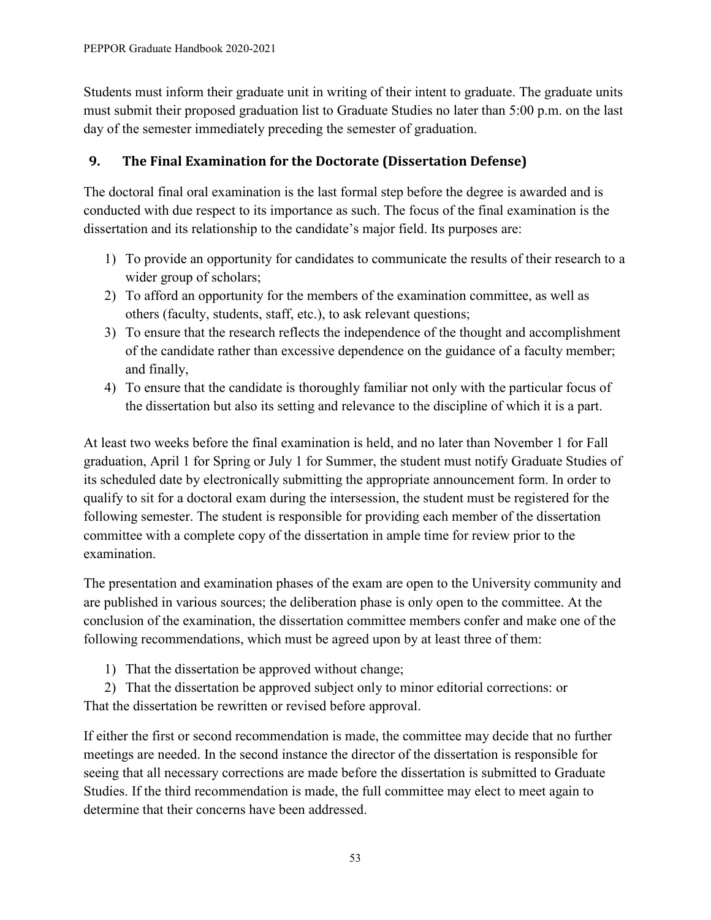Students must inform their graduate unit in writing of their intent to graduate. The graduate units must submit their proposed graduation list to Graduate Studies no later than 5:00 p.m. on the last day of the semester immediately preceding the semester of graduation.

## 9. The Final Examination for the Doctorate (Dissertation Defense)

The doctoral final oral examination is the last formal step before the degree is awarded and is conducted with due respect to its importance as such. The focus of the final examination is the dissertation and its relationship to the candidate's major field. Its purposes are:

1) To provide an opportunity for candidates to communicate the results of their research to a wider group of scholars;
2) To afford an opportunity for the members of the examination committee, as well as others (faculty, students, staff, etc.), to ask relevant questions;
3) To ensure that the research reflects the independence of the thought and accomplishment of the candidate rather than excessive dependence on the guidance of a faculty member; and finally,
4) To ensure that the candidate is thoroughly familiar not only with the particular focus of the dissertation but also its setting and relevance to the discipline of which it is a part.

At least two weeks before the final examination is held, and no later than November 1 for Fall graduation, April 1 for Spring or July 1 for Summer, the student must notify Graduate Studies of its scheduled date by electronically submitting the appropriate announcement form. In order to qualify to sit for a doctoral exam during the intersession, the student must be registered for the following semester. The student is responsible for providing each member of the dissertation committee with a complete copy of the dissertation in ample time for review prior to the examination.

The presentation and examination phases of the exam are open to the University community and are published in various sources; the deliberation phase is only open to the committee. At the conclusion of the examination, the dissertation committee members confer and make one of the following recommendations, which must be agreed upon by at least three of them:

1) That the dissertation be approved without change;
2) That the dissertation be approved subject only to minor editorial corrections: or

That the dissertation be rewritten or revised before approval.

If either the first or second recommendation is made, the committee may decide that no further meetings are needed. In the second instance the director of the dissertation is responsible for seeing that all necessary corrections are made before the dissertation is submitted to Graduate Studies. If the third recommendation is made, the full committee may elect to meet again to determine that their concerns have been addressed.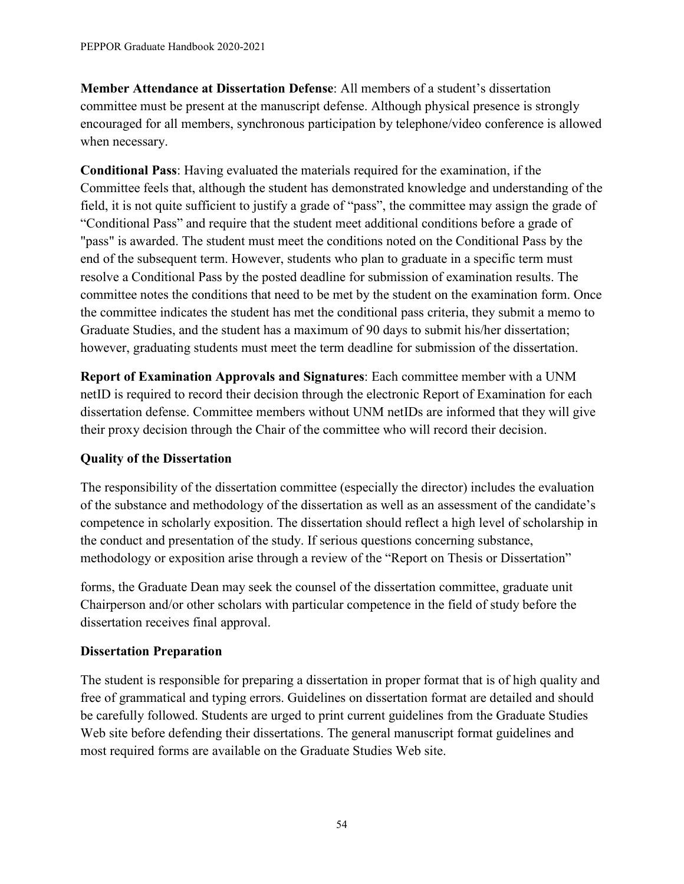**Member Attendance at Dissertation Defense**: All members of a student's dissertation committee must be present at the manuscript defense. Although physical presence is strongly encouraged for all members, synchronous participation by telephone/video conference is allowed when necessary.

**Conditional Pass**: Having evaluated the materials required for the examination, if the Committee feels that, although the student has demonstrated knowledge and understanding of the field, it is not quite sufficient to justify a grade of "pass", the committee may assign the grade of "Conditional Pass" and require that the student meet additional conditions before a grade of "pass" is awarded. The student must meet the conditions noted on the Conditional Pass by the end of the subsequent term. However, students who plan to graduate in a specific term must resolve a Conditional Pass by the posted deadline for submission of examination results. The committee notes the conditions that need to be met by the student on the examination form. Once the committee indicates the student has met the conditional pass criteria, they submit a memo to Graduate Studies, and the student has a maximum of 90 days to submit his/her dissertation; however, graduating students must meet the term deadline for submission of the dissertation.

**Report of Examination Approvals and Signatures**: Each committee member with a UNM netID is required to record their decision through the electronic Report of Examination for each dissertation defense. Committee members without UNM netIDs are informed that they will give their proxy decision through the Chair of the committee who will record their decision.

### Quality of the Dissertation

The responsibility of the dissertation committee (especially the director) includes the evaluation of the substance and methodology of the dissertation as well as an assessment of the candidate's competence in scholarly exposition. The dissertation should reflect a high level of scholarship in the conduct and presentation of the study. If serious questions concerning substance, methodology or exposition arise through a review of the "Report on Thesis or Dissertation" forms, the Graduate Dean may seek the counsel of the dissertation committee, graduate unit Chairperson and/or other scholars with particular competence in the field of study before the dissertation receives final approval.

### Dissertation Preparation

The student is responsible for preparing a dissertation in proper format that is of high quality and free of grammatical and typing errors. Guidelines on dissertation format are detailed and should be carefully followed. Students are urged to print current guidelines from the Graduate Studies Web site before defending their dissertations. The general manuscript format guidelines and most required forms are available on the Graduate Studies Web site.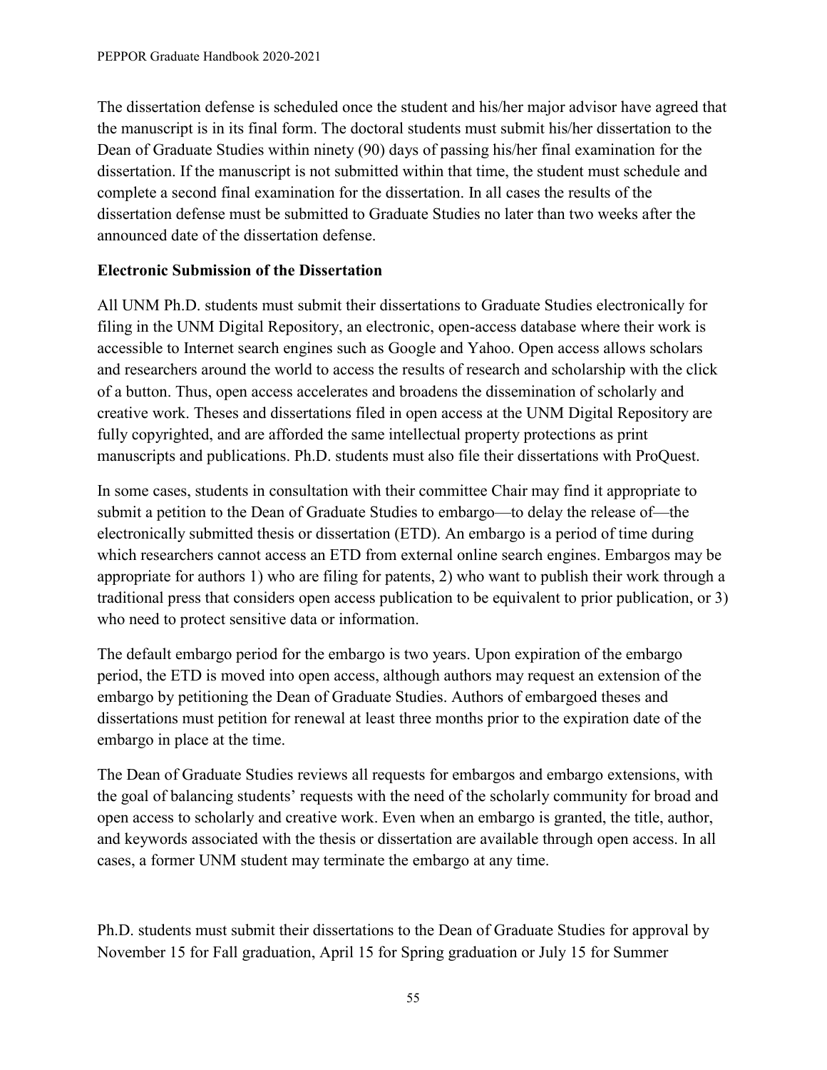The dissertation defense is scheduled once the student and his/her major advisor have agreed that the manuscript is in its final form. The doctoral students must submit his/her dissertation to the Dean of Graduate Studies within ninety (90) days of passing his/her final examination for the dissertation. If the manuscript is not submitted within that time, the student must schedule and complete a second final examination for the dissertation. In all cases the results of the dissertation defense must be submitted to Graduate Studies no later than two weeks after the announced date of the dissertation defense.

**Electronic Submission of the Dissertation**

All UNM Ph.D. students must submit their dissertations to Graduate Studies electronically for filing in the UNM Digital Repository, an electronic, open-access database where their work is accessible to Internet search engines such as Google and Yahoo. Open access allows scholars and researchers around the world to access the results of research and scholarship with the click of a button. Thus, open access accelerates and broadens the dissemination of scholarly and creative work. Theses and dissertations filed in open access at the UNM Digital Repository are fully copyrighted, and are afforded the same intellectual property protections as print manuscripts and publications. Ph.D. students must also file their dissertations with ProQuest.

In some cases, students in consultation with their committee Chair may find it appropriate to submit a petition to the Dean of Graduate Studies to embargo—to delay the release of—the electronically submitted thesis or dissertation (ETD). An embargo is a period of time during which researchers cannot access an ETD from external online search engines. Embargos may be appropriate for authors 1) who are filing for patents, 2) who want to publish their work through a traditional press that considers open access publication to be equivalent to prior publication, or 3) who need to protect sensitive data or information.

The default embargo period for the embargo is two years. Upon expiration of the embargo period, the ETD is moved into open access, although authors may request an extension of the embargo by petitioning the Dean of Graduate Studies. Authors of embargoed theses and dissertations must petition for renewal at least three months prior to the expiration date of the embargo in place at the time.

The Dean of Graduate Studies reviews all requests for embargos and embargo extensions, with the goal of balancing students' requests with the need of the scholarly community for broad and open access to scholarly and creative work. Even when an embargo is granted, the title, author, and keywords associated with the thesis or dissertation are available through open access. In all cases, a former UNM student may terminate the embargo at any time.

Ph.D. students must submit their dissertations to the Dean of Graduate Studies for approval by November 15 for Fall graduation, April 15 for Spring graduation or July 15 for Summer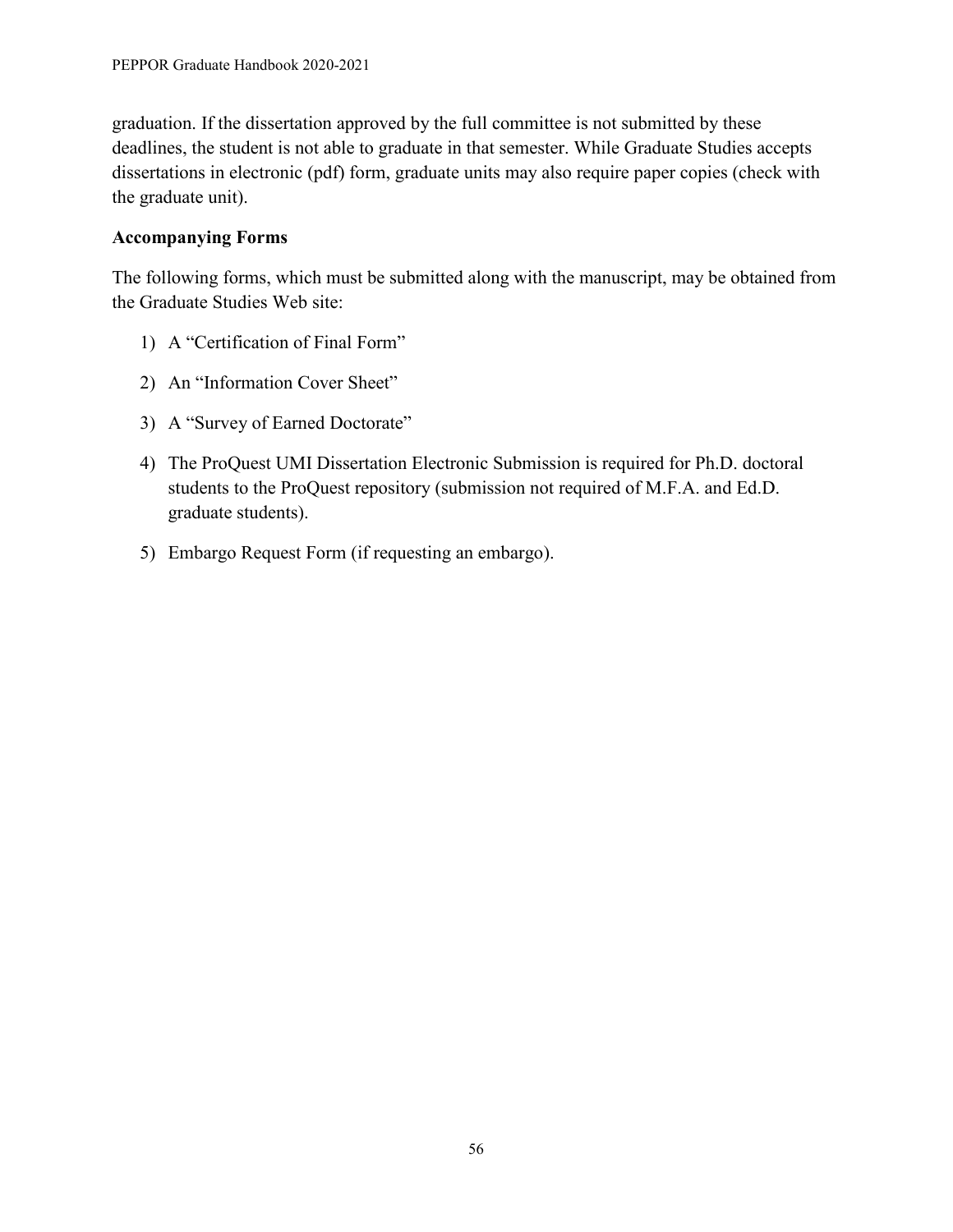graduation. If the dissertation approved by the full committee is not submitted by these deadlines, the student is not able to graduate in that semester. While Graduate Studies accepts dissertations in electronic (pdf) form, graduate units may also require paper copies (check with the graduate unit).

**Accompanying Forms**

The following forms, which must be submitted along with the manuscript, may be obtained from the Graduate Studies Web site:

1) A "Certification of Final Form"
2) An "Information Cover Sheet"
3) A "Survey of Earned Doctorate"
4) The ProQuest UMI Dissertation Electronic Submission is required for Ph.D. doctoral students to the ProQuest repository (submission not required of M.F.A. and Ed.D. graduate students).
5) Embargo Request Form (if requesting an embargo).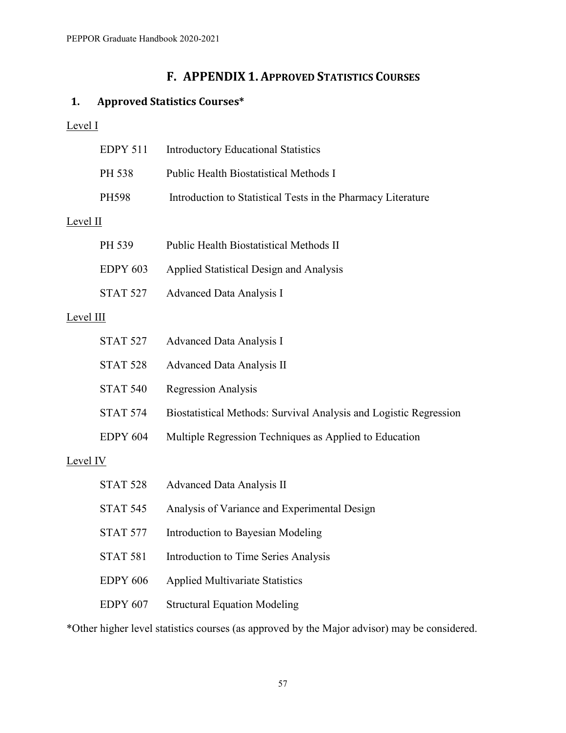# F. APPENDIX 1. APPROVED STATISTICS COURSES

## 1. Approved Statistics Courses*

Level I

| | |
|---|---|
| EDPY 511 | Introductory Educational Statistics |
| PH 538 | Public Health Biostatistical Methods I |
| PH598 | Introduction to Statistical Tests in the Pharmacy Literature |

Level II

| | |
|---|---|
| PH 539 | Public Health Biostatistical Methods II |
| EDPY 603 | Applied Statistical Design and Analysis |
| STAT 527 | Advanced Data Analysis I |

Level III

| | |
|---|---|
| STAT 527 | Advanced Data Analysis I |
| STAT 528 | Advanced Data Analysis II |
| STAT 540 | Regression Analysis |
| STAT 574 | Biostatistical Methods: Survival Analysis and Logistic Regression |
| EDPY 604 | Multiple Regression Techniques as Applied to Education |

Level IV

| | |
|---|---|
| STAT 528 | Advanced Data Analysis II |
| STAT 545 | Analysis of Variance and Experimental Design |
| STAT 577 | Introduction to Bayesian Modeling |
| STAT 581 | Introduction to Time Series Analysis |
| EDPY 606 | Applied Multivariate Statistics |
| EDPY 607 | Structural Equation Modeling |

*Other higher level statistics courses (as approved by the Major advisor) may be considered.